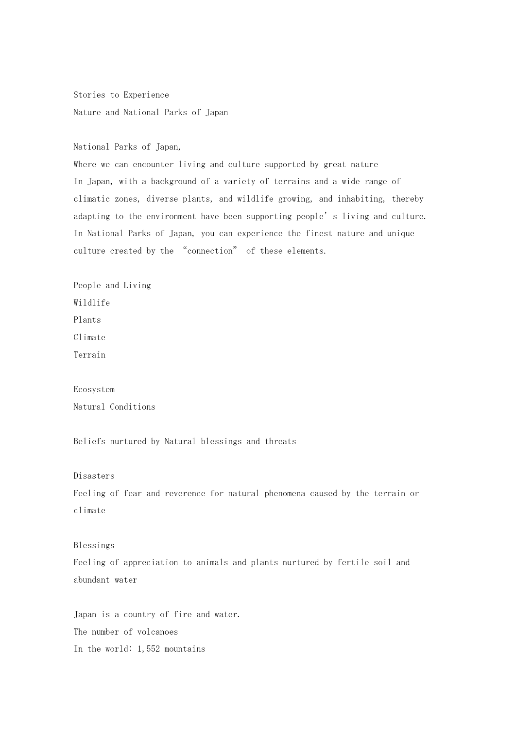# Stories to Experience

## Nature and National Parks of Japan

National Parks of Japan,

Where we can encounter living and culture supported by great nature

In Japan, with a background of a variety of terrains and a wide range of climatic zones, diverse plants, and wildlife growing, and inhabiting, thereby adapting to the environment have been supporting people's living and culture. In National Parks of Japan, you can experience the finest nature and unique culture created by the "connection" of these elements.

People and Living

Wildlife

Plants

Climate

Terrain

Ecosystem

Natural Conditions

Beliefs nurtured by Natural blessings and threats

Disasters

Feeling of fear and reverence for natural phenomena caused by the terrain or climate

Blessings

Feeling of appreciation to animals and plants nurtured by fertile soil and abundant water

Japan is a country of fire and water.

The number of volcanoes

In the world: 1,552 mountains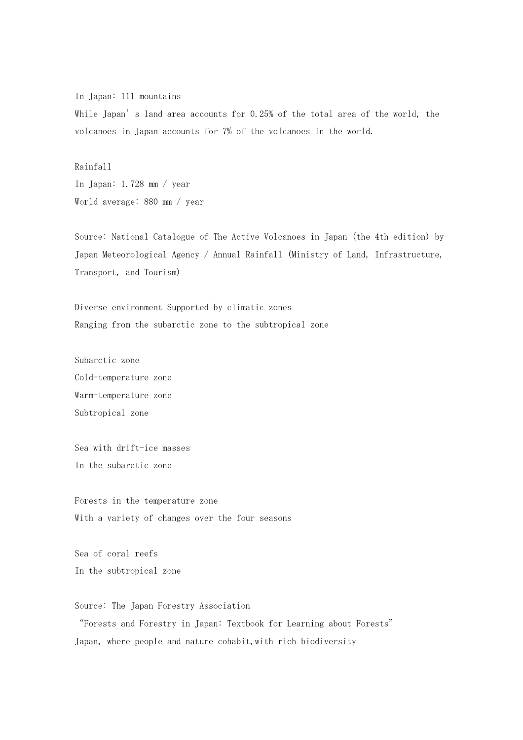In Japan: 111 mountains

While Japan's land area accounts for 0.25% of the total area of the world, the volcanoes in Japan accounts for 7% of the volcanoes in the world.

Rainfall

In Japan: 1.728 mm / year

World average: 880 mm / year

Source: National Catalogue of The Active Volcanoes in Japan (the 4th edition) by Japan Meteorological Agency / Annual Rainfall (Ministry of Land, Infrastructure, Transport, and Tourism)

Diverse environment Supported by climatic zones

Ranging from the subarctic zone to the subtropical zone

Subarctic zone

Cold-temperature zone

Warm-temperature zone

Subtropical zone

Sea with drift-ice masses

In the subarctic zone

Forests in the temperature zone

With a variety of changes over the four seasons

Sea of coral reefs

In the subtropical zone

Source: The Japan Forestry Association

"Forests and Forestry in Japan: Textbook for Learning about Forests"

Japan, where people and nature cohabit,with rich biodiversity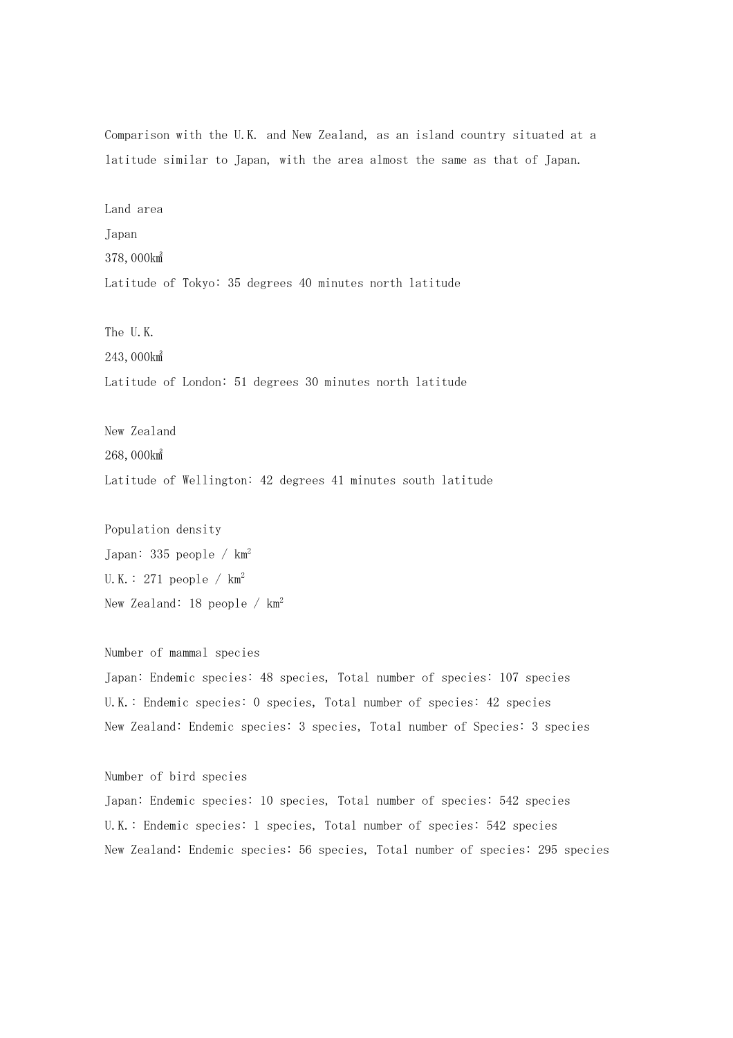Comparison with the U.K. and New Zealand, as an island country situated at a latitude similar to Japan, with the area almost the same as that of Japan.

Land area

Japan

378,000㎢

Latitude of Tokyo: 35 degrees 40 minutes north latitude

The U.K.

243,000㎢

Latitude of London: 51 degrees 30 minutes north latitude

New Zealand

268,000㎢

Latitude of Wellington: 42 degrees 41 minutes south latitude

Population density

Japan: 335 people / $km^2$

U.K.: 271 people / $km^2$

New Zealand: 18 people / $km^2$

Number of mammal species

Japan: Endemic species: 48 species, Total number of species: 107 species

U.K.: Endemic species: 0 species, Total number of species: 42 species

New Zealand: Endemic species: 3 species, Total number of Species: 3 species

Number of bird species

Japan: Endemic species: 10 species, Total number of species: 542 species

U.K.: Endemic species: 1 species, Total number of species: 542 species

New Zealand: Endemic species: 56 species, Total number of species: 295 species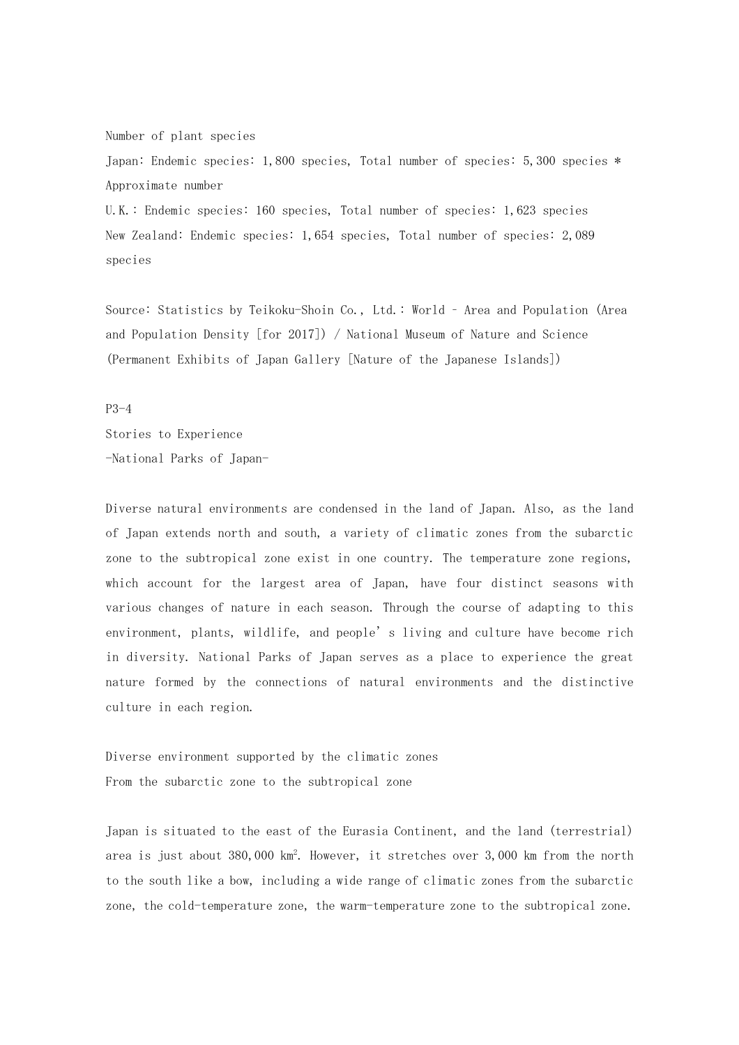Number of plant species

Japan: Endemic species: 1,800 species, Total number of species: 5,300 species * Approximate number

U.K.: Endemic species: 160 species, Total number of species: 1,623 species

New Zealand: Endemic species: 1,654 species, Total number of species: 2,089 species

Source: Statistics by Teikoku-Shoin Co., Ltd.: World – Area and Population (Area and Population Density [for 2017]) / National Museum of Nature and Science (Permanent Exhibits of Japan Gallery [Nature of the Japanese Islands])

P3-4

## Stories to Experience

## -National Parks of Japan-

Diverse natural environments are condensed in the land of Japan. Also, as the land of Japan extends north and south, a variety of climatic zones from the subarctic zone to the subtropical zone exist in one country. The temperature zone regions, which account for the largest area of Japan, have four distinct seasons with various changes of nature in each season. Through the course of adapting to this environment, plants, wildlife, and people's living and culture have become rich in diversity. National Parks of Japan serves as a place to experience the great nature formed by the connections of natural environments and the distinctive culture in each region.

### Diverse environment supported by the climatic zones

### From the subarctic zone to the subtropical zone

Japan is situated to the east of the Eurasia Continent, and the land (terrestrial) area is just about 380,000 km$^2$. However, it stretches over 3,000 km from the north to the south like a bow, including a wide range of climatic zones from the subarctic zone, the cold-temperature zone, the warm-temperature zone to the subtropical zone.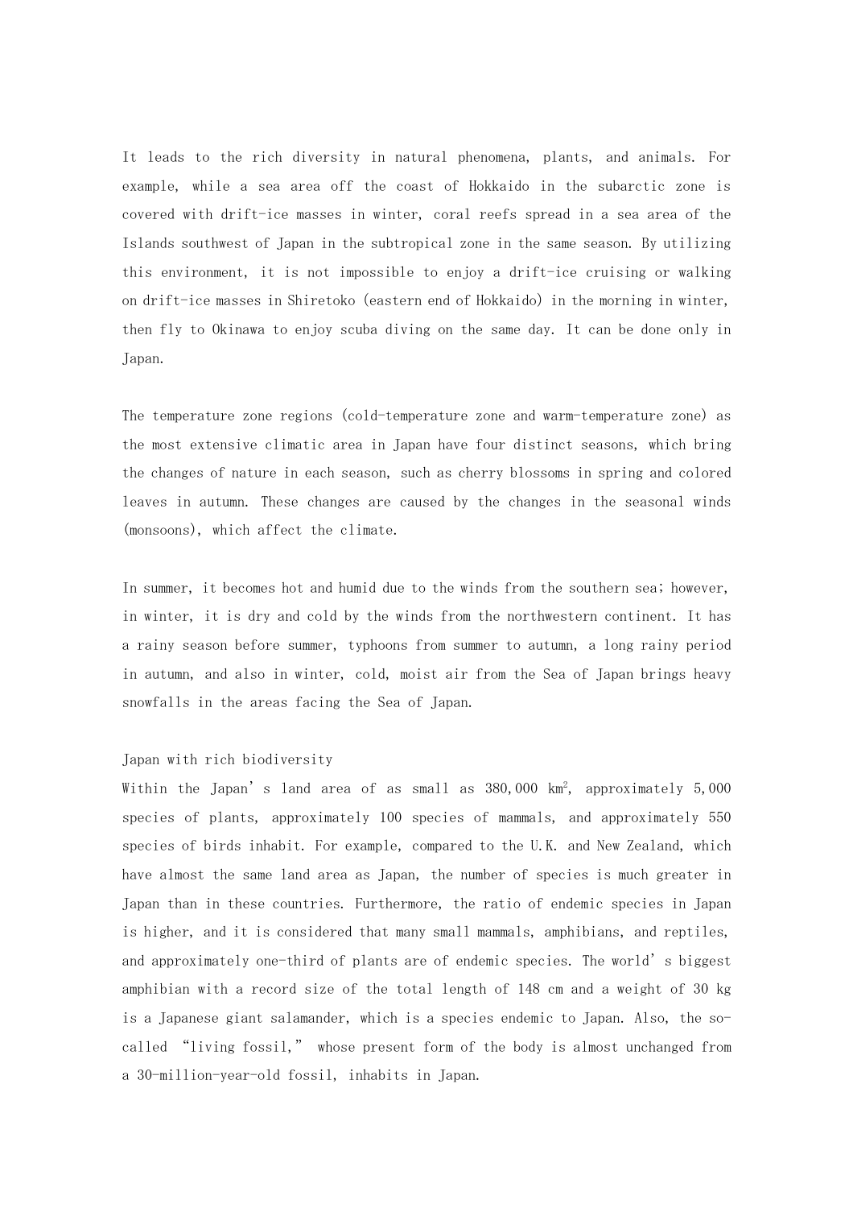It leads to the rich diversity in natural phenomena, plants, and animals. For example, while a sea area off the coast of Hokkaido in the subarctic zone is covered with drift-ice masses in winter, coral reefs spread in a sea area of the Islands southwest of Japan in the subtropical zone in the same season. By utilizing this environment, it is not impossible to enjoy a drift-ice cruising or walking on drift-ice masses in Shiretoko (eastern end of Hokkaido) in the morning in winter, then fly to Okinawa to enjoy scuba diving on the same day. It can be done only in Japan.

The temperature zone regions (cold-temperature zone and warm-temperature zone) as the most extensive climatic area in Japan have four distinct seasons, which bring the changes of nature in each season, such as cherry blossoms in spring and colored leaves in autumn. These changes are caused by the changes in the seasonal winds (monsoons), which affect the climate.

In summer, it becomes hot and humid due to the winds from the southern sea; however, in winter, it is dry and cold by the winds from the northwestern continent. It has a rainy season before summer, typhoons from summer to autumn, a long rainy period in autumn, and also in winter, cold, moist air from the Sea of Japan brings heavy snowfalls in the areas facing the Sea of Japan.

## Japan with rich biodiversity

Within the Japan's land area of as small as 380,000 km$^2$, approximately 5,000 species of plants, approximately 100 species of mammals, and approximately 550 species of birds inhabit. For example, compared to the U.K. and New Zealand, which have almost the same land area as Japan, the number of species is much greater in Japan than in these countries. Furthermore, the ratio of endemic species in Japan is higher, and it is considered that many small mammals, amphibians, and reptiles, and approximately one-third of plants are of endemic species. The world's biggest amphibian with a record size of the total length of 148 cm and a weight of 30 kg is a Japanese giant salamander, which is a species endemic to Japan. Also, the so-called "living fossil," whose present form of the body is almost unchanged from a 30-million-year-old fossil, inhabits in Japan.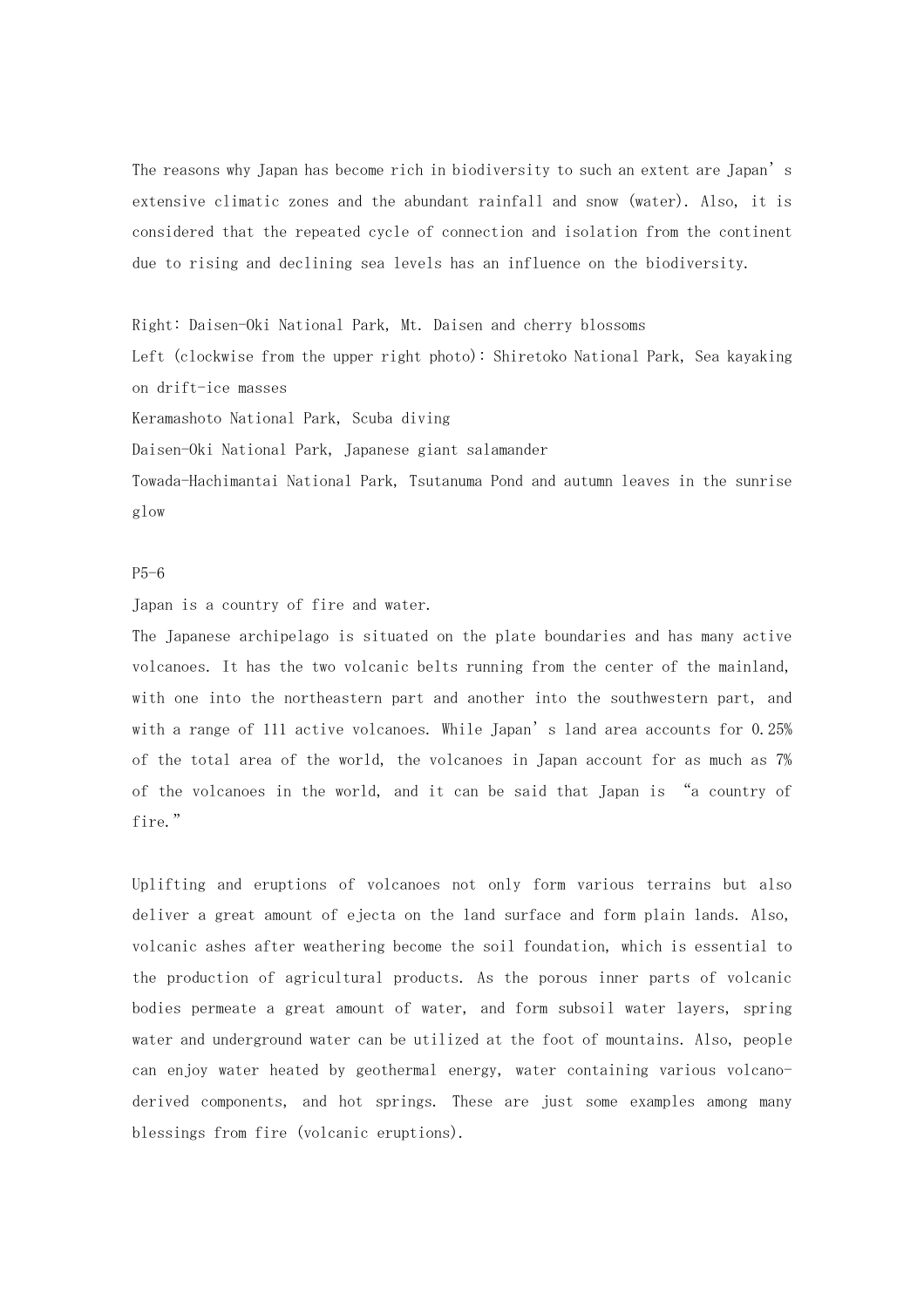The reasons why Japan has become rich in biodiversity to such an extent are Japan's extensive climatic zones and the abundant rainfall and snow (water). Also, it is considered that the repeated cycle of connection and isolation from the continent due to rising and declining sea levels has an influence on the biodiversity.

Right: Daisen-Oki National Park, Mt. Daisen and cherry blossoms
Left (clockwise from the upper right photo): Shiretoko National Park, Sea kayaking on drift-ice masses
Keramashoto National Park, Scuba diving
Daisen-Oki National Park, Japanese giant salamander
Towada-Hachimantai National Park, Tsutanuma Pond and autumn leaves in the sunrise glow

P5-6

Japan is a country of fire and water.

The Japanese archipelago is situated on the plate boundaries and has many active volcanoes. It has the two volcanic belts running from the center of the mainland, with one into the northeastern part and another into the southwestern part, and with a range of 111 active volcanoes. While Japan's land area accounts for 0.25% of the total area of the world, the volcanoes in Japan account for as much as 7% of the volcanoes in the world, and it can be said that Japan is "a country of fire."

Uplifting and eruptions of volcanoes not only form various terrains but also deliver a great amount of ejecta on the land surface and form plain lands. Also, volcanic ashes after weathering become the soil foundation, which is essential to the production of agricultural products. As the porous inner parts of volcanic bodies permeate a great amount of water, and form subsoil water layers, spring water and underground water can be utilized at the foot of mountains. Also, people can enjoy water heated by geothermal energy, water containing various volcano-derived components, and hot springs. These are just some examples among many blessings from fire (volcanic eruptions).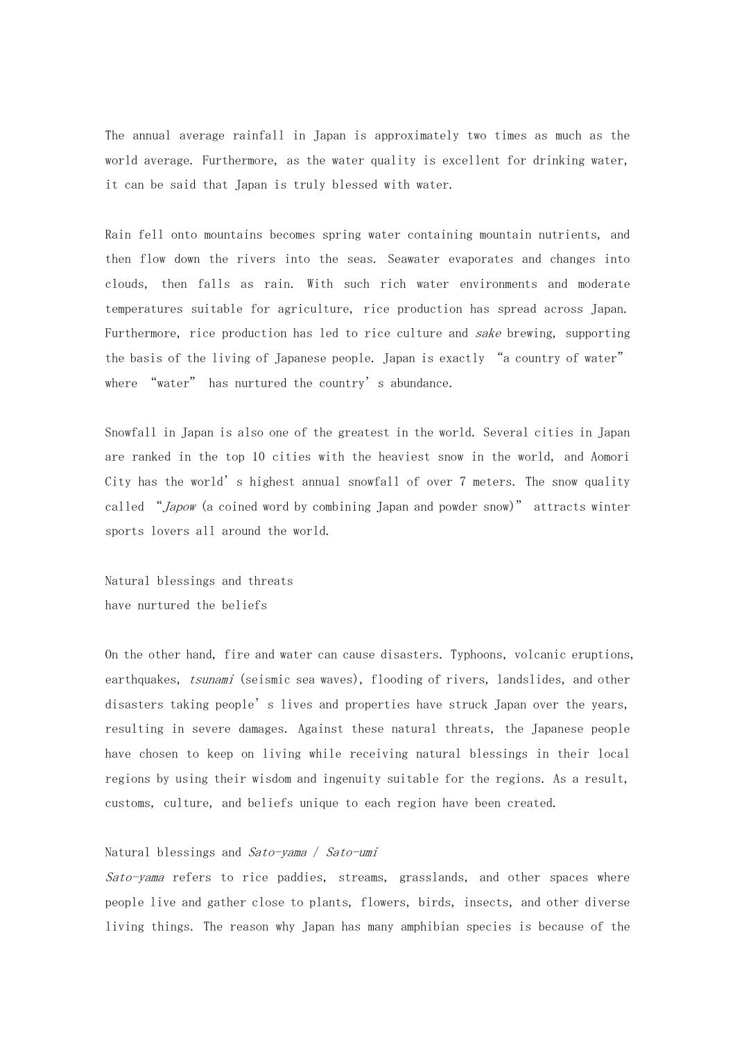The annual average rainfall in Japan is approximately two times as much as the world average. Furthermore, as the water quality is excellent for drinking water, it can be said that Japan is truly blessed with water.

Rain fell onto mountains becomes spring water containing mountain nutrients, and then flow down the rivers into the seas. Seawater evaporates and changes into clouds, then falls as rain. With such rich water environments and moderate temperatures suitable for agriculture, rice production has spread across Japan. Furthermore, rice production has led to rice culture and *sake* brewing, supporting the basis of the living of Japanese people. Japan is exactly "a country of water" where "water" has nurtured the country's abundance.

Snowfall in Japan is also one of the greatest in the world. Several cities in Japan are ranked in the top 10 cities with the heaviest snow in the world, and Aomori City has the world's highest annual snowfall of over 7 meters. The snow quality called "*Japow* (a coined word by combining Japan and powder snow)" attracts winter sports lovers all around the world.

## Natural blessings and threats have nurtured the beliefs

On the other hand, fire and water can cause disasters. Typhoons, volcanic eruptions, earthquakes, *tsunami* (seismic sea waves), flooding of rivers, landslides, and other disasters taking people's lives and properties have struck Japan over the years, resulting in severe damages. Against these natural threats, the Japanese people have chosen to keep on living while receiving natural blessings in their local regions by using their wisdom and ingenuity suitable for the regions. As a result, customs, culture, and beliefs unique to each region have been created.

### Natural blessings and *Sato-yama* / *Sato-umi*

*Sato-yama* refers to rice paddies, streams, grasslands, and other spaces where people live and gather close to plants, flowers, birds, insects, and other diverse living things. The reason why Japan has many amphibian species is because of the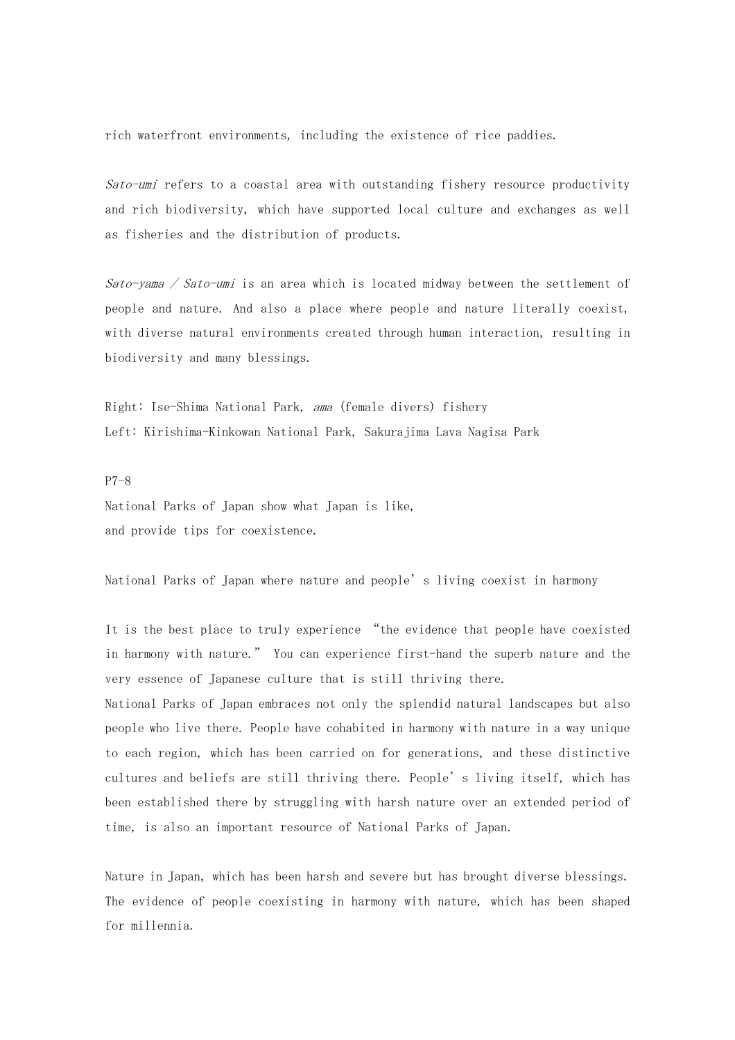rich waterfront environments, including the existence of rice paddies.

*Sato-umi* refers to a coastal area with outstanding fishery resource productivity and rich biodiversity, which have supported local culture and exchanges as well as fisheries and the distribution of products.

*Sato-yama / Sato-umi* is an area which is located midway between the settlement of people and nature. And also a place where people and nature literally coexist, with diverse natural environments created through human interaction, resulting in biodiversity and many blessings.

Right: Ise-Shima National Park, *ama* (female divers) fishery
Left: Kirishima-Kinkowan National Park, Sakurajima Lava Nagisa Park

P7-8

National Parks of Japan show what Japan is like,
and provide tips for coexistence.

National Parks of Japan where nature and people's living coexist in harmony

It is the best place to truly experience "the evidence that people have coexisted in harmony with nature." You can experience first-hand the superb nature and the very essence of Japanese culture that is still thriving there.
National Parks of Japan embraces not only the splendid natural landscapes but also people who live there. People have cohabited in harmony with nature in a way unique to each region, which has been carried on for generations, and these distinctive cultures and beliefs are still thriving there. People's living itself, which has been established there by struggling with harsh nature over an extended period of time, is also an important resource of National Parks of Japan.

Nature in Japan, which has been harsh and severe but has brought diverse blessings. The evidence of people coexisting in harmony with nature, which has been shaped for millennia.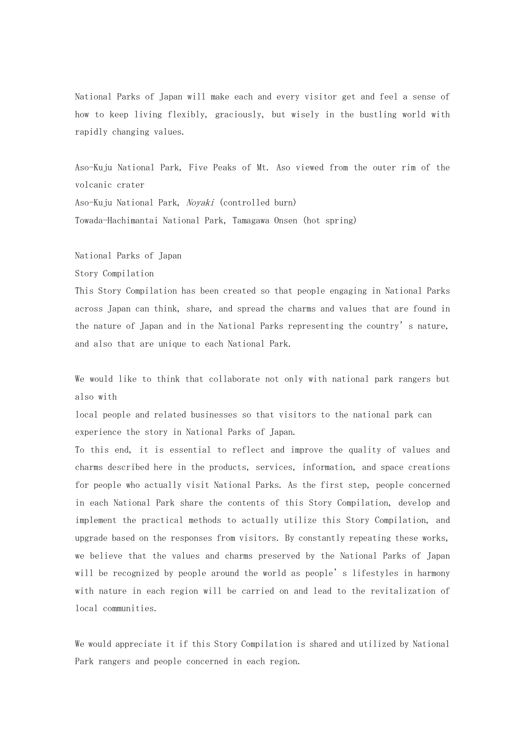National Parks of Japan will make each and every visitor get and feel a sense of how to keep living flexibly, graciously, but wisely in the bustling world with rapidly changing values.

Aso-Kuju National Park, Five Peaks of Mt. Aso viewed from the outer rim of the volcanic crater

Aso-Kuju National Park, *Noyaki* (controlled burn)

Towada-Hachimantai National Park, Tamagawa Onsen (hot spring)

## National Parks of Japan

### Story Compilation

This Story Compilation has been created so that people engaging in National Parks across Japan can think, share, and spread the charms and values that are found in the nature of Japan and in the National Parks representing the country's nature, and also that are unique to each National Park.

We would like to think that collaborate not only with national park rangers but also with local people and related businesses so that visitors to the national park can experience the story in National Parks of Japan.

To this end, it is essential to reflect and improve the quality of values and charms described here in the products, services, information, and space creations for people who actually visit National Parks. As the first step, people concerned in each National Park share the contents of this Story Compilation, develop and implement the practical methods to actually utilize this Story Compilation, and upgrade based on the responses from visitors. By constantly repeating these works, we believe that the values and charms preserved by the National Parks of Japan will be recognized by people around the world as people's lifestyles in harmony with nature in each region will be carried on and lead to the revitalization of local communities.

We would appreciate it if this Story Compilation is shared and utilized by National Park rangers and people concerned in each region.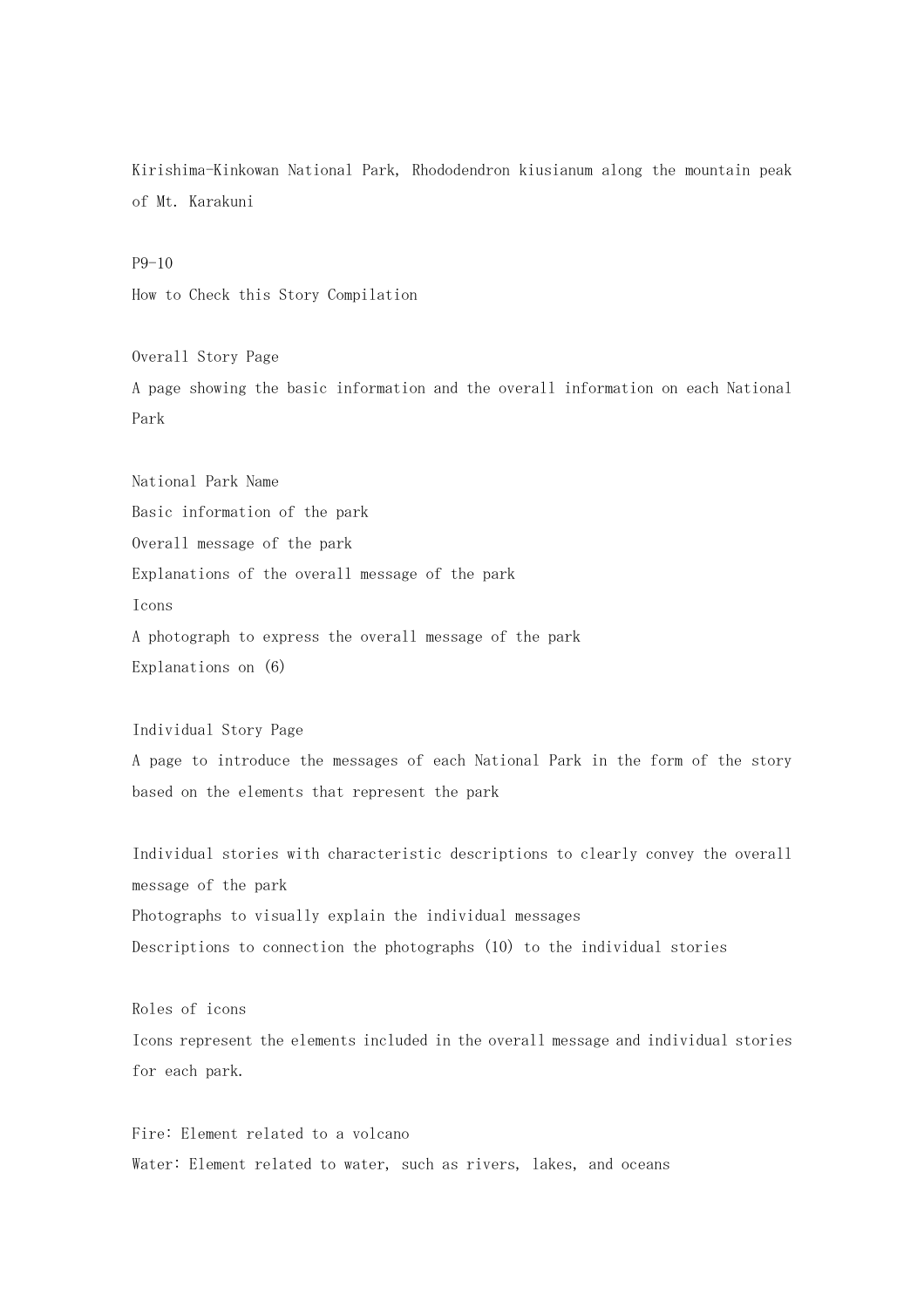Kirishima-Kinkowan National Park, Rhododendron kiusianum along the mountain peak of Mt. Karakuni

P9-10

## How to Check this Story Compilation

### Overall Story Page

A page showing the basic information and the overall information on each National Park

National Park Name

Basic information of the park

Overall message of the park

Explanations of the overall message of the park

Icons

A photograph to express the overall message of the park

Explanations on (6)

### Individual Story Page

A page to introduce the messages of each National Park in the form of the story based on the elements that represent the park

Individual stories with characteristic descriptions to clearly convey the overall message of the park

Photographs to visually explain the individual messages

Descriptions to connection the photographs (10) to the individual stories

### Roles of icons

Icons represent the elements included in the overall message and individual stories for each park.

Fire: Element related to a volcano

Water: Element related to water, such as rivers, lakes, and oceans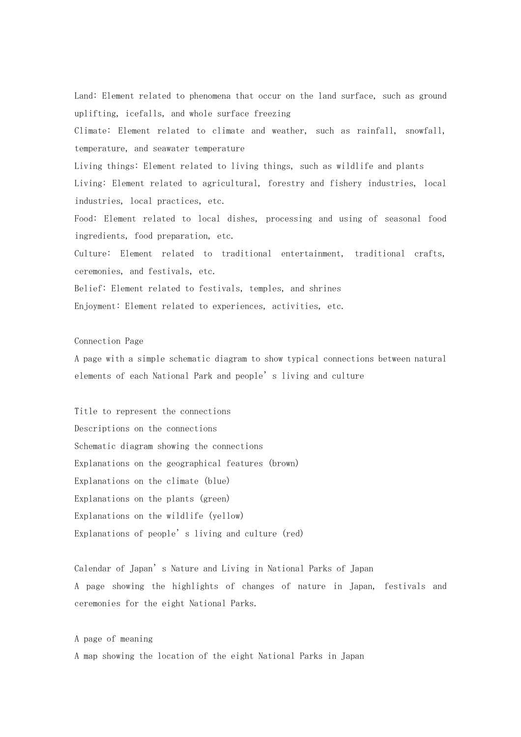Land: Element related to phenomena that occur on the land surface, such as ground uplifting, icefalls, and whole surface freezing

Climate: Element related to climate and weather, such as rainfall, snowfall, temperature, and seawater temperature

Living things: Element related to living things, such as wildlife and plants

Living: Element related to agricultural, forestry and fishery industries, local industries, local practices, etc.

Food: Element related to local dishes, processing and using of seasonal food ingredients, food preparation, etc.

Culture: Element related to traditional entertainment, traditional crafts, ceremonies, and festivals, etc.

Belief: Element related to festivals, temples, and shrines

Enjoyment: Element related to experiences, activities, etc.

Connection Page

A page with a simple schematic diagram to show typical connections between natural elements of each National Park and people's living and culture

Title to represent the connections

Descriptions on the connections

Schematic diagram showing the connections

Explanations on the geographical features (brown)

Explanations on the climate (blue)

Explanations on the plants (green)

Explanations on the wildlife (yellow)

Explanations of people's living and culture (red)

Calendar of Japan's Nature and Living in National Parks of Japan

A page showing the highlights of changes of nature in Japan, festivals and ceremonies for the eight National Parks.

A page of meaning

A map showing the location of the eight National Parks in Japan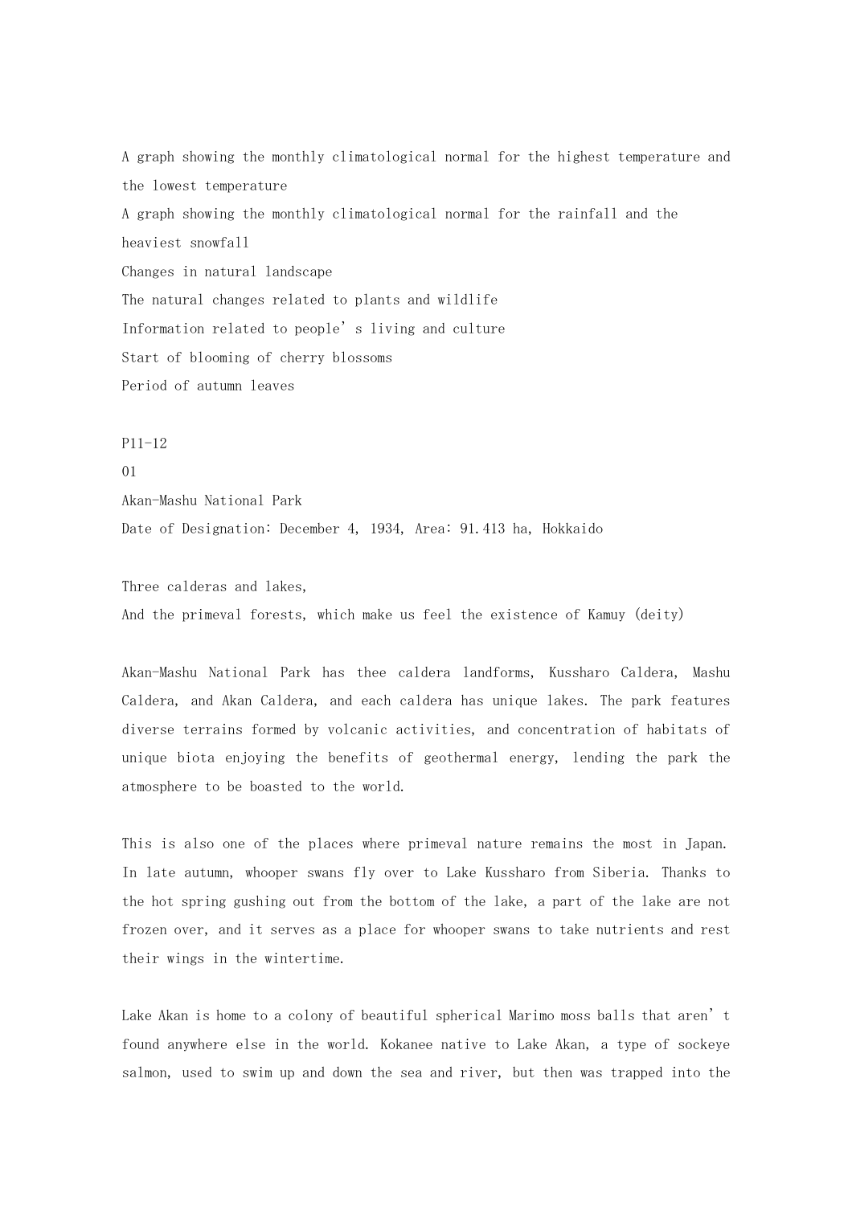A graph showing the monthly climatological normal for the highest temperature and the lowest temperature

A graph showing the monthly climatological normal for the rainfall and the heaviest snowfall

Changes in natural landscape

The natural changes related to plants and wildlife

Information related to people’s living and culture

Start of blooming of cherry blossoms

Period of autumn leaves

P11-12

01

## Akan-Mashu National Park

Date of Designation: December 4, 1934, Area: 91.413 ha, Hokkaido

### Three calderas and lakes,
### And the primeval forests, which make us feel the existence of Kamuy (deity)

Akan-Mashu National Park has thee caldera landforms, Kussharo Caldera, Mashu Caldera, and Akan Caldera, and each caldera has unique lakes. The park features diverse terrains formed by volcanic activities, and concentration of habitats of unique biota enjoying the benefits of geothermal energy, lending the park the atmosphere to be boasted to the world.

This is also one of the places where primeval nature remains the most in Japan. In late autumn, whooper swans fly over to Lake Kussharo from Siberia. Thanks to the hot spring gushing out from the bottom of the lake, a part of the lake are not frozen over, and it serves as a place for whooper swans to take nutrients and rest their wings in the wintertime.

Lake Akan is home to a colony of beautiful spherical Marimo moss balls that aren’t found anywhere else in the world. Kokanee native to Lake Akan, a type of sockeye salmon, used to swim up and down the sea and river, but then was trapped into the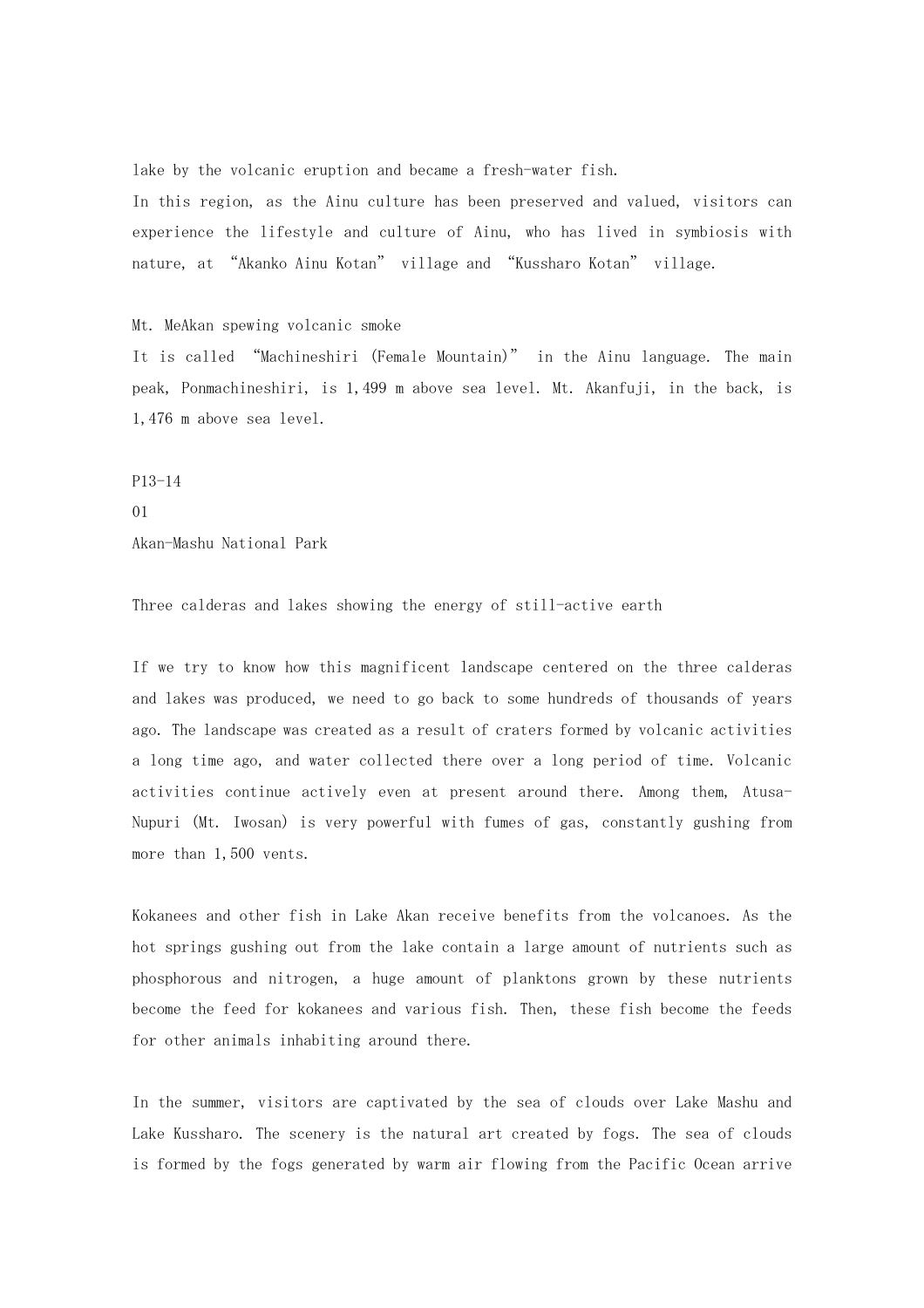lake by the volcanic eruption and became a fresh-water fish.
In this region, as the Ainu culture has been preserved and valued, visitors can experience the lifestyle and culture of Ainu, who has lived in symbiosis with nature, at "Akanko Ainu Kotan" village and "Kussharo Kotan" village.

Mt. MeAkan spewing volcanic smoke
It is called "Machineshiri (Female Mountain)" in the Ainu language. The main peak, Ponmachineshiri, is 1,499 m above sea level. Mt. Akanfuji, in the back, is 1,476 m above sea level.

P13-14
01
Akan-Mashu National Park

Three calderas and lakes showing the energy of still-active earth

If we try to know how this magnificent landscape centered on the three calderas and lakes was produced, we need to go back to some hundreds of thousands of years ago. The landscape was created as a result of craters formed by volcanic activities a long time ago, and water collected there over a long period of time. Volcanic activities continue actively even at present around there. Among them, Atusa-Nupuri (Mt. Iwosan) is very powerful with fumes of gas, constantly gushing from more than 1,500 vents.

Kokanees and other fish in Lake Akan receive benefits from the volcanoes. As the hot springs gushing out from the lake contain a large amount of nutrients such as phosphorous and nitrogen, a huge amount of planktons grown by these nutrients become the feed for kokanees and various fish. Then, these fish become the feeds for other animals inhabiting around there.

In the summer, visitors are captivated by the sea of clouds over Lake Mashu and Lake Kussharo. The scenery is the natural art created by fogs. The sea of clouds is formed by the fogs generated by warm air flowing from the Pacific Ocean arrive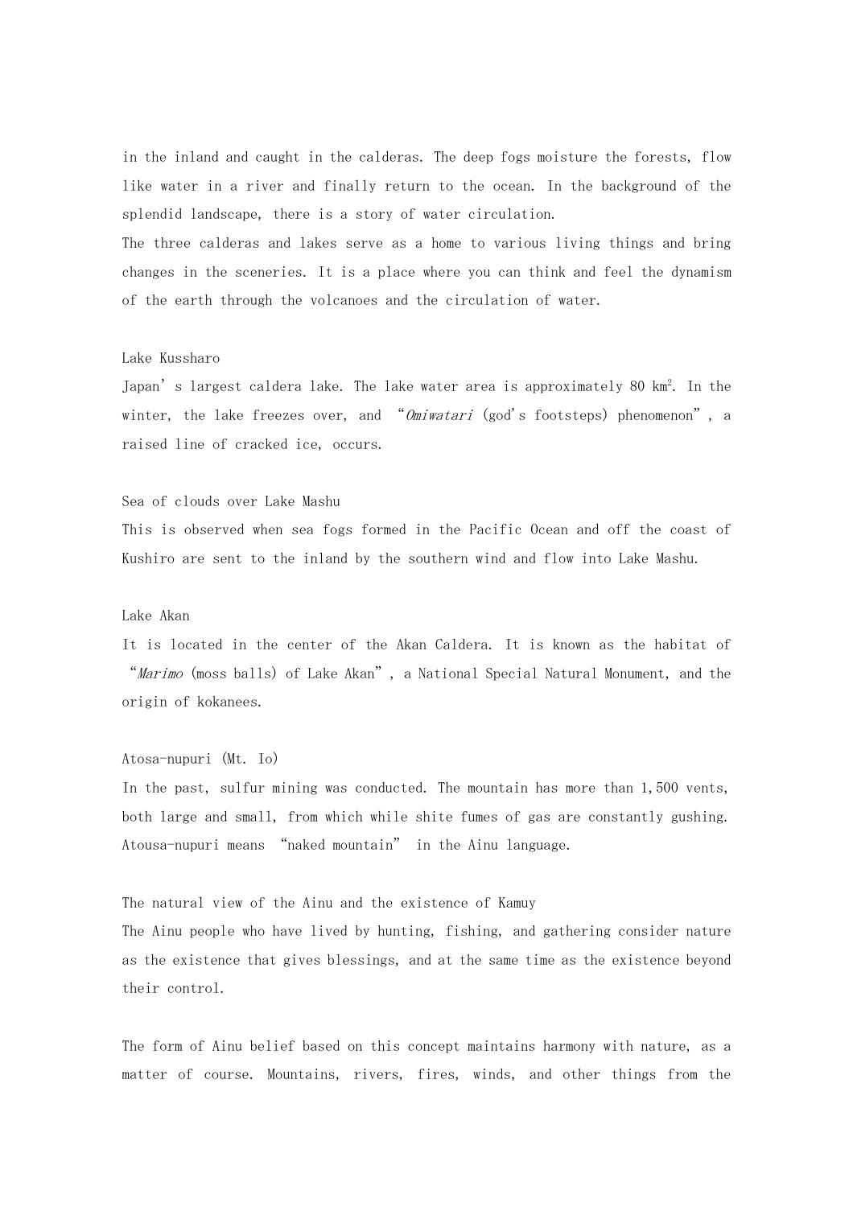in the inland and caught in the calderas. The deep fogs moisture the forests, flow like water in a river and finally return to the ocean. In the background of the splendid landscape, there is a story of water circulation.
The three calderas and lakes serve as a home to various living things and bring changes in the sceneries. It is a place where you can think and feel the dynamism of the earth through the volcanoes and the circulation of water.

### Lake Kussharo

Japan's largest caldera lake. The lake water area is approximately 80 km². In the winter, the lake freezes over, and "*Omiwatari* (god's footsteps) phenomenon", a raised line of cracked ice, occurs.

### Sea of clouds over Lake Mashu

This is observed when sea fogs formed in the Pacific Ocean and off the coast of Kushiro are sent to the inland by the southern wind and flow into Lake Mashu.

### Lake Akan

It is located in the center of the Akan Caldera. It is known as the habitat of "*Marimo* (moss balls) of Lake Akan", a National Special Natural Monument, and the origin of kokanees.

### Atosa-nupuri (Mt. Io)

In the past, sulfur mining was conducted. The mountain has more than 1,500 vents, both large and small, from which while shite fumes of gas are constantly gushing. Atousa-nupuri means "naked mountain" in the Ainu language.

### The natural view of the Ainu and the existence of Kamuy

The Ainu people who have lived by hunting, fishing, and gathering consider nature as the existence that gives blessings, and at the same time as the existence beyond their control.

The form of Ainu belief based on this concept maintains harmony with nature, as a matter of course. Mountains, rivers, fires, winds, and other things from the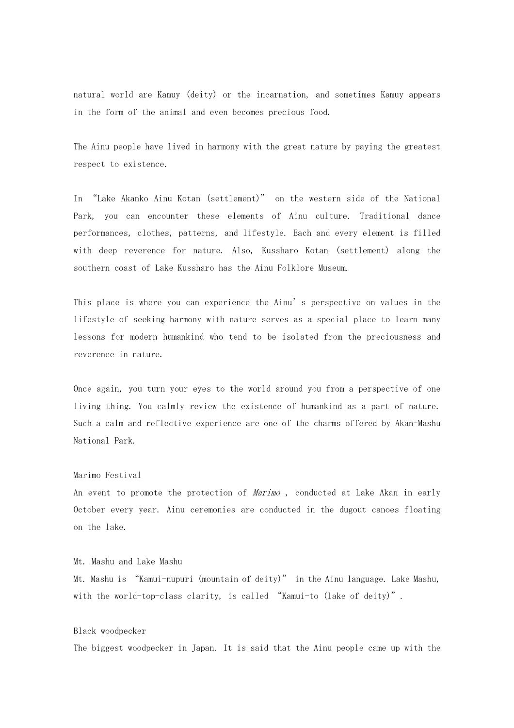natural world are Kamuy (deity) or the incarnation, and sometimes Kamuy appears in the form of the animal and even becomes precious food.

The Ainu people have lived in harmony with the great nature by paying the greatest respect to existence.

In "Lake Akanko Ainu Kotan (settlement)" on the western side of the National Park, you can encounter these elements of Ainu culture. Traditional dance performances, clothes, patterns, and lifestyle. Each and every element is filled with deep reverence for nature. Also, Kussharo Kotan (settlement) along the southern coast of Lake Kussharo has the Ainu Folklore Museum.

This place is where you can experience the Ainu's perspective on values in the lifestyle of seeking harmony with nature serves as a special place to learn many lessons for modern humankind who tend to be isolated from the preciousness and reverence in nature.

Once again, you turn your eyes to the world around you from a perspective of one living thing. You calmly review the existence of humankind as a part of nature. Such a calm and reflective experience are one of the charms offered by Akan-Mashu National Park.

Marimo Festival
An event to promote the protection of *Marimo* , conducted at Lake Akan in early October every year. Ainu ceremonies are conducted in the dugout canoes floating on the lake.

Mt. Mashu and Lake Mashu
Mt. Mashu is "Kamui-nupuri (mountain of deity)" in the Ainu language. Lake Mashu, with the world-top-class clarity, is called "Kamui-to (lake of deity)".

Black woodpecker
The biggest woodpecker in Japan. It is said that the Ainu people came up with the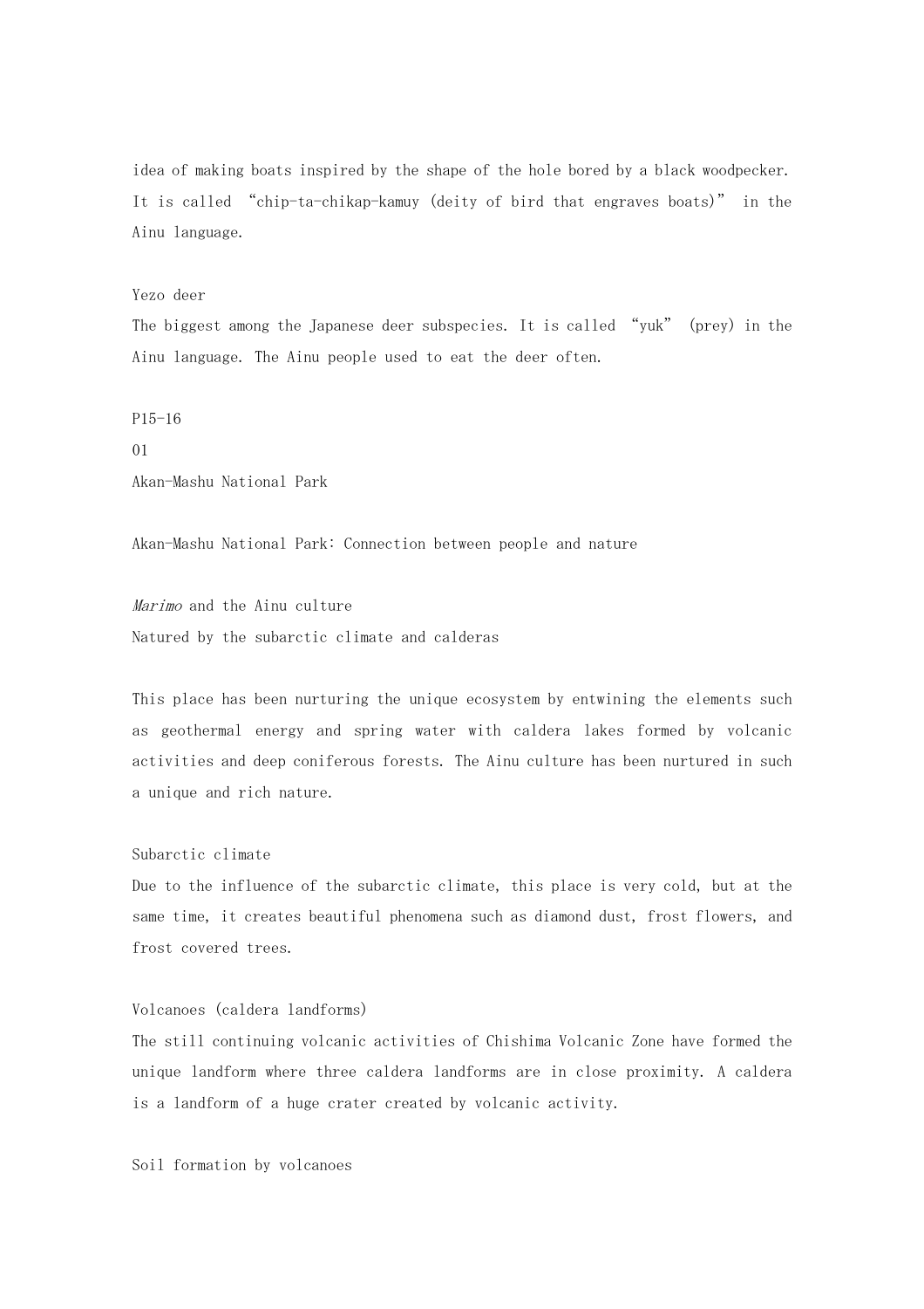idea of making boats inspired by the shape of the hole bored by a black woodpecker. It is called “chip-ta-chikap-kamuy (deity of bird that engraves boats)” in the Ainu language.

Yezo deer

The biggest among the Japanese deer subspecies. It is called “yuk” (prey) in the Ainu language. The Ainu people used to eat the deer often.

P15-16

01

Akan-Mashu National Park

Akan-Mashu National Park: Connection between people and nature

*Marimo* and the Ainu culture

Natured by the subarctic climate and calderas

This place has been nurturing the unique ecosystem by entwining the elements such as geothermal energy and spring water with caldera lakes formed by volcanic activities and deep coniferous forests. The Ainu culture has been nurtured in such a unique and rich nature.

Subarctic climate

Due to the influence of the subarctic climate, this place is very cold, but at the same time, it creates beautiful phenomena such as diamond dust, frost flowers, and frost covered trees.

Volcanoes (caldera landforms)

The still continuing volcanic activities of Chishima Volcanic Zone have formed the unique landform where three caldera landforms are in close proximity. A caldera is a landform of a huge crater created by volcanic activity.

Soil formation by volcanoes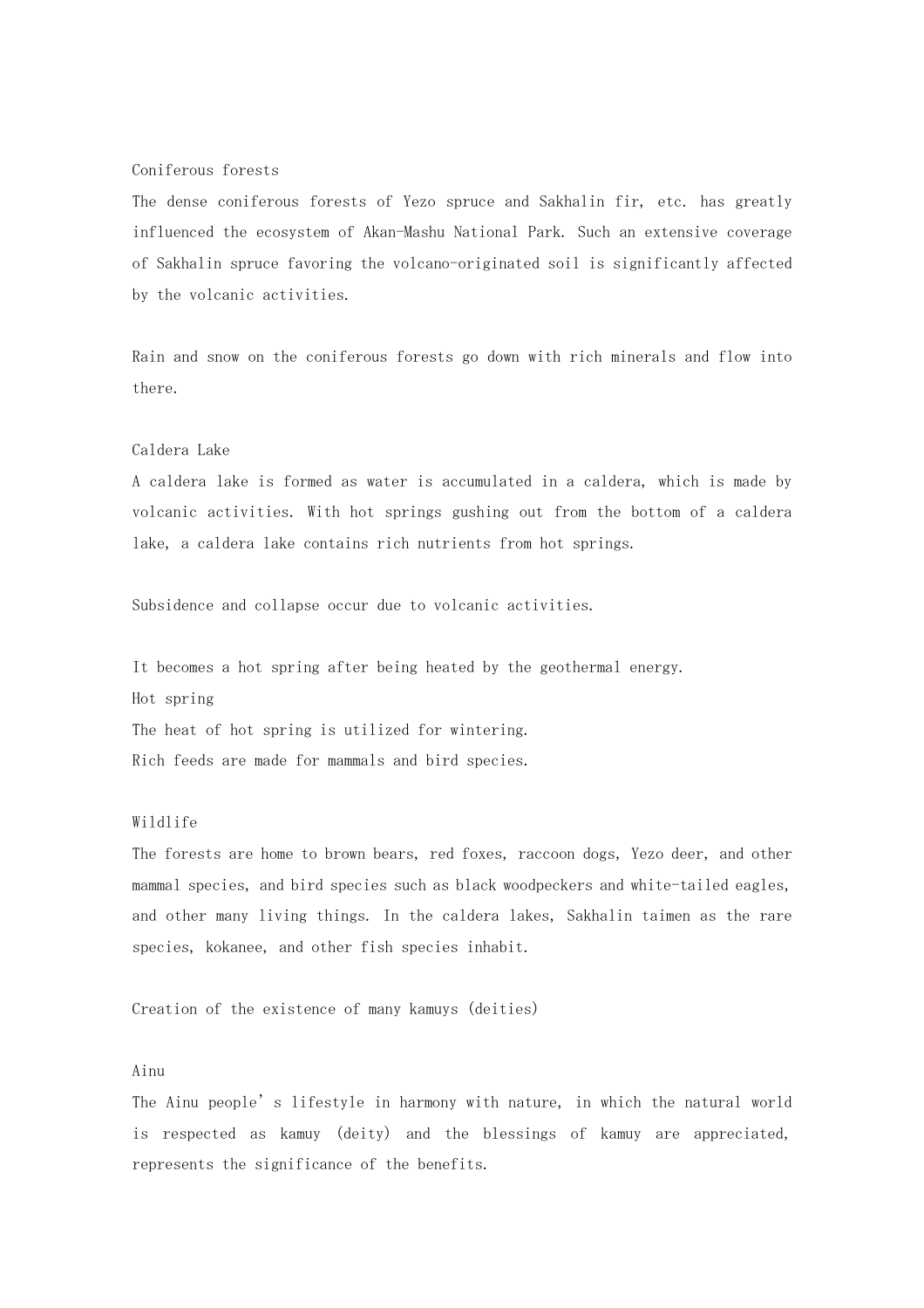## Coniferous forests

The dense coniferous forests of Yezo spruce and Sakhalin fir, etc. has greatly influenced the ecosystem of Akan-Mashu National Park. Such an extensive coverage of Sakhalin spruce favoring the volcano-originated soil is significantly affected by the volcanic activities.

Rain and snow on the coniferous forests go down with rich minerals and flow into there.

## Caldera Lake

A caldera lake is formed as water is accumulated in a caldera, which is made by volcanic activities. With hot springs gushing out from the bottom of a caldera lake, a caldera lake contains rich nutrients from hot springs.

Subsidence and collapse occur due to volcanic activities.

It becomes a hot spring after being heated by the geothermal energy.

## Hot spring

The heat of hot spring is utilized for wintering.

Rich feeds are made for mammals and bird species.

## Wildlife

The forests are home to brown bears, red foxes, raccoon dogs, Yezo deer, and other mammal species, and bird species such as black woodpeckers and white-tailed eagles, and other many living things. In the caldera lakes, Sakhalin taimen as the rare species, kokanee, and other fish species inhabit.

Creation of the existence of many kamuys (deities)

## Ainu

The Ainu people's lifestyle in harmony with nature, in which the natural world is respected as kamuy (deity) and the blessings of kamuy are appreciated, represents the significance of the benefits.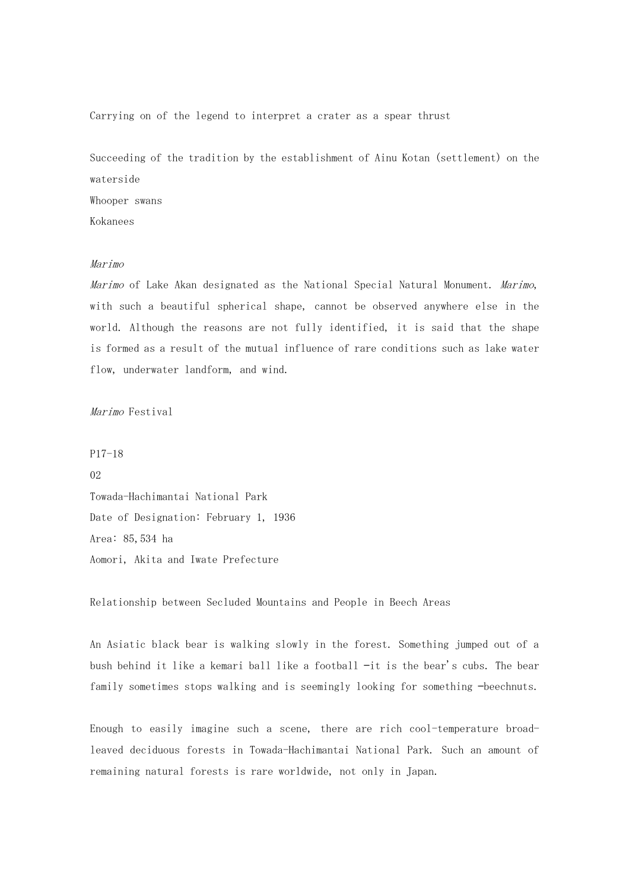Carrying on of the legend to interpret a crater as a spear thrust

Succeeding of the tradition by the establishment of Ainu Kotan (settlement) on the waterside

Whooper swans

Kokanees

*Marimo*

*Marimo* of Lake Akan designated as the National Special Natural Monument. *Marimo*, with such a beautiful spherical shape, cannot be observed anywhere else in the world. Although the reasons are not fully identified, it is said that the shape is formed as a result of the mutual influence of rare conditions such as lake water flow, underwater landform, and wind.

*Marimo* Festival

P17-18

02

## Towada-Hachimantai National Park

Date of Designation: February 1, 1936

Area: 85,534 ha

Aomori, Akita and Iwate Prefecture

### Relationship between Secluded Mountains and People in Beech Areas

An Asiatic black bear is walking slowly in the forest. Something jumped out of a bush behind it like a kemari ball like a football -it is the bear's cubs. The bear family sometimes stops walking and is seemingly looking for something -beechnuts.

Enough to easily imagine such a scene, there are rich cool-temperature broad-leaved deciduous forests in Towada-Hachimantai National Park. Such an amount of remaining natural forests is rare worldwide, not only in Japan.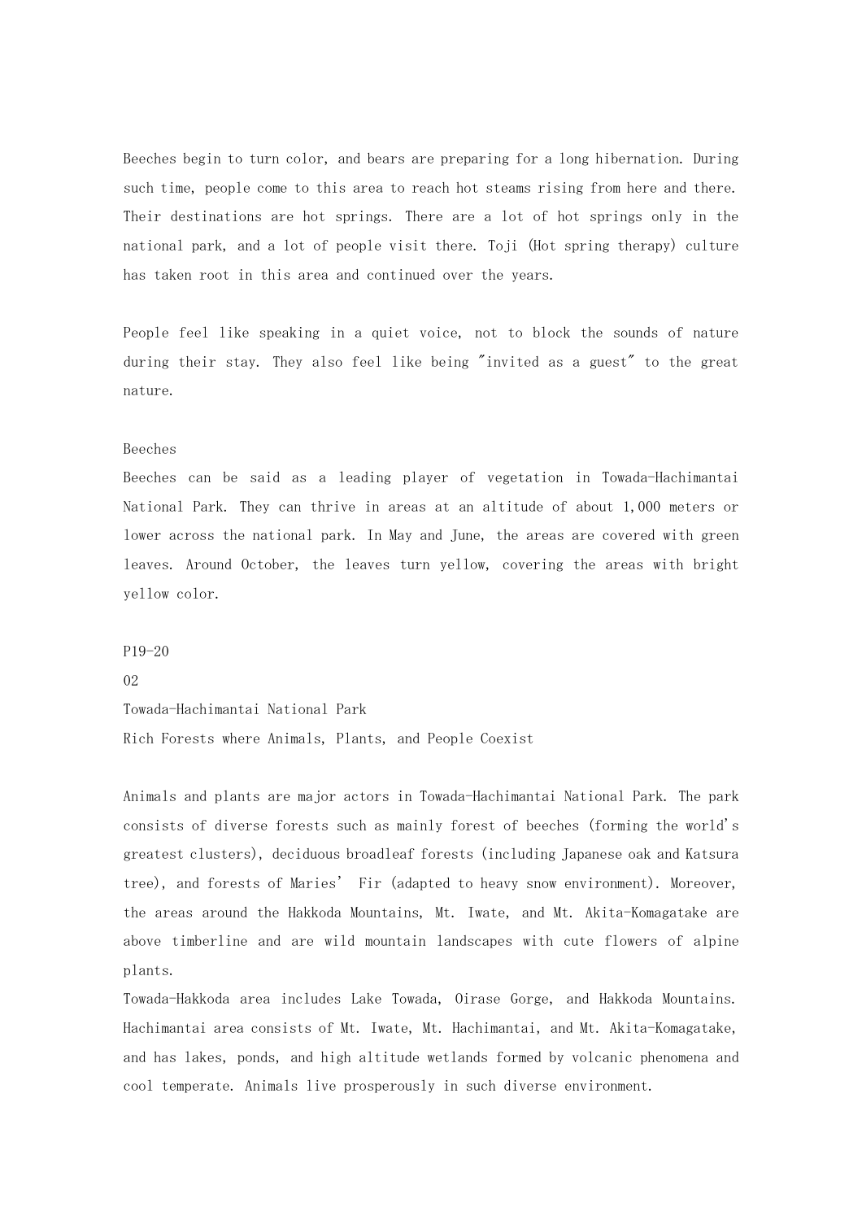Beeches begin to turn color, and bears are preparing for a long hibernation. During such time, people come to this area to reach hot steams rising from here and there. Their destinations are hot springs. There are a lot of hot springs only in the national park, and a lot of people visit there. Toji (Hot spring therapy) culture has taken root in this area and continued over the years.

People feel like speaking in a quiet voice, not to block the sounds of nature during their stay. They also feel like being "invited as a guest" to the great nature.

Beeches

Beeches can be said as a leading player of vegetation in Towada-Hachimantai National Park. They can thrive in areas at an altitude of about 1,000 meters or lower across the national park. In May and June, the areas are covered with green leaves. Around October, the leaves turn yellow, covering the areas with bright yellow color.

P19-20

02

Towada-Hachimantai National Park

## Rich Forests where Animals, Plants, and People Coexist

Animals and plants are major actors in Towada-Hachimantai National Park. The park consists of diverse forests such as mainly forest of beeches (forming the world's greatest clusters), deciduous broadleaf forests (including Japanese oak and Katsura tree), and forests of Maries' Fir (adapted to heavy snow environment). Moreover, the areas around the Hakkoda Mountains, Mt. Iwate, and Mt. Akita-Komagatake are above timberline and are wild mountain landscapes with cute flowers of alpine plants.

Towada-Hakkoda area includes Lake Towada, Oirase Gorge, and Hakkoda Mountains. Hachimantai area consists of Mt. Iwate, Mt. Hachimantai, and Mt. Akita-Komagatake, and has lakes, ponds, and high altitude wetlands formed by volcanic phenomena and cool temperate. Animals live prosperously in such diverse environment.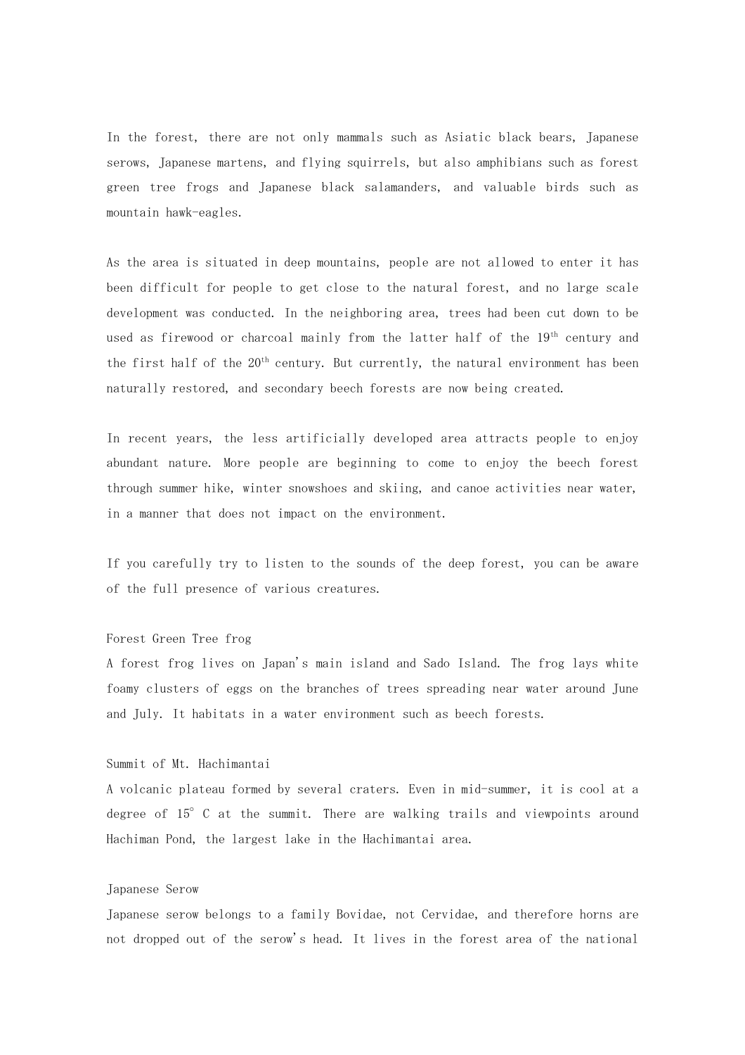In the forest, there are not only mammals such as Asiatic black bears, Japanese serows, Japanese martens, and flying squirrels, but also amphibians such as forest green tree frogs and Japanese black salamanders, and valuable birds such as mountain hawk-eagles.

As the area is situated in deep mountains, people are not allowed to enter it has been difficult for people to get close to the natural forest, and no large scale development was conducted. In the neighboring area, trees had been cut down to be used as firewood or charcoal mainly from the latter half of the 19th century and the first half of the 20th century. But currently, the natural environment has been naturally restored, and secondary beech forests are now being created.

In recent years, the less artificially developed area attracts people to enjoy abundant nature. More people are beginning to come to enjoy the beech forest through summer hike, winter snowshoes and skiing, and canoe activities near water, in a manner that does not impact on the environment.

If you carefully try to listen to the sounds of the deep forest, you can be aware of the full presence of various creatures.

Forest Green Tree frog

A forest frog lives on Japan's main island and Sado Island. The frog lays white foamy clusters of eggs on the branches of trees spreading near water around June and July. It habitats in a water environment such as beech forests.

Summit of Mt. Hachimantai

A volcanic plateau formed by several craters. Even in mid-summer, it is cool at a degree of 15° C at the summit. There are walking trails and viewpoints around Hachiman Pond, the largest lake in the Hachimantai area.

Japanese Serow

Japanese serow belongs to a family Bovidae, not Cervidae, and therefore horns are not dropped out of the serow's head. It lives in the forest area of the national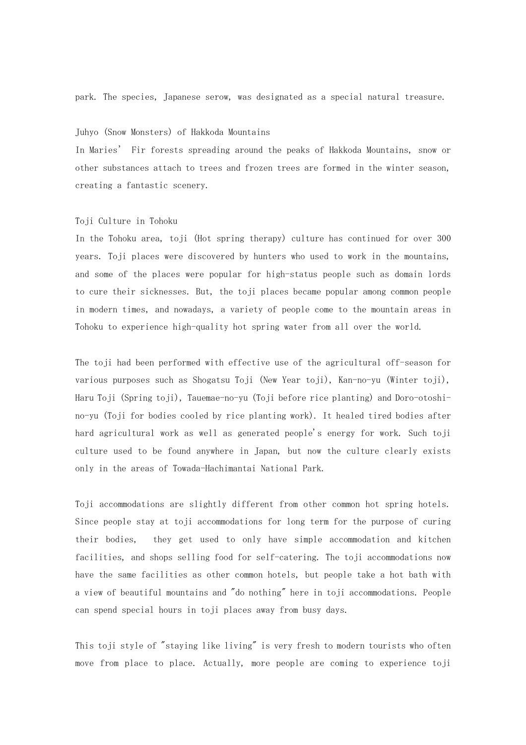park. The species, Japanese serow, was designated as a special natural treasure.

### Juhyo (Snow Monsters) of Hakkoda Mountains

In Maries’ Fir forests spreading around the peaks of Hakkoda Mountains, snow or other substances attach to trees and frozen trees are formed in the winter season, creating a fantastic scenery.

### Toji Culture in Tohoku

In the Tohoku area, toji (Hot spring therapy) culture has continued for over 300 years. Toji places were discovered by hunters who used to work in the mountains, and some of the places were popular for high-status people such as domain lords to cure their sicknesses. But, the toji places became popular among common people in modern times, and nowadays, a variety of people come to the mountain areas in Tohoku to experience high-quality hot spring water from all over the world.

The toji had been performed with effective use of the agricultural off-season for various purposes such as Shogatsu Toji (New Year toji), Kan-no-yu (Winter toji), Haru Toji (Spring toji), Tauemae-no-yu (Toji before rice planting) and Doro-otoshi-no-yu (Toji for bodies cooled by rice planting work). It healed tired bodies after hard agricultural work as well as generated people's energy for work. Such toji culture used to be found anywhere in Japan, but now the culture clearly exists only in the areas of Towada-Hachimantai National Park.

Toji accommodations are slightly different from other common hot spring hotels. Since people stay at toji accommodations for long term for the purpose of curing their bodies, they get used to only have simple accommodation and kitchen facilities, and shops selling food for self-catering. The toji accommodations now have the same facilities as other common hotels, but people take a hot bath with a view of beautiful mountains and "do nothing" here in toji accommodations. People can spend special hours in toji places away from busy days.

This toji style of "staying like living" is very fresh to modern tourists who often move from place to place. Actually, more people are coming to experience toji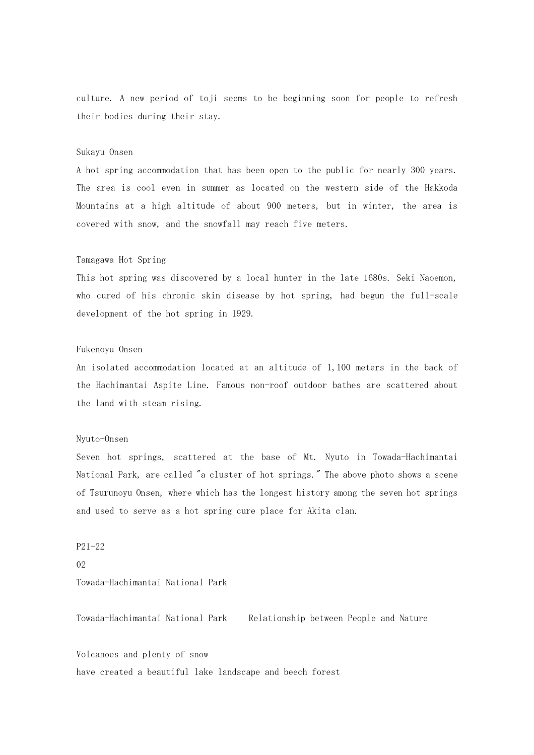culture. A new period of toji seems to be beginning soon for people to refresh their bodies during their stay.

### Sukayu Onsen

A hot spring accommodation that has been open to the public for nearly 300 years. The area is cool even in summer as located on the western side of the Hakkoda Mountains at a high altitude of about 900 meters, but in winter, the area is covered with snow, and the snowfall may reach five meters.

### Tamagawa Hot Spring

This hot spring was discovered by a local hunter in the late 1680s. Seki Naoemon, who cured of his chronic skin disease by hot spring, had begun the full-scale development of the hot spring in 1929.

### Fukenoyu Onsen

An isolated accommodation located at an altitude of 1,100 meters in the back of the Hachimantai Aspite Line. Famous non-roof outdoor bathes are scattered about the land with steam rising.

### Nyuto-Onsen

Seven hot springs, scattered at the base of Mt. Nyuto in Towada-Hachimantai National Park, are called "a cluster of hot springs." The above photo shows a scene of Tsurunoyu Onsen, where which has the longest history among the seven hot springs and used to serve as a hot spring cure place for Akita clan.

P21-22

02

Towada-Hachimantai National Park

## Towada-Hachimantai National Park　Relationship between People and Nature

Volcanoes and plenty of snow
have created a beautiful lake landscape and beech forest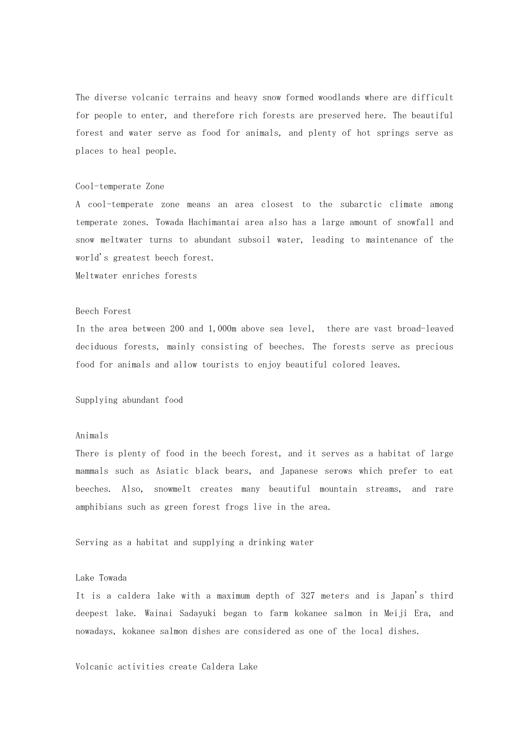The diverse volcanic terrains and heavy snow formed woodlands where are difficult for people to enter, and therefore rich forests are preserved here. The beautiful forest and water serve as food for animals, and plenty of hot springs serve as places to heal people.

## Cool-temperate Zone

A cool-temperate zone means an area closest to the subarctic climate among temperate zones. Towada Hachimantai area also has a large amount of snowfall and snow meltwater turns to abundant subsoil water, leading to maintenance of the world's greatest beech forest.

Meltwater enriches forests

## Beech Forest

In the area between 200 and 1,000m above sea level, there are vast broad-leaved deciduous forests, mainly consisting of beeches. The forests serve as precious food for animals and allow tourists to enjoy beautiful colored leaves.

Supplying abundant food

## Animals

There is plenty of food in the beech forest, and it serves as a habitat of large mammals such as Asiatic black bears, and Japanese serows which prefer to eat beeches. Also, snowmelt creates many beautiful mountain streams, and rare amphibians such as green forest frogs live in the area.

Serving as a habitat and supplying a drinking water

## Lake Towada

It is a caldera lake with a maximum depth of 327 meters and is Japan's third deepest lake. Wainai Sadayuki began to farm kokanee salmon in Meiji Era, and nowadays, kokanee salmon dishes are considered as one of the local dishes.

Volcanic activities create Caldera Lake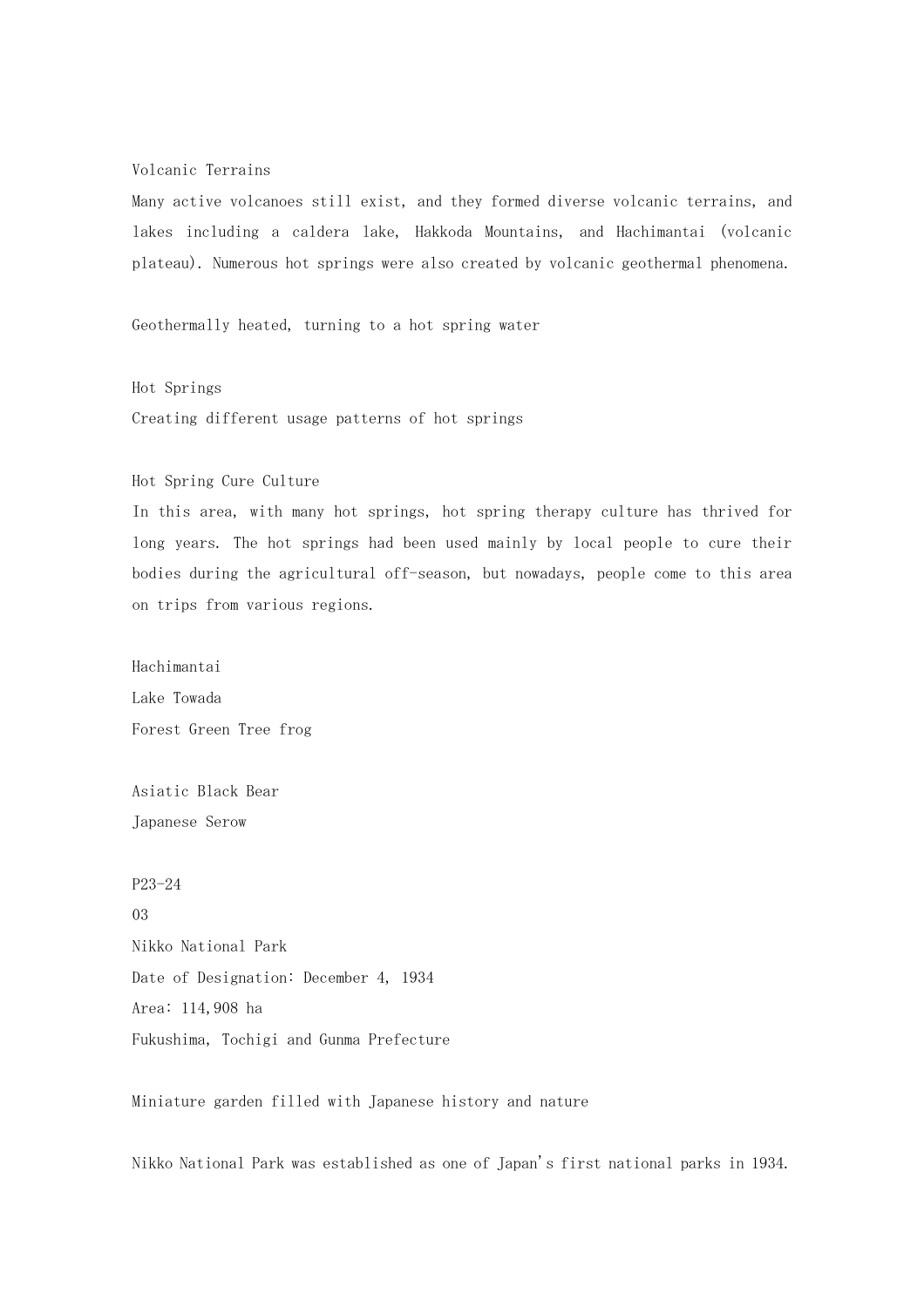## Volcanic Terrains

Many active volcanoes still exist, and they formed diverse volcanic terrains, and lakes including a caldera lake, Hakkoda Mountains, and Hachimantai (volcanic plateau). Numerous hot springs were also created by volcanic geothermal phenomena.

Geothermally heated, turning to a hot spring water

## Hot Springs

Creating different usage patterns of hot springs

## Hot Spring Cure Culture

In this area, with many hot springs, hot spring therapy culture has thrived for long years. The hot springs had been used mainly by local people to cure their bodies during the agricultural off-season, but nowadays, people come to this area on trips from various regions.

Hachimantai

Lake Towada

Forest Green Tree frog

Asiatic Black Bear

Japanese Serow

P23-24

03

# Nikko National Park

Date of Designation: December 4, 1934

Area: 114,908 ha

Fukushima, Tochigi and Gunma Prefecture

## Miniature garden filled with Japanese history and nature

Nikko National Park was established as one of Japan's first national parks in 1934.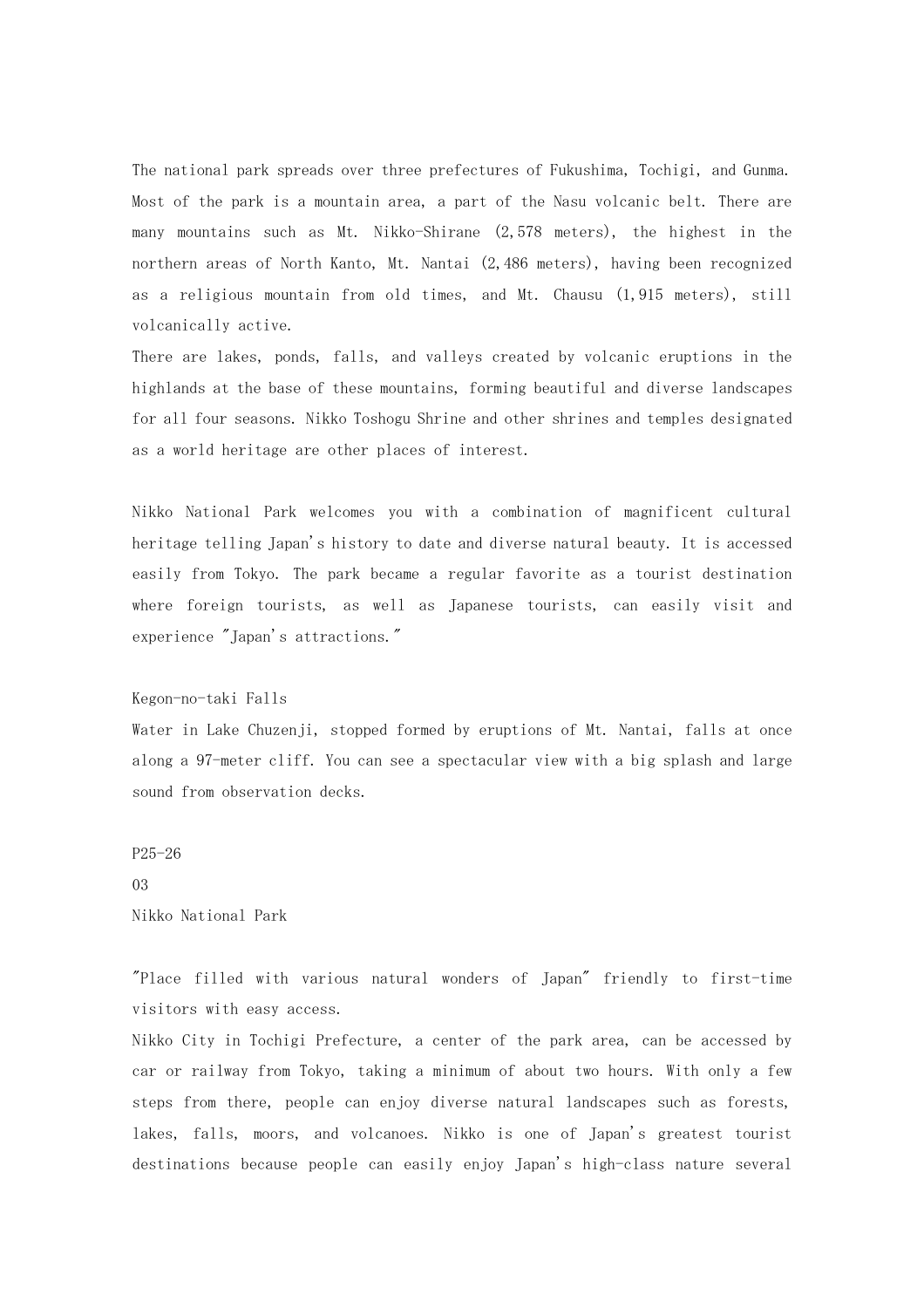The national park spreads over three prefectures of Fukushima, Tochigi, and Gunma. Most of the park is a mountain area, a part of the Nasu volcanic belt. There are many mountains such as Mt. Nikko-Shirane (2,578 meters), the highest in the northern areas of North Kanto, Mt. Nantai (2,486 meters), having been recognized as a religious mountain from old times, and Mt. Chausu (1,915 meters), still volcanically active.

There are lakes, ponds, falls, and valleys created by volcanic eruptions in the highlands at the base of these mountains, forming beautiful and diverse landscapes for all four seasons. Nikko Toshogu Shrine and other shrines and temples designated as a world heritage are other places of interest.

Nikko National Park welcomes you with a combination of magnificent cultural heritage telling Japan's history to date and diverse natural beauty. It is accessed easily from Tokyo. The park became a regular favorite as a tourist destination where foreign tourists, as well as Japanese tourists, can easily visit and experience "Japan's attractions."

Kegon-no-taki Falls

Water in Lake Chuzenji, stopped formed by eruptions of Mt. Nantai, falls at once along a 97-meter cliff. You can see a spectacular view with a big splash and large sound from observation decks.

P25-26

03

## Nikko National Park

"Place filled with various natural wonders of Japan" friendly to first-time visitors with easy access.

Nikko City in Tochigi Prefecture, a center of the park area, can be accessed by car or railway from Tokyo, taking a minimum of about two hours. With only a few steps from there, people can enjoy diverse natural landscapes such as forests, lakes, falls, moors, and volcanoes. Nikko is one of Japan's greatest tourist destinations because people can easily enjoy Japan's high-class nature several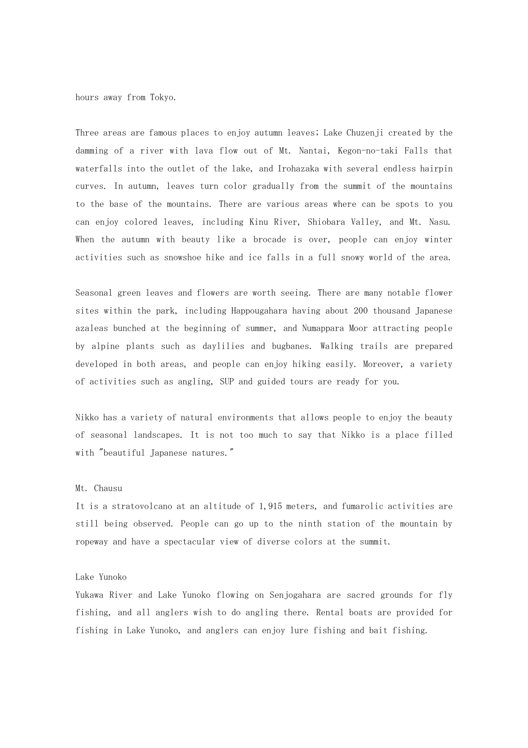hours away from Tokyo.

Three areas are famous places to enjoy autumn leaves; Lake Chuzenji created by the damming of a river with lava flow out of Mt. Nantai, Kegon-no-taki Falls that waterfalls into the outlet of the lake, and Irohazaka with several endless hairpin curves. In autumn, leaves turn color gradually from the summit of the mountains to the base of the mountains. There are various areas where can be spots to you can enjoy colored leaves, including Kinu River, Shiobara Valley, and Mt. Nasu. When the autumn with beauty like a brocade is over, people can enjoy winter activities such as snowshoe hike and ice falls in a full snowy world of the area.

Seasonal green leaves and flowers are worth seeing. There are many notable flower sites within the park, including Happougahara having about 200 thousand Japanese azaleas bunched at the beginning of summer, and Numappara Moor attracting people by alpine plants such as daylilies and bugbanes. Walking trails are prepared developed in both areas, and people can enjoy hiking easily. Moreover, a variety of activities such as angling, SUP and guided tours are ready for you.

Nikko has a variety of natural environments that allows people to enjoy the beauty of seasonal landscapes. It is not too much to say that Nikko is a place filled with "beautiful Japanese natures."

Mt. Chausu

It is a stratovolcano at an altitude of 1,915 meters, and fumarolic activities are still being observed. People can go up to the ninth station of the mountain by ropeway and have a spectacular view of diverse colors at the summit.

Lake Yunoko

Yukawa River and Lake Yunoko flowing on Senjogahara are sacred grounds for fly fishing, and all anglers wish to do angling there. Rental boats are provided for fishing in Lake Yunoko, and anglers can enjoy lure fishing and bait fishing.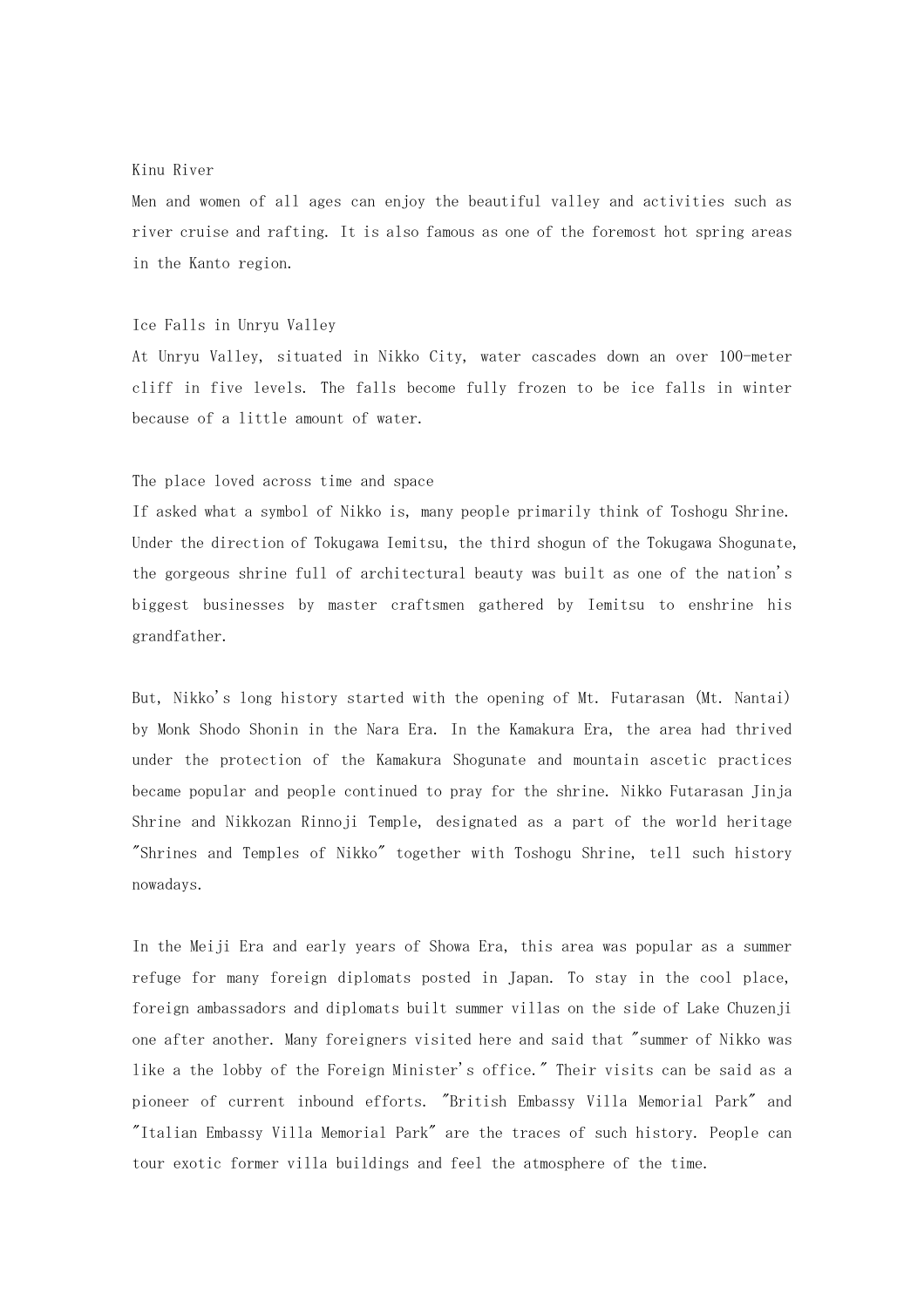### Kinu River

Men and women of all ages can enjoy the beautiful valley and activities such as river cruise and rafting. It is also famous as one of the foremost hot spring areas in the Kanto region.

### Ice Falls in Unryu Valley

At Unryu Valley, situated in Nikko City, water cascades down an over 100-meter cliff in five levels. The falls become fully frozen to be ice falls in winter because of a little amount of water.

### The place loved across time and space

If asked what a symbol of Nikko is, many people primarily think of Toshogu Shrine. Under the direction of Tokugawa Iemitsu, the third shogun of the Tokugawa Shogunate, the gorgeous shrine full of architectural beauty was built as one of the nation's biggest businesses by master craftsmen gathered by Iemitsu to enshrine his grandfather.

But, Nikko's long history started with the opening of Mt. Futarasan (Mt. Nantai) by Monk Shodo Shonin in the Nara Era. In the Kamakura Era, the area had thrived under the protection of the Kamakura Shogunate and mountain ascetic practices became popular and people continued to pray for the shrine. Nikko Futarasan Jinja Shrine and Nikkozan Rinnoji Temple, designated as a part of the world heritage "Shrines and Temples of Nikko" together with Toshogu Shrine, tell such history nowadays.

In the Meiji Era and early years of Showa Era, this area was popular as a summer refuge for many foreign diplomats posted in Japan. To stay in the cool place, foreign ambassadors and diplomats built summer villas on the side of Lake Chuzenji one after another. Many foreigners visited here and said that "summer of Nikko was like a the lobby of the Foreign Minister's office." Their visits can be said as a pioneer of current inbound efforts. "British Embassy Villa Memorial Park" and "Italian Embassy Villa Memorial Park" are the traces of such history. People can tour exotic former villa buildings and feel the atmosphere of the time.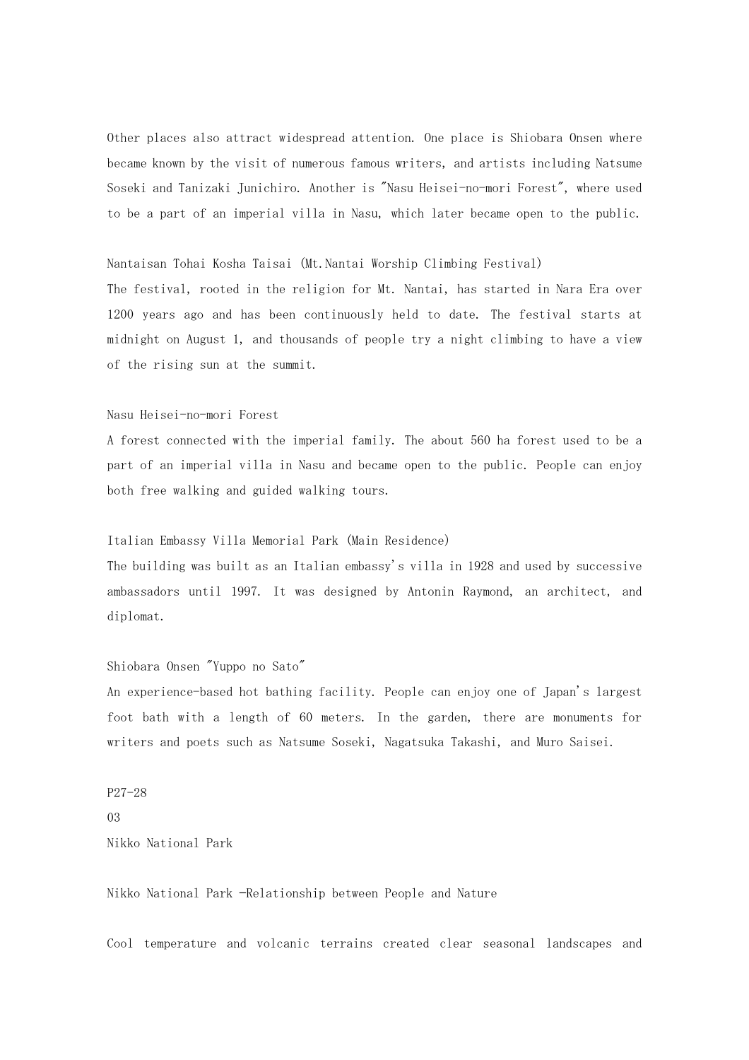Other places also attract widespread attention. One place is Shiobara Onsen where became known by the visit of numerous famous writers, and artists including Natsume Soseki and Tanizaki Junichiro. Another is "Nasu Heisei-no-mori Forest", where used to be a part of an imperial villa in Nasu, which later became open to the public.

Nantaisan Tohai Kosha Taisai (Mt.Nantai Worship Climbing Festival)
The festival, rooted in the religion for Mt. Nantai, has started in Nara Era over 1200 years ago and has been continuously held to date. The festival starts at midnight on August 1, and thousands of people try a night climbing to have a view of the rising sun at the summit.

Nasu Heisei-no-mori Forest
A forest connected with the imperial family. The about 560 ha forest used to be a part of an imperial villa in Nasu and became open to the public. People can enjoy both free walking and guided walking tours.

Italian Embassy Villa Memorial Park (Main Residence)
The building was built as an Italian embassy's villa in 1928 and used by successive ambassadors until 1997. It was designed by Antonin Raymond, an architect, and diplomat.

Shiobara Onsen "Yuppo no Sato"
An experience-based hot bathing facility. People can enjoy one of Japan's largest foot bath with a length of 60 meters. In the garden, there are monuments for writers and poets such as Natsume Soseki, Nagatsuka Takashi, and Muro Saisei.

P27-28
03
Nikko National Park

Nikko National Park -Relationship between People and Nature

Cool temperature and volcanic terrains created clear seasonal landscapes and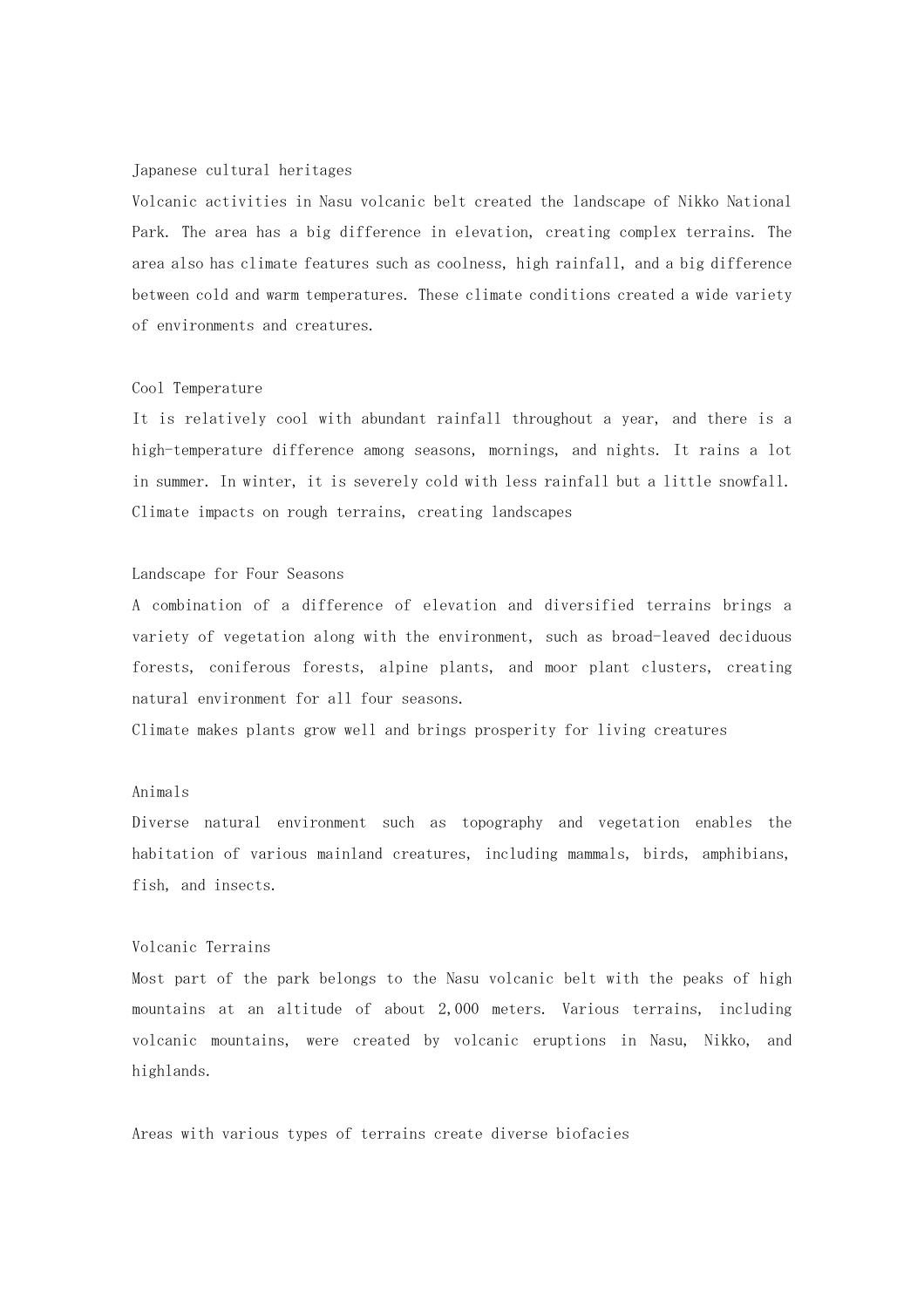## Japanese cultural heritages

Volcanic activities in Nasu volcanic belt created the landscape of Nikko National Park. The area has a big difference in elevation, creating complex terrains. The area also has climate features such as coolness, high rainfall, and a big difference between cold and warm temperatures. These climate conditions created a wide variety of environments and creatures.

### Cool Temperature

It is relatively cool with abundant rainfall throughout a year, and there is a high-temperature difference among seasons, mornings, and nights. It rains a lot in summer. In winter, it is severely cold with less rainfall but a little snowfall.

Climate impacts on rough terrains, creating landscapes

### Landscape for Four Seasons

A combination of a difference of elevation and diversified terrains brings a variety of vegetation along with the environment, such as broad-leaved deciduous forests, coniferous forests, alpine plants, and moor plant clusters, creating natural environment for all four seasons.

Climate makes plants grow well and brings prosperity for living creatures

### Animals

Diverse natural environment such as topography and vegetation enables the habitation of various mainland creatures, including mammals, birds, amphibians, fish, and insects.

### Volcanic Terrains

Most part of the park belongs to the Nasu volcanic belt with the peaks of high mountains at an altitude of about 2,000 meters. Various terrains, including volcanic mountains, were created by volcanic eruptions in Nasu, Nikko, and highlands.

Areas with various types of terrains create diverse biofacies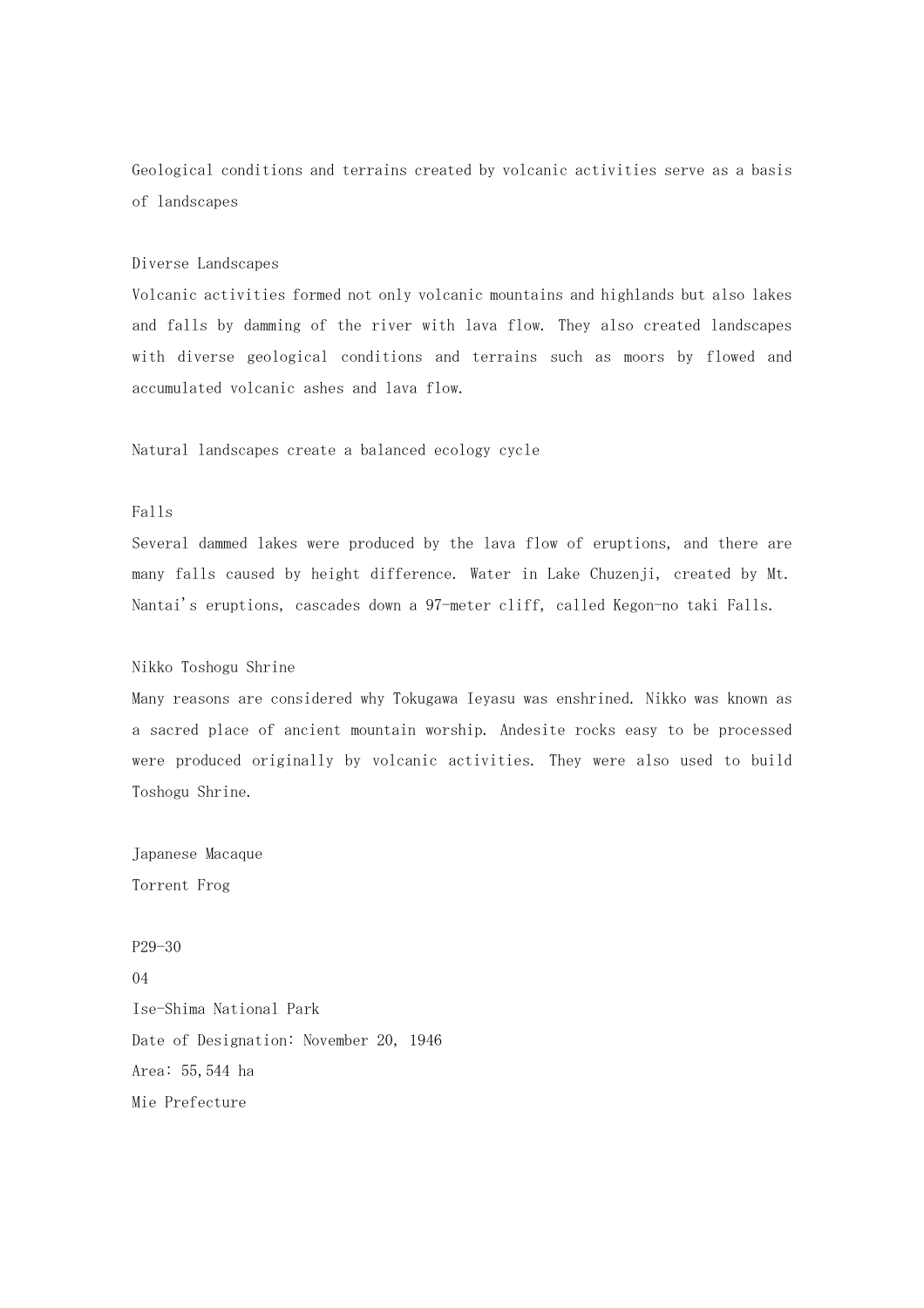Geological conditions and terrains created by volcanic activities serve as a basis of landscapes

## Diverse Landscapes

Volcanic activities formed not only volcanic mountains and highlands but also lakes and falls by damming of the river with lava flow. They also created landscapes with diverse geological conditions and terrains such as moors by flowed and accumulated volcanic ashes and lava flow.

Natural landscapes create a balanced ecology cycle

## Falls

Several dammed lakes were produced by the lava flow of eruptions, and there are many falls caused by height difference. Water in Lake Chuzenji, created by Mt. Nantai's eruptions, cascades down a 97-meter cliff, called Kegon-no taki Falls.

## Nikko Toshogu Shrine

Many reasons are considered why Tokugawa Ieyasu was enshrined. Nikko was known as a sacred place of ancient mountain worship. Andesite rocks easy to be processed were produced originally by volcanic activities. They were also used to build Toshogu Shrine.

Japanese Macaque

Torrent Frog

P29-30

04

# Ise-Shima National Park

Date of Designation: November 20, 1946

Area: 55,544 ha

Mie Prefecture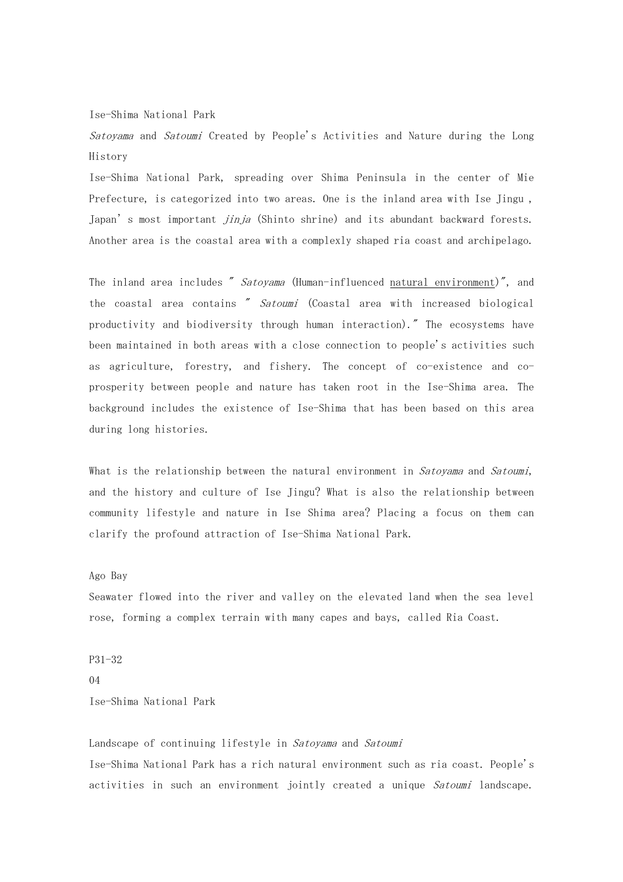Ise-Shima National Park

*Satoyama* and *Satoumi* Created by People's Activities and Nature during the Long History

Ise-Shima National Park, spreading over Shima Peninsula in the center of Mie Prefecture, is categorized into two areas. One is the inland area with Ise Jingu , Japan' s most important *jinja* (Shinto shrine) and its abundant backward forests. Another area is the coastal area with a complexly shaped ria coast and archipelago.

The inland area includes " *Satoyama* (Human-influenced natural environment)", and the coastal area contains " *Satoumi* (Coastal area with increased biological productivity and biodiversity through human interaction)." The ecosystems have been maintained in both areas with a close connection to people's activities such as agriculture, forestry, and fishery. The concept of co-existence and co-prosperity between people and nature has taken root in the Ise-Shima area. The background includes the existence of Ise-Shima that has been based on this area during long histories.

What is the relationship between the natural environment in *Satoyama* and *Satoumi*, and the history and culture of Ise Jingu? What is also the relationship between community lifestyle and nature in Ise Shima area? Placing a focus on them can clarify the profound attraction of Ise-Shima National Park.

Ago Bay

Seawater flowed into the river and valley on the elevated land when the sea level rose, forming a complex terrain with many capes and bays, called Ria Coast.

P31-32

04

Ise-Shima National Park

Landscape of continuing lifestyle in *Satoyama* and *Satoumi*

Ise-Shima National Park has a rich natural environment such as ria coast. People's activities in such an environment jointly created a unique *Satoumi* landscape.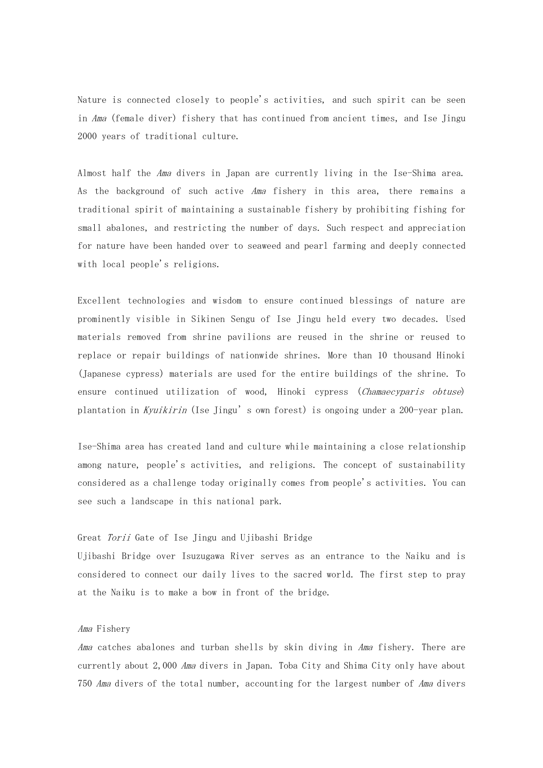Nature is connected closely to people's activities, and such spirit can be seen in *Ama* (female diver) fishery that has continued from ancient times, and Ise Jingu 2000 years of traditional culture.

Almost half the *Ama* divers in Japan are currently living in the Ise-Shima area. As the background of such active *Ama* fishery in this area, there remains a traditional spirit of maintaining a sustainable fishery by prohibiting fishing for small abalones, and restricting the number of days. Such respect and appreciation for nature have been handed over to seaweed and pearl farming and deeply connected with local people's religions.

Excellent technologies and wisdom to ensure continued blessings of nature are prominently visible in Sikinen Sengu of Ise Jingu held every two decades. Used materials removed from shrine pavilions are reused in the shrine or reused to replace or repair buildings of nationwide shrines. More than 10 thousand Hinoki (Japanese cypress) materials are used for the entire buildings of the shrine. To ensure continued utilization of wood, Hinoki cypress (*Chamaecyparis obtuse*) plantation in *Kyuikirin* (Ise Jingu' s own forest) is ongoing under a 200-year plan.

Ise-Shima area has created land and culture while maintaining a close relationship among nature, people's activities, and religions. The concept of sustainability considered as a challenge today originally comes from people's activities. You can see such a landscape in this national park.

Great *Torii* Gate of Ise Jingu and Ujibashi Bridge

Ujibashi Bridge over Isuzugawa River serves as an entrance to the Naiku and is considered to connect our daily lives to the sacred world. The first step to pray at the Naiku is to make a bow in front of the bridge.

*Ama* Fishery

*Ama* catches abalones and turban shells by skin diving in *Ama* fishery. There are currently about 2,000 *Ama* divers in Japan. Toba City and Shima City only have about 750 *Ama* divers of the total number, accounting for the largest number of *Ama* divers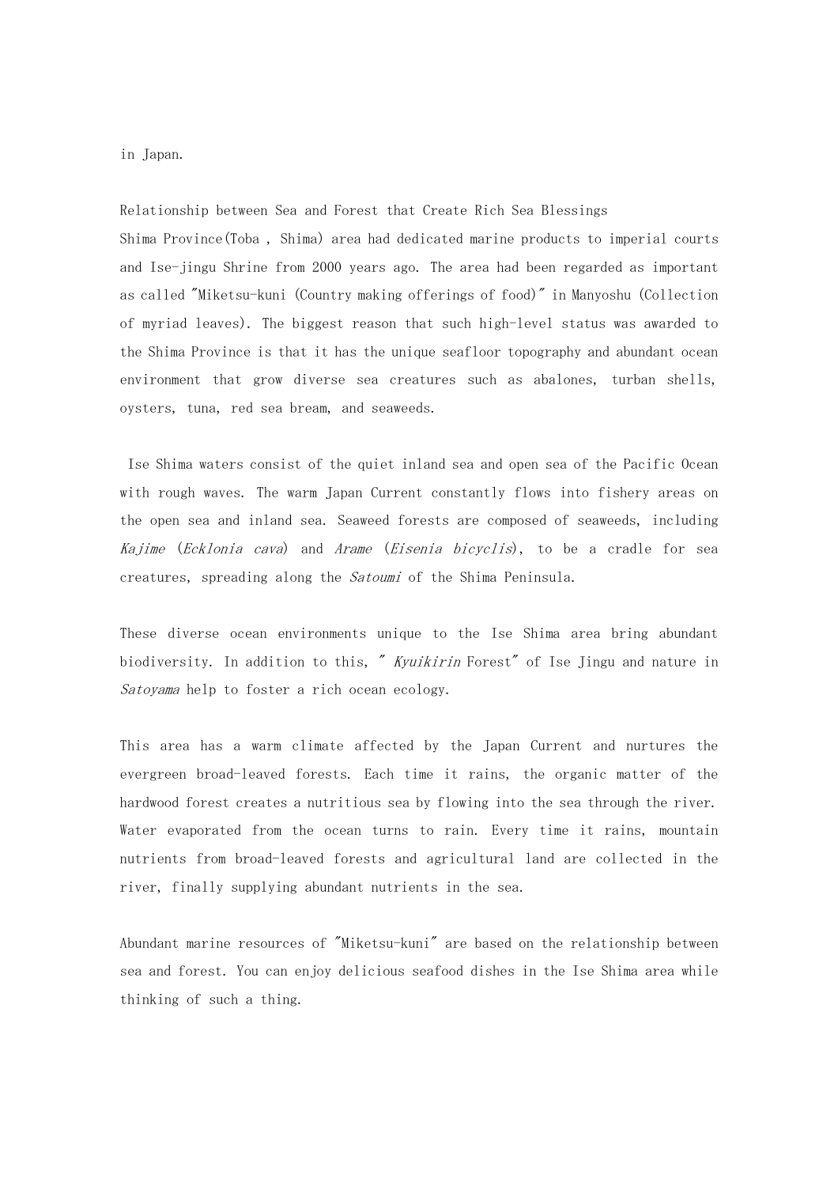in Japan.

## Relationship between Sea and Forest that Create Rich Sea Blessings

Shima Province(Toba , Shima) area had dedicated marine products to imperial courts and Ise-jingu Shrine from 2000 years ago. The area had been regarded as important as called "Miketsu-kuni (Country making offerings of food)" in Manyoshu (Collection of myriad leaves). The biggest reason that such high-level status was awarded to the Shima Province is that it has the unique seafloor topography and abundant ocean environment that grow diverse sea creatures such as abalones, turban shells, oysters, tuna, red sea bream, and seaweeds.

Ise Shima waters consist of the quiet inland sea and open sea of the Pacific Ocean with rough waves. The warm Japan Current constantly flows into fishery areas on the open sea and inland sea. Seaweed forests are composed of seaweeds, including *Kajime* (*Ecklonia cava*) and *Arame* (*Eisenia bicyclis*), to be a cradle for sea creatures, spreading along the *Satoumi* of the Shima Peninsula.

These diverse ocean environments unique to the Ise Shima area bring abundant biodiversity. In addition to this, " *Kyuikirin* Forest" of Ise Jingu and nature in *Satoyama* help to foster a rich ocean ecology.

This area has a warm climate affected by the Japan Current and nurtures the evergreen broad-leaved forests. Each time it rains, the organic matter of the hardwood forest creates a nutritious sea by flowing into the sea through the river. Water evaporated from the ocean turns to rain. Every time it rains, mountain nutrients from broad-leaved forests and agricultural land are collected in the river, finally supplying abundant nutrients in the sea.

Abundant marine resources of "Miketsu-kuni" are based on the relationship between sea and forest. You can enjoy delicious seafood dishes in the Ise Shima area while thinking of such a thing.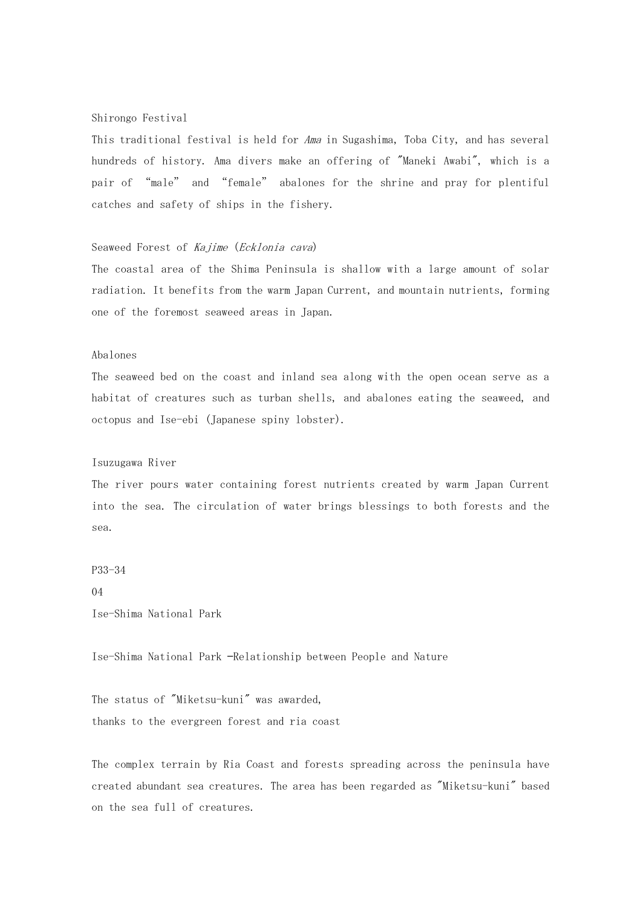Shirongo Festival

This traditional festival is held for *Ama* in Sugashima, Toba City, and has several hundreds of history. Ama divers make an offering of "Maneki Awabi", which is a pair of "male" and "female" abalones for the shrine and pray for plentiful catches and safety of ships in the fishery.

Seaweed Forest of *Kajime* (*Ecklonia cava*)

The coastal area of the Shima Peninsula is shallow with a large amount of solar radiation. It benefits from the warm Japan Current, and mountain nutrients, forming one of the foremost seaweed areas in Japan.

Abalones

The seaweed bed on the coast and inland sea along with the open ocean serve as a habitat of creatures such as turban shells, and abalones eating the seaweed, and octopus and Ise-ebi (Japanese spiny lobster).

Isuzugawa River

The river pours water containing forest nutrients created by warm Japan Current into the sea. The circulation of water brings blessings to both forests and the sea.

P33-34

04

Ise-Shima National Park

## Ise-Shima National Park -Relationship between People and Nature

### The status of "Miketsu-kuni" was awarded, thanks to the evergreen forest and ria coast

The complex terrain by Ria Coast and forests spreading across the peninsula have created abundant sea creatures. The area has been regarded as "Miketsu-kuni" based on the sea full of creatures.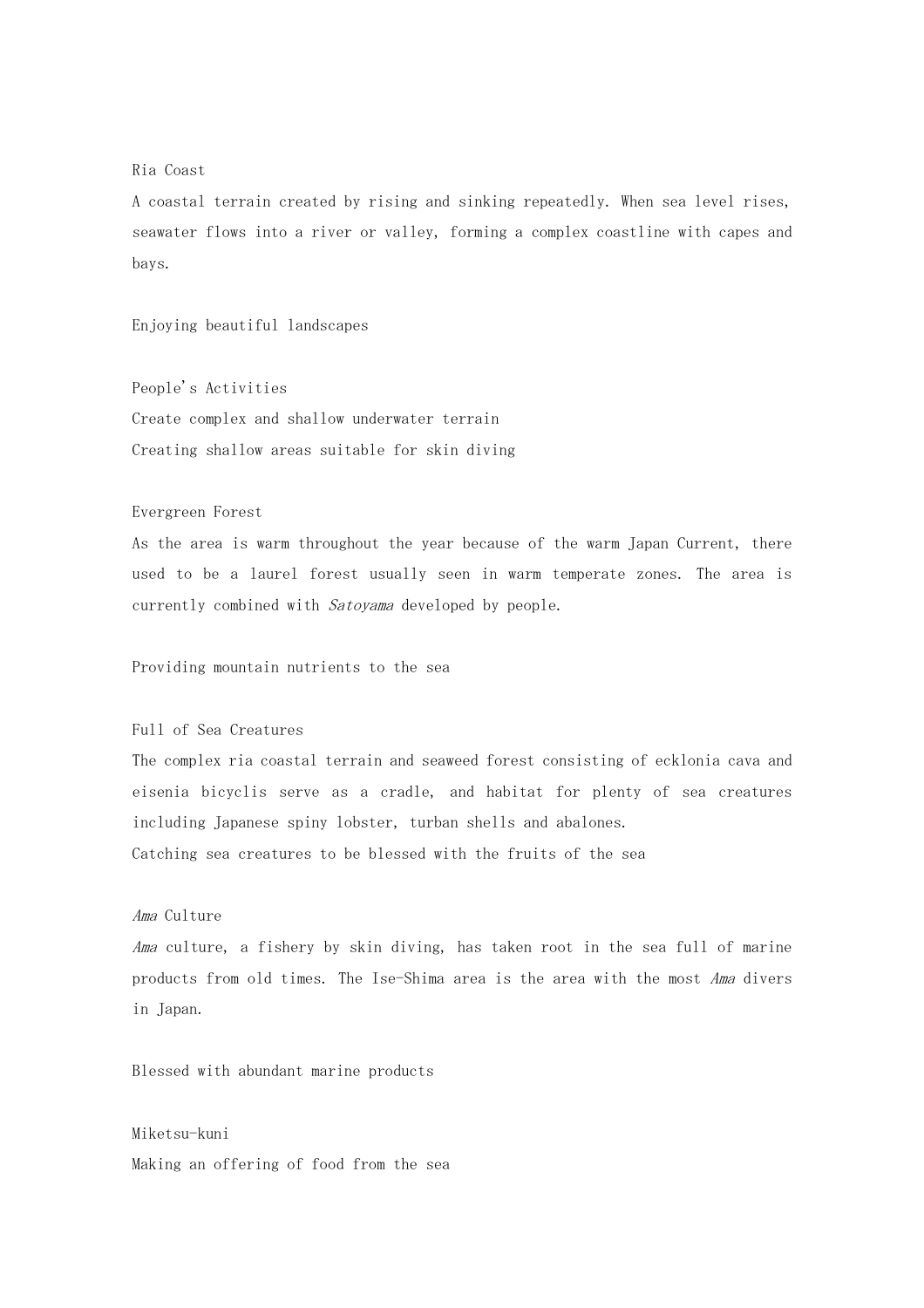## Ria Coast

A coastal terrain created by rising and sinking repeatedly. When sea level rises, seawater flows into a river or valley, forming a complex coastline with capes and bays.

Enjoying beautiful landscapes

## People's Activities

Create complex and shallow underwater terrain

Creating shallow areas suitable for skin diving

## Evergreen Forest

As the area is warm throughout the year because of the warm Japan Current, there used to be a laurel forest usually seen in warm temperate zones. The area is currently combined with *Satoyama* developed by people.

Providing mountain nutrients to the sea

## Full of Sea Creatures

The complex ria coastal terrain and seaweed forest consisting of ecklonia cava and eisenia bicyclis serve as a cradle, and habitat for plenty of sea creatures including Japanese spiny lobster, turban shells and abalones.

Catching sea creatures to be blessed with the fruits of the sea

## *Ama* Culture

*Ama* culture, a fishery by skin diving, has taken root in the sea full of marine products from old times. The Ise-Shima area is the area with the most *Ama* divers in Japan.

Blessed with abundant marine products

## Miketsu-kuni

Making an offering of food from the sea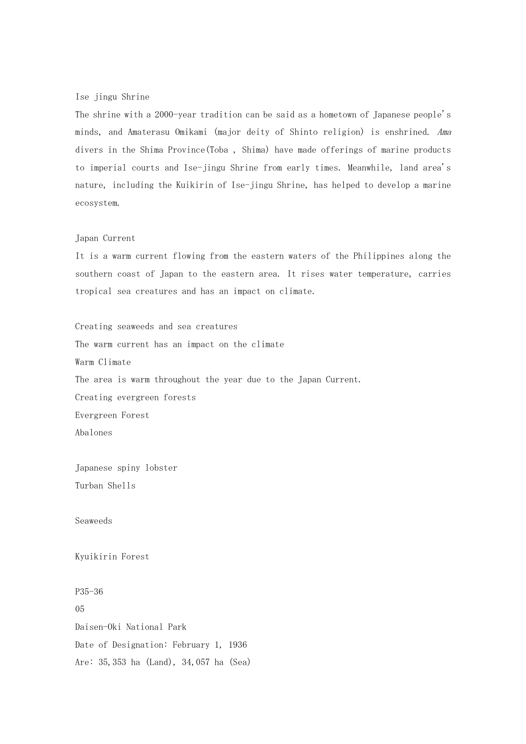### Ise jingu Shrine

The shrine with a 2000-year tradition can be said as a hometown of Japanese people's minds, and Amaterasu Omikami (major deity of Shinto religion) is enshrined. *Ama* divers in the Shima Province(Toba , Shima) have made offerings of marine products to imperial courts and Ise-jingu Shrine from early times. Meanwhile, land area's nature, including the Kuikirin of Ise-jingu Shrine, has helped to develop a marine ecosystem.

### Japan Current

It is a warm current flowing from the eastern waters of the Philippines along the southern coast of Japan to the eastern area. It rises water temperature, carries tropical sea creatures and has an impact on climate.

Creating seaweeds and sea creatures

The warm current has an impact on the climate

### Warm Climate

The area is warm throughout the year due to the Japan Current.

Creating evergreen forests

Evergreen Forest

Abalones

Japanese spiny lobster

Turban Shells

Seaweeds

Kyuikirin Forest

P35-36

05

## Daisen-Oki National Park

Date of Designation: February 1, 1936

Are: 35,353 ha (Land), 34,057 ha (Sea)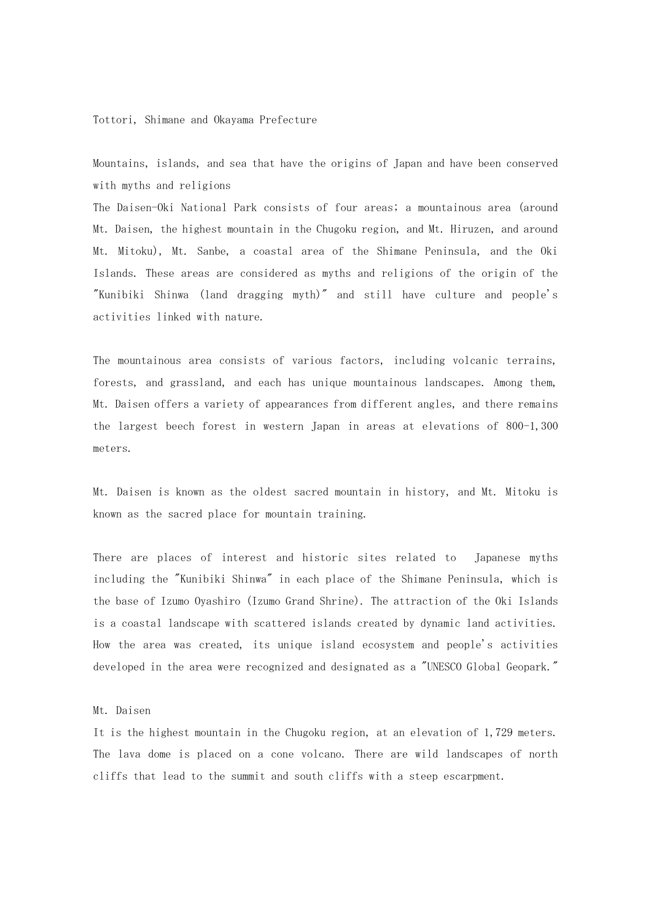Tottori, Shimane and Okayama Prefecture

Mountains, islands, and sea that have the origins of Japan and have been conserved with myths and religions

The Daisen-Oki National Park consists of four areas; a mountainous area (around Mt. Daisen, the highest mountain in the Chugoku region, and Mt. Hiruzen, and around Mt. Mitoku), Mt. Sanbe, a coastal area of the Shimane Peninsula, and the Oki Islands. These areas are considered as myths and religions of the origin of the "Kunibiki Shinwa (land dragging myth)" and still have culture and people's activities linked with nature.

The mountainous area consists of various factors, including volcanic terrains, forests, and grassland, and each has unique mountainous landscapes. Among them, Mt. Daisen offers a variety of appearances from different angles, and there remains the largest beech forest in western Japan in areas at elevations of 800-1,300 meters.

Mt. Daisen is known as the oldest sacred mountain in history, and Mt. Mitoku is known as the sacred place for mountain training.

There are places of interest and historic sites related to Japanese myths including the "Kunibiki Shinwa" in each place of the Shimane Peninsula, which is the base of Izumo Oyashiro (Izumo Grand Shrine). The attraction of the Oki Islands is a coastal landscape with scattered islands created by dynamic land activities. How the area was created, its unique island ecosystem and people's activities developed in the area were recognized and designated as a "UNESCO Global Geopark."

Mt. Daisen

It is the highest mountain in the Chugoku region, at an elevation of 1,729 meters. The lava dome is placed on a cone volcano. There are wild landscapes of north cliffs that lead to the summit and south cliffs with a steep escarpment.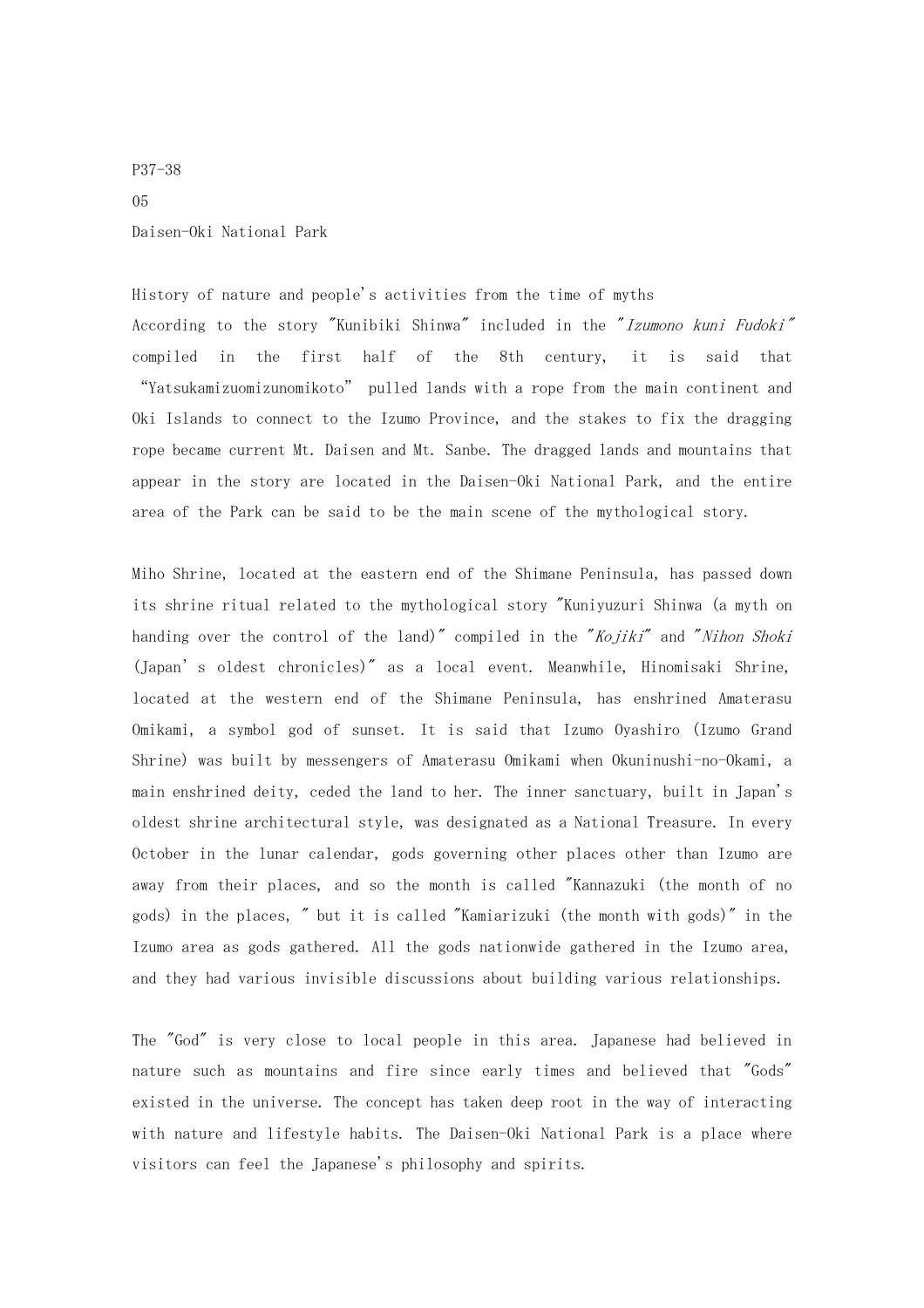P37-38

05

# Daisen-Oki National Park

## History of nature and people's activities from the time of myths

According to the story "Kunibiki Shinwa" included in the "*Izumono kuni Fudoki*" compiled in the first half of the 8th century, it is said that "Yatsukamizuomizunomikoto" pulled lands with a rope from the main continent and Oki Islands to connect to the Izumo Province, and the stakes to fix the dragging rope became current Mt. Daisen and Mt. Sanbe. The dragged lands and mountains that appear in the story are located in the Daisen-Oki National Park, and the entire area of the Park can be said to be the main scene of the mythological story.

Miho Shrine, located at the eastern end of the Shimane Peninsula, has passed down its shrine ritual related to the mythological story "Kuniyuzuri Shinwa (a myth on handing over the control of the land)" compiled in the "*Kojiki*" and "*Nihon Shoki* (Japan's oldest chronicles)" as a local event. Meanwhile, Hinomisaki Shrine, located at the western end of the Shimane Peninsula, has enshrined Amaterasu Omikami, a symbol god of sunset. It is said that Izumo Oyashiro (Izumo Grand Shrine) was built by messengers of Amaterasu Omikami when Okuninushi-no-Okami, a main enshrined deity, ceded the land to her. The inner sanctuary, built in Japan's oldest shrine architectural style, was designated as a National Treasure. In every October in the lunar calendar, gods governing other places other than Izumo are away from their places, and so the month is called "Kannazuki (the month of no gods) in the places, " but it is called "Kamiarizuki (the month with gods)" in the Izumo area as gods gathered. All the gods nationwide gathered in the Izumo area, and they had various invisible discussions about building various relationships.

The "God" is very close to local people in this area. Japanese had believed in nature such as mountains and fire since early times and believed that "Gods" existed in the universe. The concept has taken deep root in the way of interacting with nature and lifestyle habits. The Daisen-Oki National Park is a place where visitors can feel the Japanese's philosophy and spirits.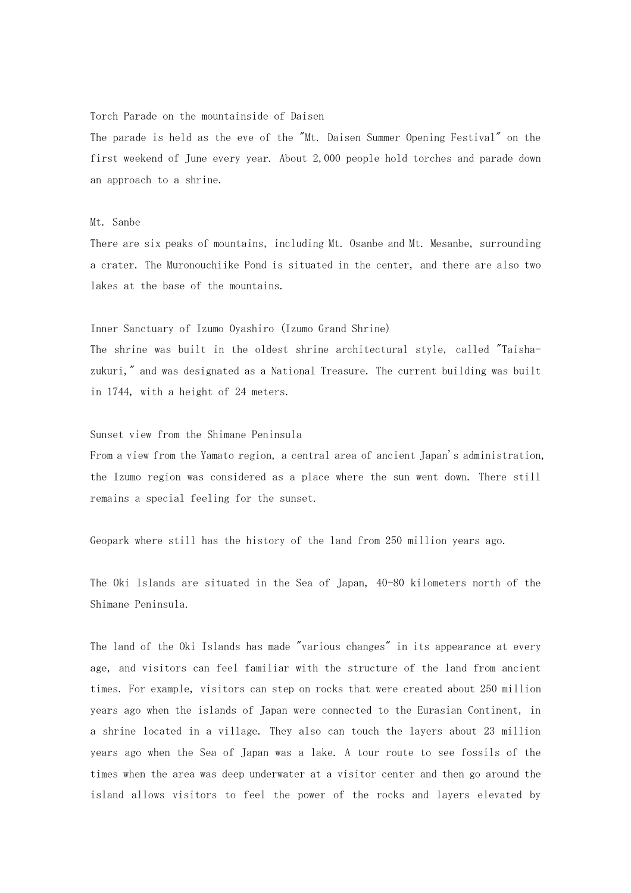Torch Parade on the mountainside of Daisen

The parade is held as the eve of the "Mt. Daisen Summer Opening Festival" on the first weekend of June every year. About 2,000 people hold torches and parade down an approach to a shrine.

Mt. Sanbe

There are six peaks of mountains, including Mt. Osanbe and Mt. Mesanbe, surrounding a crater. The Muronouchiike Pond is situated in the center, and there are also two lakes at the base of the mountains.

Inner Sanctuary of Izumo Oyashiro (Izumo Grand Shrine)

The shrine was built in the oldest shrine architectural style, called "Taisha-zukuri," and was designated as a National Treasure. The current building was built in 1744, with a height of 24 meters.

Sunset view from the Shimane Peninsula

From a view from the Yamato region, a central area of ancient Japan's administration, the Izumo region was considered as a place where the sun went down. There still remains a special feeling for the sunset.

Geopark where still has the history of the land from 250 million years ago.

The Oki Islands are situated in the Sea of Japan, 40-80 kilometers north of the Shimane Peninsula.

The land of the Oki Islands has made "various changes" in its appearance at every age, and visitors can feel familiar with the structure of the land from ancient times. For example, visitors can step on rocks that were created about 250 million years ago when the islands of Japan were connected to the Eurasian Continent, in a shrine located in a village. They also can touch the layers about 23 million years ago when the Sea of Japan was a lake. A tour route to see fossils of the times when the area was deep underwater at a visitor center and then go around the island allows visitors to feel the power of the rocks and layers elevated by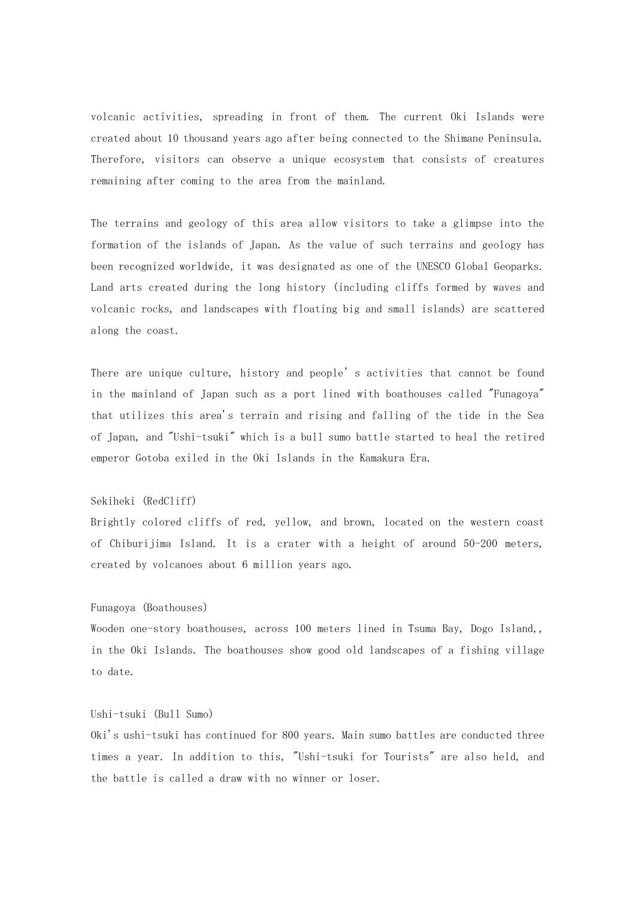volcanic activities, spreading in front of them. The current Oki Islands were created about 10 thousand years ago after being connected to the Shimane Peninsula. Therefore, visitors can observe a unique ecosystem that consists of creatures remaining after coming to the area from the mainland.

The terrains and geology of this area allow visitors to take a glimpse into the formation of the islands of Japan. As the value of such terrains and geology has been recognized worldwide, it was designated as one of the UNESCO Global Geoparks. Land arts created during the long history (including cliffs formed by waves and volcanic rocks, and landscapes with floating big and small islands) are scattered along the coast.

There are unique culture, history and people' s activities that cannot be found in the mainland of Japan such as a port lined with boathouses called "Funagoya" that utilizes this area's terrain and rising and falling of the tide in the Sea of Japan, and "Ushi-tsuki" which is a bull sumo battle started to heal the retired emperor Gotoba exiled in the Oki Islands in the Kamakura Era.

Sekiheki (RedCliff)

Brightly colored cliffs of red, yellow, and brown, located on the western coast of Chiburijima Island. It is a crater with a height of around 50-200 meters, created by volcanoes about 6 million years ago.

Funagoya (Boathouses)

Wooden one-story boathouses, across 100 meters lined in Tsuma Bay, Dogo Island,, in the Oki Islands. The boathouses show good old landscapes of a fishing village to date.

Ushi-tsuki (Bull Sumo)

Oki's ushi-tsuki has continued for 800 years. Main sumo battles are conducted three times a year. In addition to this, "Ushi-tsuki for Tourists" are also held, and the battle is called a draw with no winner or loser.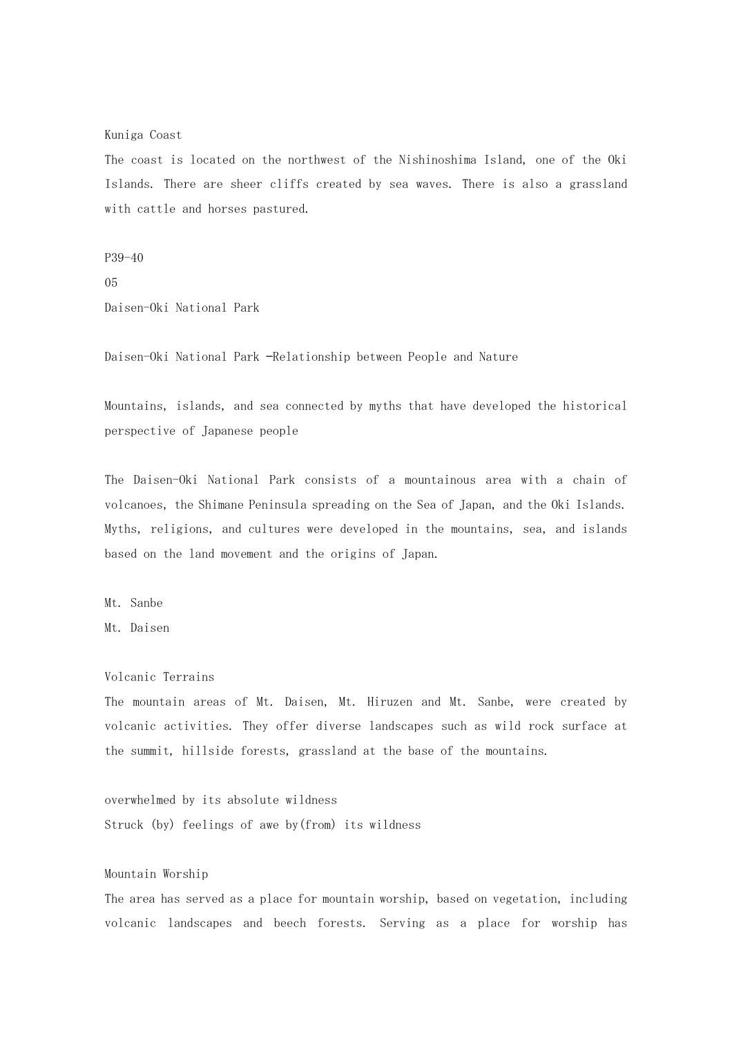Kuniga Coast

The coast is located on the northwest of the Nishinoshima Island, one of the Oki Islands. There are sheer cliffs created by sea waves. There is also a grassland with cattle and horses pastured.

P39-40

05

Daisen-Oki National Park

Daisen-Oki National Park —Relationship between People and Nature

Mountains, islands, and sea connected by myths that have developed the historical perspective of Japanese people

The Daisen-Oki National Park consists of a mountainous area with a chain of volcanoes, the Shimane Peninsula spreading on the Sea of Japan, and the Oki Islands. Myths, religions, and cultures were developed in the mountains, sea, and islands based on the land movement and the origins of Japan.

Mt. Sanbe

Mt. Daisen

Volcanic Terrains

The mountain areas of Mt. Daisen, Mt. Hiruzen and Mt. Sanbe, were created by volcanic activities. They offer diverse landscapes such as wild rock surface at the summit, hillside forests, grassland at the base of the mountains.

overwhelmed by its absolute wildness

Struck (by) feelings of awe by(from) its wildness

Mountain Worship

The area has served as a place for mountain worship, based on vegetation, including volcanic landscapes and beech forests. Serving as a place for worship has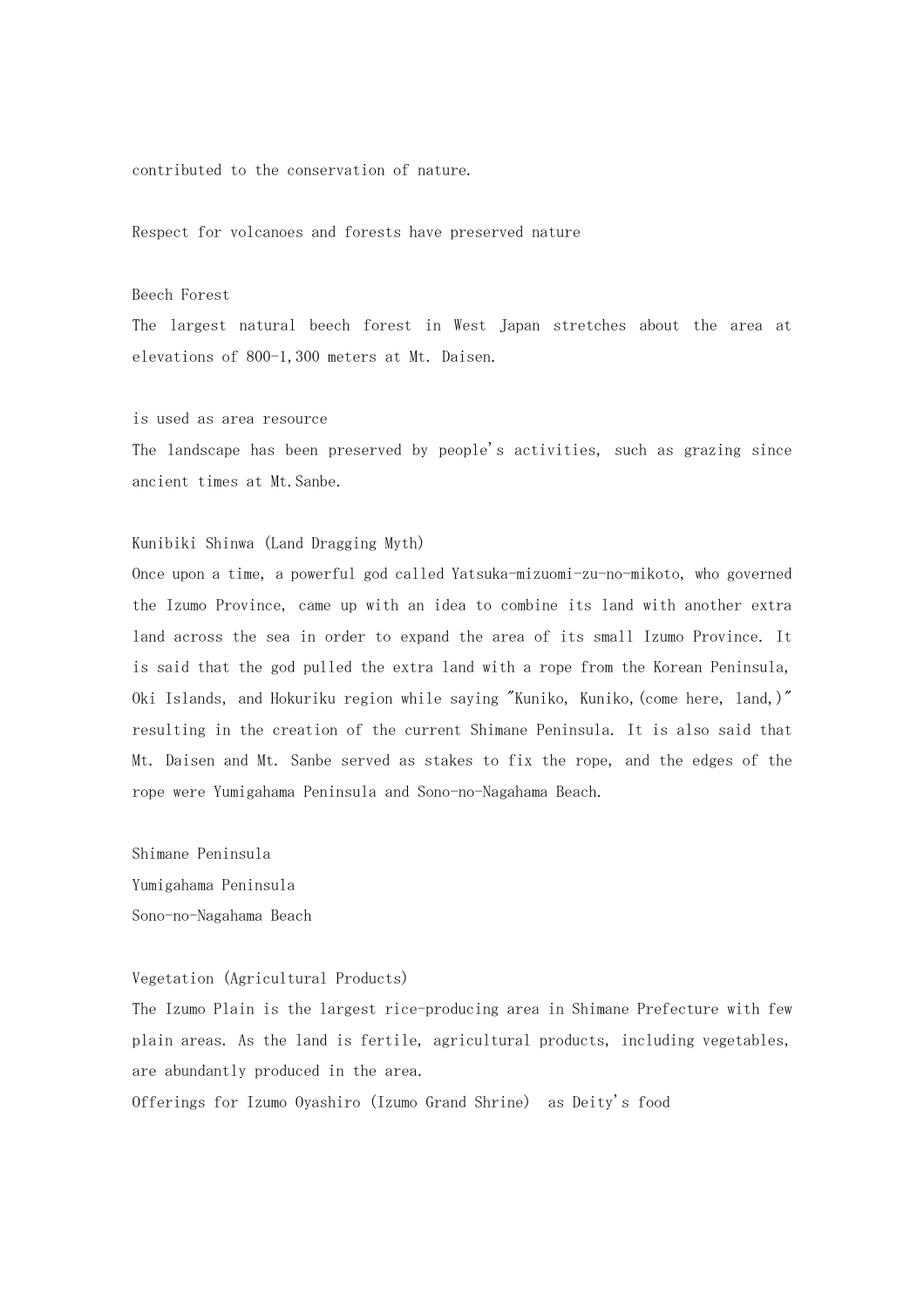contributed to the conservation of nature.

Respect for volcanoes and forests have preserved nature

Beech Forest

The largest natural beech forest in West Japan stretches about the area at elevations of 800-1,300 meters at Mt. Daisen.

is used as area resource

The landscape has been preserved by people's activities, such as grazing since ancient times at Mt.Sanbe.

Kunibiki Shinwa (Land Dragging Myth)

Once upon a time, a powerful god called Yatsuka-mizuomi-zu-no-mikoto, who governed the Izumo Province, came up with an idea to combine its land with another extra land across the sea in order to expand the area of its small Izumo Province. It is said that the god pulled the extra land with a rope from the Korean Peninsula, Oki Islands, and Hokuriku region while saying "Kuniko, Kuniko,(come here, land,)" resulting in the creation of the current Shimane Peninsula. It is also said that Mt. Daisen and Mt. Sanbe served as stakes to fix the rope, and the edges of the rope were Yumigahama Peninsula and Sono-no-Nagahama Beach.

Shimane Peninsula

Yumigahama Peninsula

Sono-no-Nagahama Beach

Vegetation (Agricultural Products)

The Izumo Plain is the largest rice-producing area in Shimane Prefecture with few plain areas. As the land is fertile, agricultural products, including vegetables, are abundantly produced in the area.

Offerings for Izumo Oyashiro (Izumo Grand Shrine) as Deity's food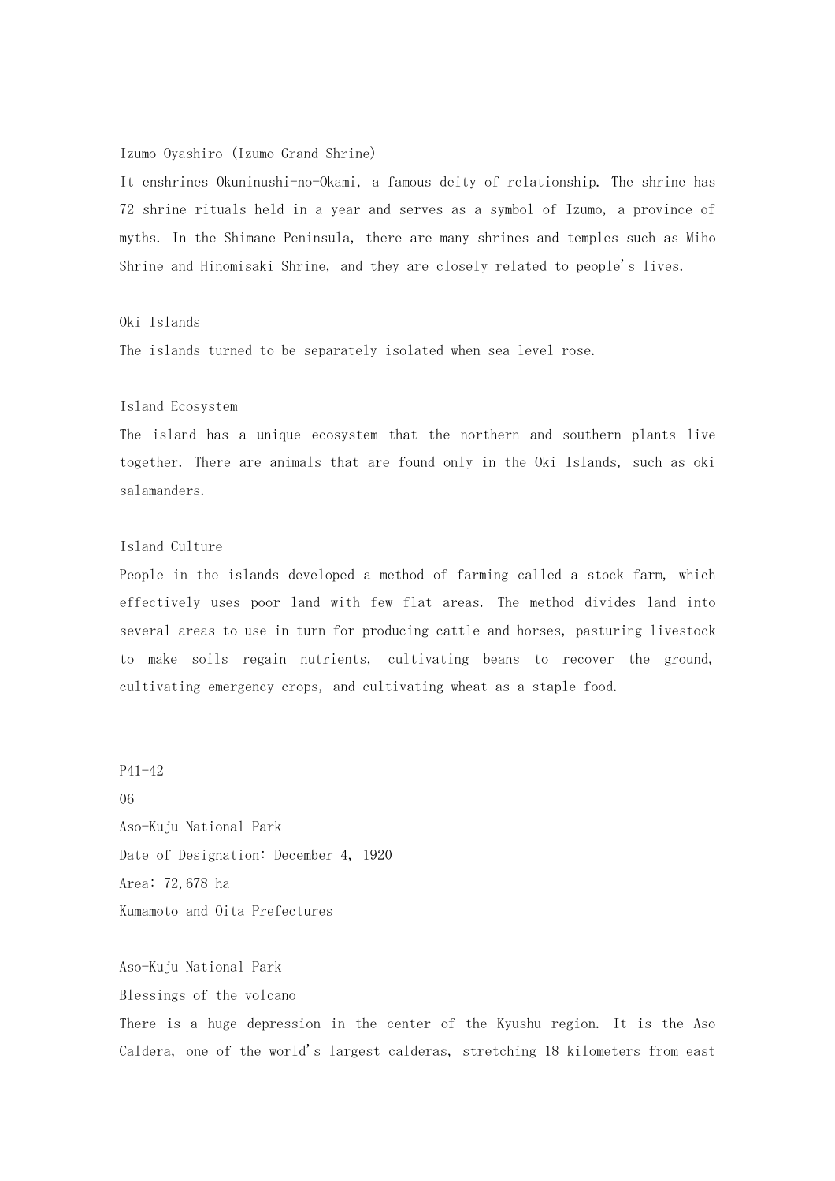### Izumo Oyashiro (Izumo Grand Shrine)

It enshrines Okuninushi-no-Okami, a famous deity of relationship. The shrine has 72 shrine rituals held in a year and serves as a symbol of Izumo, a province of myths. In the Shimane Peninsula, there are many shrines and temples such as Miho Shrine and Hinomisaki Shrine, and they are closely related to people's lives.

### Oki Islands

The islands turned to be separately isolated when sea level rose.

### Island Ecosystem

The island has a unique ecosystem that the northern and southern plants live together. There are animals that are found only in the Oki Islands, such as oki salamanders.

### Island Culture

People in the islands developed a method of farming called a stock farm, which effectively uses poor land with few flat areas. The method divides land into several areas to use in turn for producing cattle and horses, pasturing livestock to make soils regain nutrients, cultivating beans to recover the ground, cultivating emergency crops, and cultivating wheat as a staple food.

P41-42

06

## Aso-Kuju National Park

Date of Designation: December 4, 1920

Area: 72,678 ha

Kumamoto and Oita Prefectures

## Aso-Kuju National Park

### Blessings of the volcano

There is a huge depression in the center of the Kyushu region. It is the Aso Caldera, one of the world's largest calderas, stretching 18 kilometers from east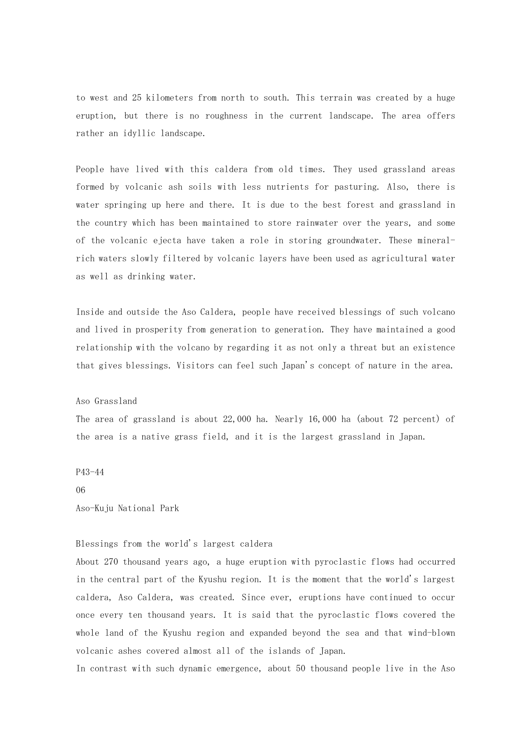to west and 25 kilometers from north to south. This terrain was created by a huge eruption, but there is no roughness in the current landscape. The area offers rather an idyllic landscape.

People have lived with this caldera from old times. They used grassland areas formed by volcanic ash soils with less nutrients for pasturing. Also, there is water springing up here and there. It is due to the best forest and grassland in the country which has been maintained to store rainwater over the years, and some of the volcanic ejecta have taken a role in storing groundwater. These mineral-rich waters slowly filtered by volcanic layers have been used as agricultural water as well as drinking water.

Inside and outside the Aso Caldera, people have received blessings of such volcano and lived in prosperity from generation to generation. They have maintained a good relationship with the volcano by regarding it as not only a threat but an existence that gives blessings. Visitors can feel such Japan's concept of nature in the area.

Aso Grassland

The area of grassland is about 22,000 ha. Nearly 16,000 ha (about 72 percent) of the area is a native grass field, and it is the largest grassland in Japan.

P43-44

06

Aso-Kuju National Park

Blessings from the world's largest caldera

About 270 thousand years ago, a huge eruption with pyroclastic flows had occurred in the central part of the Kyushu region. It is the moment that the world's largest caldera, Aso Caldera, was created. Since ever, eruptions have continued to occur once every ten thousand years. It is said that the pyroclastic flows covered the whole land of the Kyushu region and expanded beyond the sea and that wind-blown volcanic ashes covered almost all of the islands of Japan.

In contrast with such dynamic emergence, about 50 thousand people live in the Aso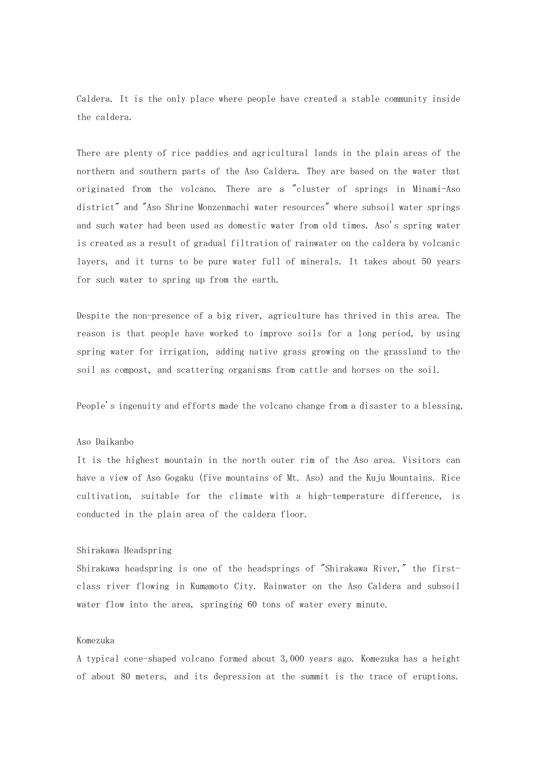Caldera. It is the only place where people have created a stable community inside the caldera.

There are plenty of rice paddies and agricultural lands in the plain areas of the northern and southern parts of the Aso Caldera. They are based on the water that originated from the volcano. There are a "cluster of springs in Minami-Aso district" and "Aso Shrine Monzenmachi water resources" where subsoil water springs and such water had been used as domestic water from old times. Aso's spring water is created as a result of gradual filtration of rainwater on the caldera by volcanic layers, and it turns to be pure water full of minerals. It takes about 50 years for such water to spring up from the earth.

Despite the non-presence of a big river, agriculture has thrived in this area. The reason is that people have worked to improve soils for a long period, by using spring water for irrigation, adding native grass growing on the grassland to the soil as compost, and scattering organisms from cattle and horses on the soil.

People's ingenuity and efforts made the volcano change from a disaster to a blessing.

### Aso Daikanbo

It is the highest mountain in the north outer rim of the Aso area. Visitors can have a view of Aso Gogaku (five mountains of Mt. Aso) and the Kuju Mountains. Rice cultivation, suitable for the climate with a high-temperature difference, is conducted in the plain area of the caldera floor.

### Shirakawa Headspring

Shirakawa headspring is one of the headsprings of "Shirakawa River," the first-class river flowing in Kumamoto City. Rainwater on the Aso Caldera and subsoil water flow into the area, springing 60 tons of water every minute.

### Komezuka

A typical cone-shaped volcano formed about 3,000 years ago. Komezuka has a height of about 80 meters, and its depression at the summit is the trace of eruptions.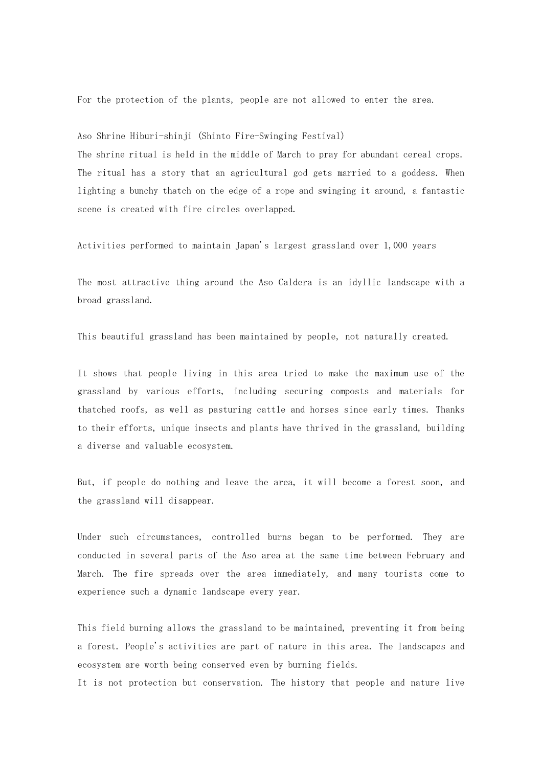For the protection of the plants, people are not allowed to enter the area.

## Aso Shrine Hiburi-shinji (Shinto Fire-Swinging Festival)

The shrine ritual is held in the middle of March to pray for abundant cereal crops. The ritual has a story that an agricultural god gets married to a goddess. When lighting a bunchy thatch on the edge of a rope and swinging it around, a fantastic scene is created with fire circles overlapped.

## Activities performed to maintain Japan's largest grassland over 1,000 years

The most attractive thing around the Aso Caldera is an idyllic landscape with a broad grassland.

This beautiful grassland has been maintained by people, not naturally created.

It shows that people living in this area tried to make the maximum use of the grassland by various efforts, including securing composts and materials for thatched roofs, as well as pasturing cattle and horses since early times. Thanks to their efforts, unique insects and plants have thrived in the grassland, building a diverse and valuable ecosystem.

But, if people do nothing and leave the area, it will become a forest soon, and the grassland will disappear.

Under such circumstances, controlled burns began to be performed. They are conducted in several parts of the Aso area at the same time between February and March. The fire spreads over the area immediately, and many tourists come to experience such a dynamic landscape every year.

This field burning allows the grassland to be maintained, preventing it from being a forest. People's activities are part of nature in this area. The landscapes and ecosystem are worth being conserved even by burning fields.
It is not protection but conservation. The history that people and nature live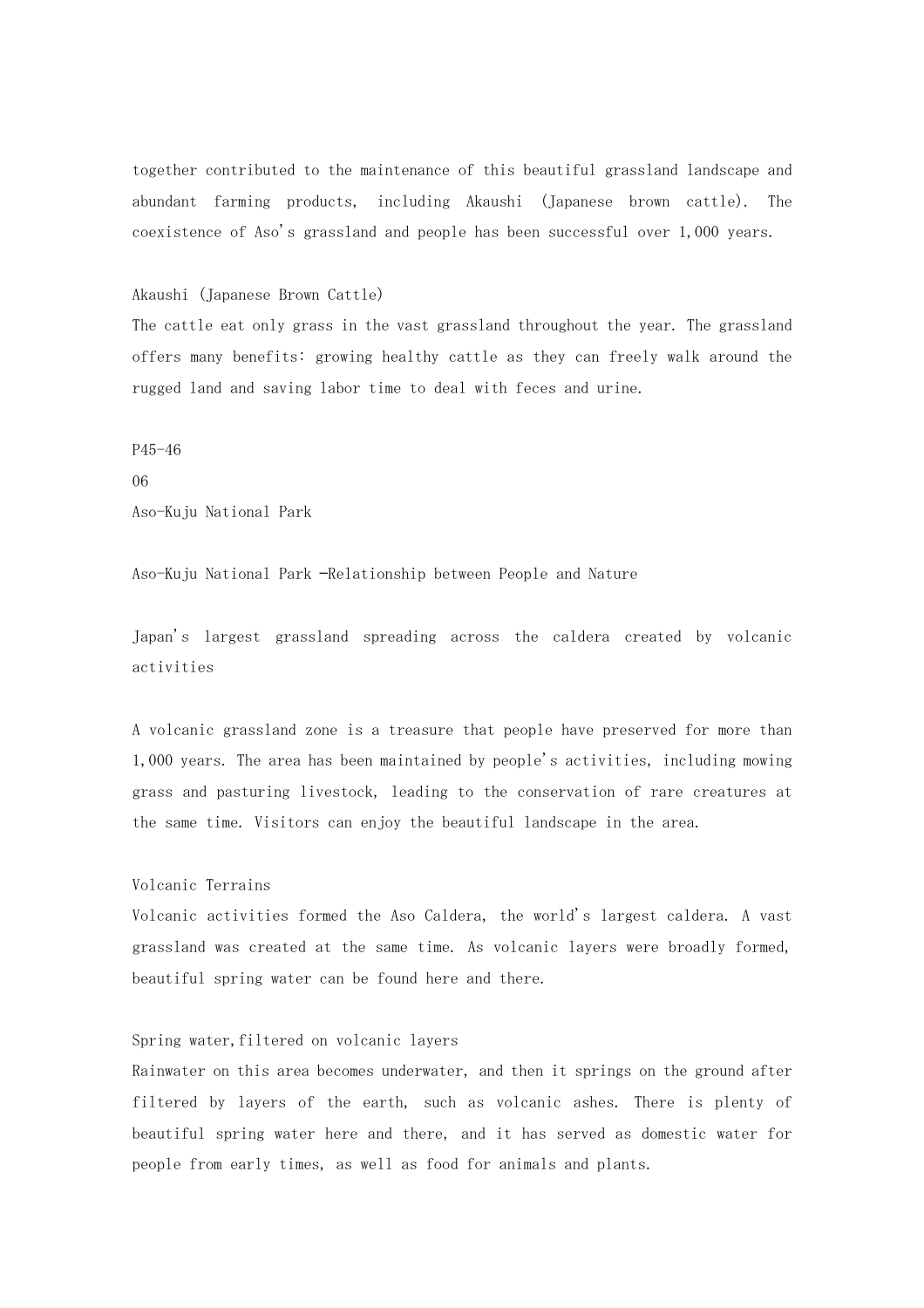together contributed to the maintenance of this beautiful grassland landscape and abundant farming products, including Akaushi (Japanese brown cattle). The coexistence of Aso's grassland and people has been successful over 1,000 years.

Akaushi (Japanese Brown Cattle)
The cattle eat only grass in the vast grassland throughout the year. The grassland offers many benefits: growing healthy cattle as they can freely walk around the rugged land and saving labor time to deal with feces and urine.

P45-46
06
Aso-Kuju National Park

Aso-Kuju National Park -Relationship between People and Nature

Japan's largest grassland spreading across the caldera created by volcanic activities

A volcanic grassland zone is a treasure that people have preserved for more than 1,000 years. The area has been maintained by people's activities, including mowing grass and pasturing livestock, leading to the conservation of rare creatures at the same time. Visitors can enjoy the beautiful landscape in the area.

Volcanic Terrains
Volcanic activities formed the Aso Caldera, the world's largest caldera. A vast grassland was created at the same time. As volcanic layers were broadly formed, beautiful spring water can be found here and there.

Spring water,filtered on volcanic layers
Rainwater on this area becomes underwater, and then it springs on the ground after filtered by layers of the earth, such as volcanic ashes. There is plenty of beautiful spring water here and there, and it has served as domestic water for people from early times, as well as food for animals and plants.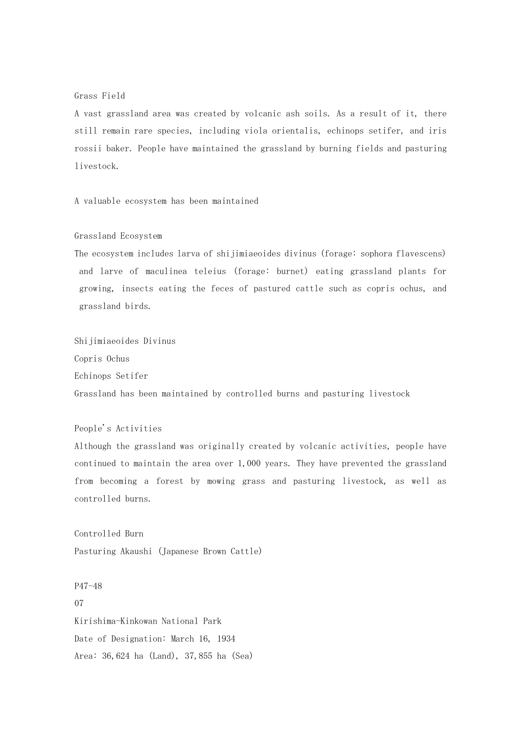Grass Field

A vast grassland area was created by volcanic ash soils. As a result of it, there still remain rare species, including viola orientalis, echinops setifer, and iris rossii baker. People have maintained the grassland by burning fields and pasturing livestock.

A valuable ecosystem has been maintained

Grassland Ecosystem

The ecosystem includes larva of shijimiaeoides divinus (forage: sophora flavescens) and larve of maculinea teleius (forage: burnet) eating grassland plants for growing, insects eating the feces of pastured cattle such as copris ochus, and grassland birds.

Shijimiaeoides Divinus

Copris Ochus

Echinops Setifer

Grassland has been maintained by controlled burns and pasturing livestock

People's Activities

Although the grassland was originally created by volcanic activities, people have continued to maintain the area over 1,000 years. They have prevented the grassland from becoming a forest by mowing grass and pasturing livestock, as well as controlled burns.

Controlled Burn

Pasturing Akaushi (Japanese Brown Cattle)

P47-48

07

Kirishima-Kinkowan National Park

Date of Designation: March 16, 1934

Area: 36,624 ha (Land), 37,855 ha (Sea)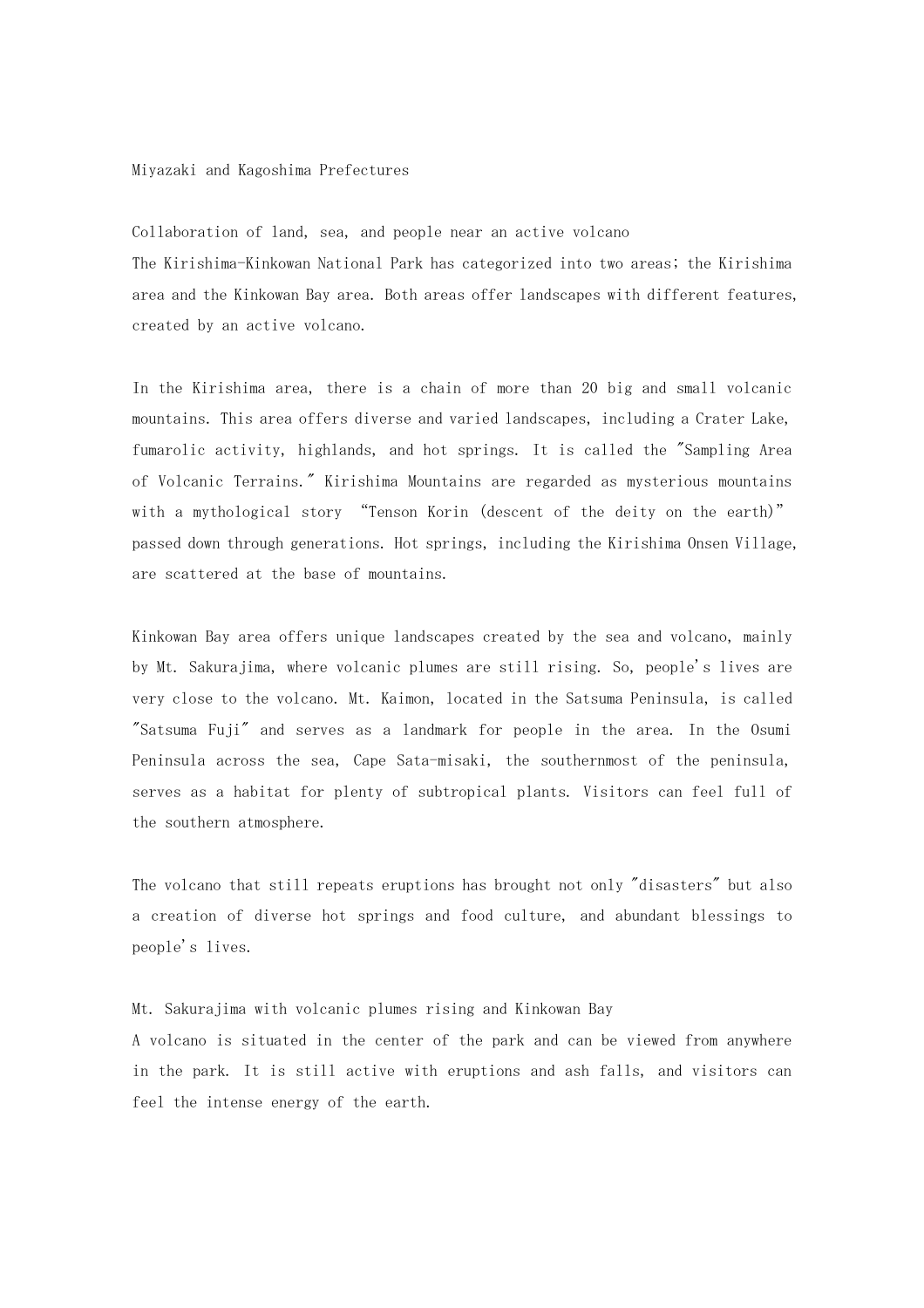## Miyazaki and Kagoshima Prefectures

### Collaboration of land, sea, and people near an active volcano

The Kirishima-Kinkowan National Park has categorized into two areas; the Kirishima area and the Kinkowan Bay area. Both areas offer landscapes with different features, created by an active volcano.

In the Kirishima area, there is a chain of more than 20 big and small volcanic mountains. This area offers diverse and varied landscapes, including a Crater Lake, fumarolic activity, highlands, and hot springs. It is called the "Sampling Area of Volcanic Terrains." Kirishima Mountains are regarded as mysterious mountains with a mythological story "Tenson Korin (descent of the deity on the earth)" passed down through generations. Hot springs, including the Kirishima Onsen Village, are scattered at the base of mountains.

Kinkowan Bay area offers unique landscapes created by the sea and volcano, mainly by Mt. Sakurajima, where volcanic plumes are still rising. So, people's lives are very close to the volcano. Mt. Kaimon, located in the Satsuma Peninsula, is called "Satsuma Fuji" and serves as a landmark for people in the area. In the Osumi Peninsula across the sea, Cape Sata-misaki, the southernmost of the peninsula, serves as a habitat for plenty of subtropical plants. Visitors can feel full of the southern atmosphere.

The volcano that still repeats eruptions has brought not only "disasters" but also a creation of diverse hot springs and food culture, and abundant blessings to people's lives.

### Mt. Sakurajima with volcanic plumes rising and Kinkowan Bay

A volcano is situated in the center of the park and can be viewed from anywhere in the park. It is still active with eruptions and ash falls, and visitors can feel the intense energy of the earth.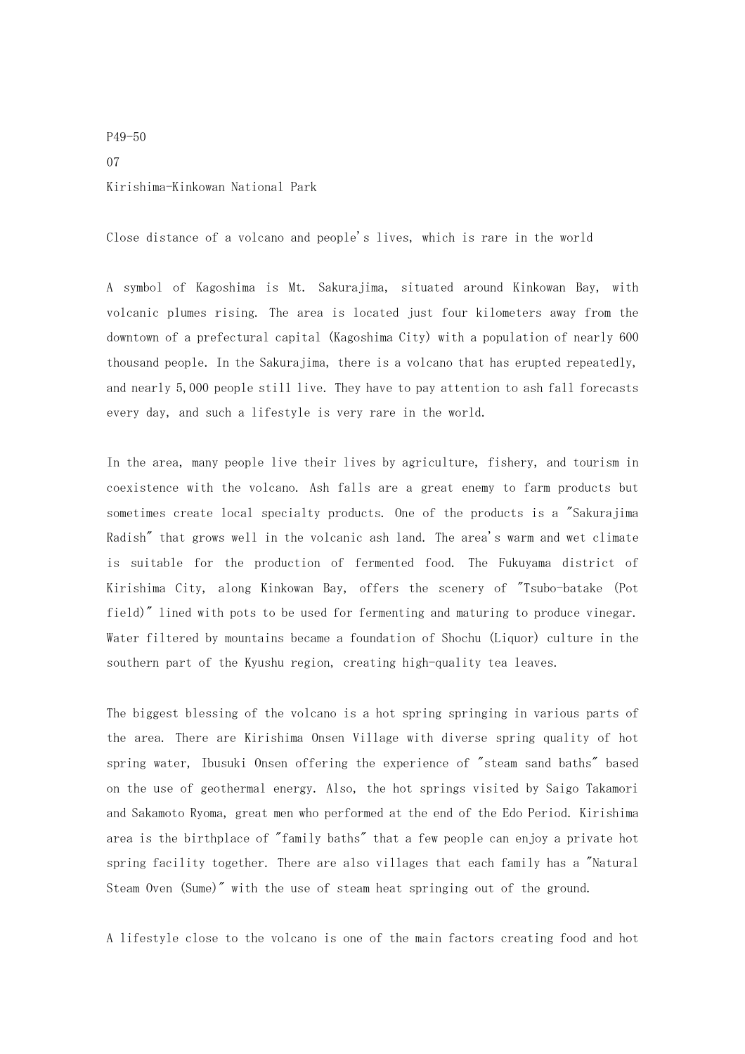P49-50

07

# Kirishima-Kinkowan National Park

## Close distance of a volcano and people's lives, which is rare in the world

A symbol of Kagoshima is Mt. Sakurajima, situated around Kinkowan Bay, with volcanic plumes rising. The area is located just four kilometers away from the downtown of a prefectural capital (Kagoshima City) with a population of nearly 600 thousand people. In the Sakurajima, there is a volcano that has erupted repeatedly, and nearly 5,000 people still live. They have to pay attention to ash fall forecasts every day, and such a lifestyle is very rare in the world.

In the area, many people live their lives by agriculture, fishery, and tourism in coexistence with the volcano. Ash falls are a great enemy to farm products but sometimes create local specialty products. One of the products is a "Sakurajima Radish" that grows well in the volcanic ash land. The area's warm and wet climate is suitable for the production of fermented food. The Fukuyama district of Kirishima City, along Kinkowan Bay, offers the scenery of "Tsubo-batake (Pot field)" lined with pots to be used for fermenting and maturing to produce vinegar. Water filtered by mountains became a foundation of Shochu (Liquor) culture in the southern part of the Kyushu region, creating high-quality tea leaves.

The biggest blessing of the volcano is a hot spring springing in various parts of the area. There are Kirishima Onsen Village with diverse spring quality of hot spring water, Ibusuki Onsen offering the experience of "steam sand baths" based on the use of geothermal energy. Also, the hot springs visited by Saigo Takamori and Sakamoto Ryoma, great men who performed at the end of the Edo Period. Kirishima area is the birthplace of "family baths" that a few people can enjoy a private hot spring facility together. There are also villages that each family has a "Natural Steam Oven (Sume)" with the use of steam heat springing out of the ground.

A lifestyle close to the volcano is one of the main factors creating food and hot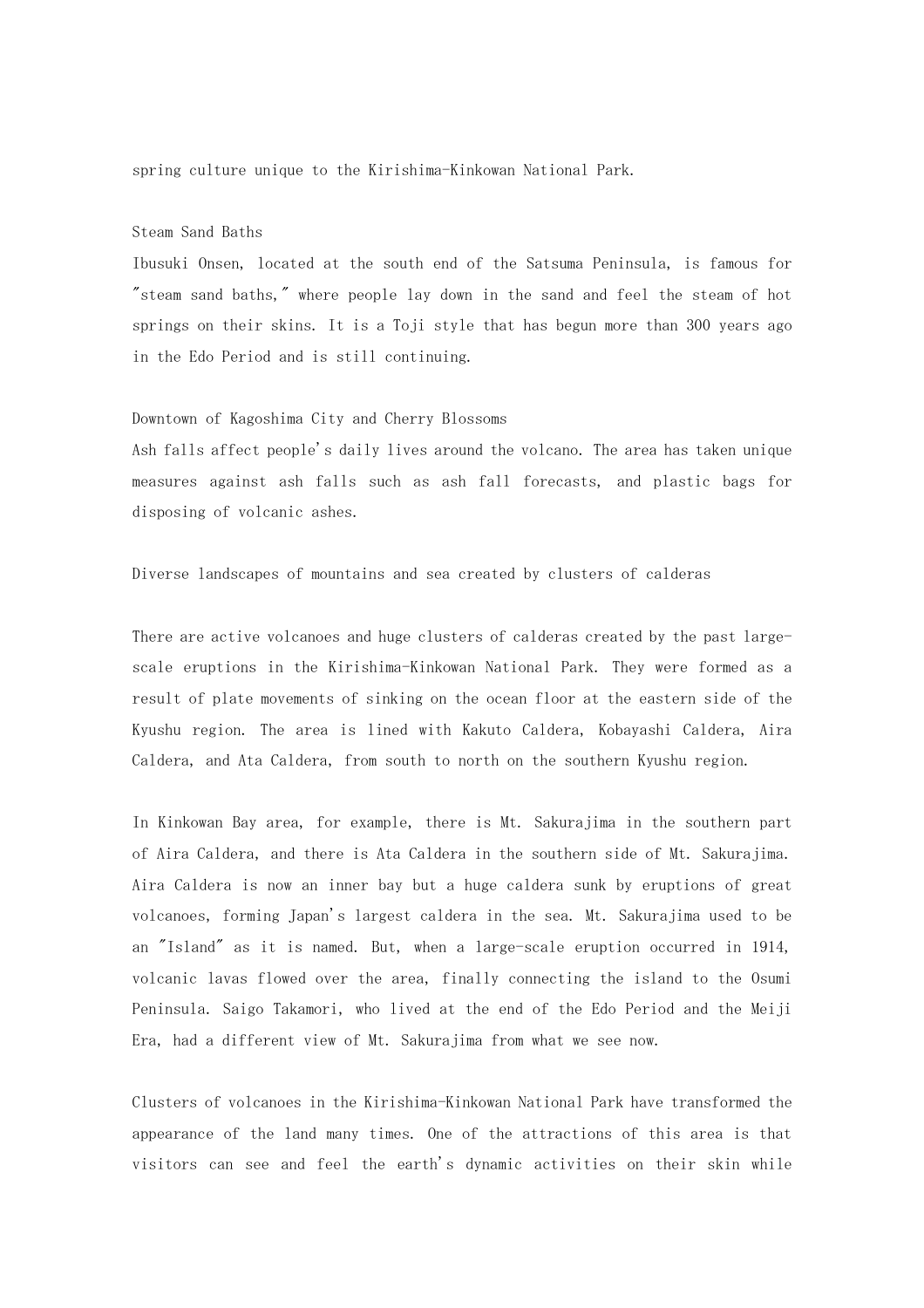spring culture unique to the Kirishima-Kinkowan National Park.

### Steam Sand Baths

Ibusuki Onsen, located at the south end of the Satsuma Peninsula, is famous for "steam sand baths," where people lay down in the sand and feel the steam of hot springs on their skins. It is a Toji style that has begun more than 300 years ago in the Edo Period and is still continuing.

### Downtown of Kagoshima City and Cherry Blossoms

Ash falls affect people's daily lives around the volcano. The area has taken unique measures against ash falls such as ash fall forecasts, and plastic bags for disposing of volcanic ashes.

## Diverse landscapes of mountains and sea created by clusters of calderas

There are active volcanoes and huge clusters of calderas created by the past large-scale eruptions in the Kirishima-Kinkowan National Park. They were formed as a result of plate movements of sinking on the ocean floor at the eastern side of the Kyushu region. The area is lined with Kakuto Caldera, Kobayashi Caldera, Aira Caldera, and Ata Caldera, from south to north on the southern Kyushu region.

In Kinkowan Bay area, for example, there is Mt. Sakurajima in the southern part of Aira Caldera, and there is Ata Caldera in the southern side of Mt. Sakurajima. Aira Caldera is now an inner bay but a huge caldera sunk by eruptions of great volcanoes, forming Japan's largest caldera in the sea. Mt. Sakurajima used to be an "Island" as it is named. But, when a large-scale eruption occurred in 1914, volcanic lavas flowed over the area, finally connecting the island to the Osumi Peninsula. Saigo Takamori, who lived at the end of the Edo Period and the Meiji Era, had a different view of Mt. Sakurajima from what we see now.

Clusters of volcanoes in the Kirishima-Kinkowan National Park have transformed the appearance of the land many times. One of the attractions of this area is that visitors can see and feel the earth's dynamic activities on their skin while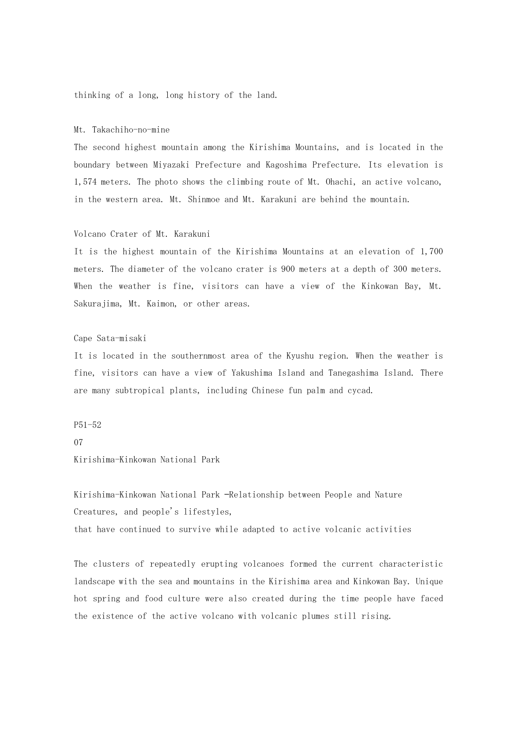thinking of a long, long history of the land.

### Mt. Takachiho-no-mine

The second highest mountain among the Kirishima Mountains, and is located in the boundary between Miyazaki Prefecture and Kagoshima Prefecture. Its elevation is 1,574 meters. The photo shows the climbing route of Mt. Ohachi, an active volcano, in the western area. Mt. Shinmoe and Mt. Karakuni are behind the mountain.

### Volcano Crater of Mt. Karakuni

It is the highest mountain of the Kirishima Mountains at an elevation of 1,700 meters. The diameter of the volcano crater is 900 meters at a depth of 300 meters. When the weather is fine, visitors can have a view of the Kinkowan Bay, Mt. Sakurajima, Mt. Kaimon, or other areas.

### Cape Sata-misaki

It is located in the southernmost area of the Kyushu region. When the weather is fine, visitors can have a view of Yakushima Island and Tanegashima Island. There are many subtropical plants, including Chinese fun palm and cycad.

P51-52

07

# Kirishima-Kinkowan National Park

## Kirishima-Kinkowan National Park –Relationship between People and Nature

Creatures, and people's lifestyles,
that have continued to survive while adapted to active volcanic activities

The clusters of repeatedly erupting volcanoes formed the current characteristic landscape with the sea and mountains in the Kirishima area and Kinkowan Bay. Unique hot spring and food culture were also created during the time people have faced the existence of the active volcano with volcanic plumes still rising.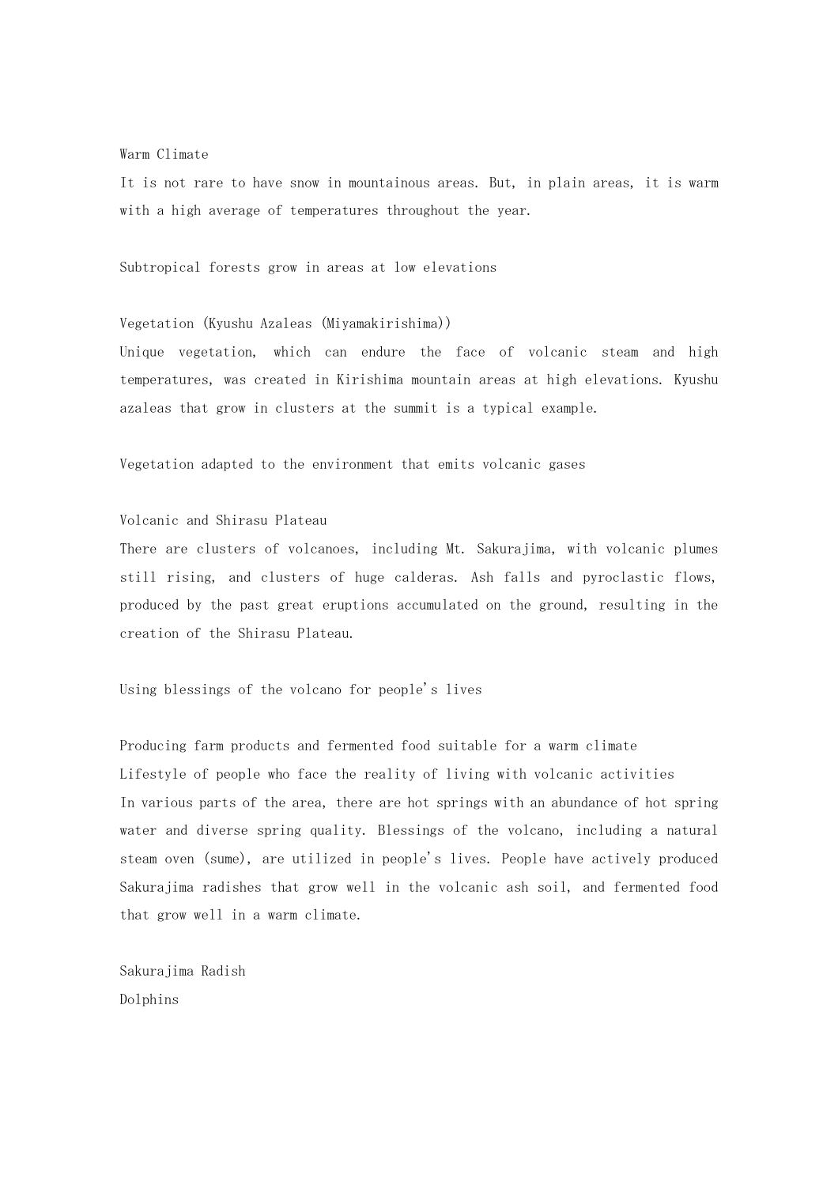Warm Climate

It is not rare to have snow in mountainous areas. But, in plain areas, it is warm with a high average of temperatures throughout the year.

Subtropical forests grow in areas at low elevations

Vegetation (Kyushu Azaleas (Miyamakirishima))

Unique vegetation, which can endure the face of volcanic steam and high temperatures, was created in Kirishima mountain areas at high elevations. Kyushu azaleas that grow in clusters at the summit is a typical example.

Vegetation adapted to the environment that emits volcanic gases

Volcanic and Shirasu Plateau

There are clusters of volcanoes, including Mt. Sakurajima, with volcanic plumes still rising, and clusters of huge calderas. Ash falls and pyroclastic flows, produced by the past great eruptions accumulated on the ground, resulting in the creation of the Shirasu Plateau.

Using blessings of the volcano for people's lives

Producing farm products and fermented food suitable for a warm climate

Lifestyle of people who face the reality of living with volcanic activities

In various parts of the area, there are hot springs with an abundance of hot spring water and diverse spring quality. Blessings of the volcano, including a natural steam oven (sume), are utilized in people's lives. People have actively produced Sakurajima radishes that grow well in the volcanic ash soil, and fermented food that grow well in a warm climate.

Sakurajima Radish

Dolphins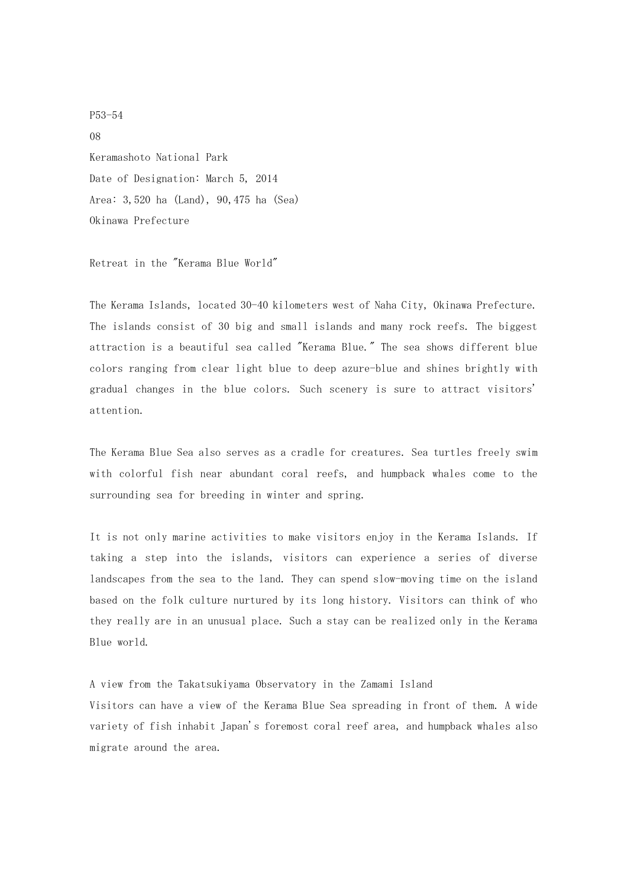P53-54

08

# Keramashoto National Park

Date of Designation: March 5, 2014

Area: 3,520 ha (Land), 90,475 ha (Sea)

Okinawa Prefecture

## Retreat in the "Kerama Blue World"

The Kerama Islands, located 30-40 kilometers west of Naha City, Okinawa Prefecture. The islands consist of 30 big and small islands and many rock reefs. The biggest attraction is a beautiful sea called "Kerama Blue." The sea shows different blue colors ranging from clear light blue to deep azure-blue and shines brightly with gradual changes in the blue colors. Such scenery is sure to attract visitors' attention.

The Kerama Blue Sea also serves as a cradle for creatures. Sea turtles freely swim with colorful fish near abundant coral reefs, and humpback whales come to the surrounding sea for breeding in winter and spring.

It is not only marine activities to make visitors enjoy in the Kerama Islands. If taking a step into the islands, visitors can experience a series of diverse landscapes from the sea to the land. They can spend slow-moving time on the island based on the folk culture nurtured by its long history. Visitors can think of who they really are in an unusual place. Such a stay can be realized only in the Kerama Blue world.

A view from the Takatsukiyama Observatory in the Zamami Island

Visitors can have a view of the Kerama Blue Sea spreading in front of them. A wide variety of fish inhabit Japan's foremost coral reef area, and humpback whales also migrate around the area.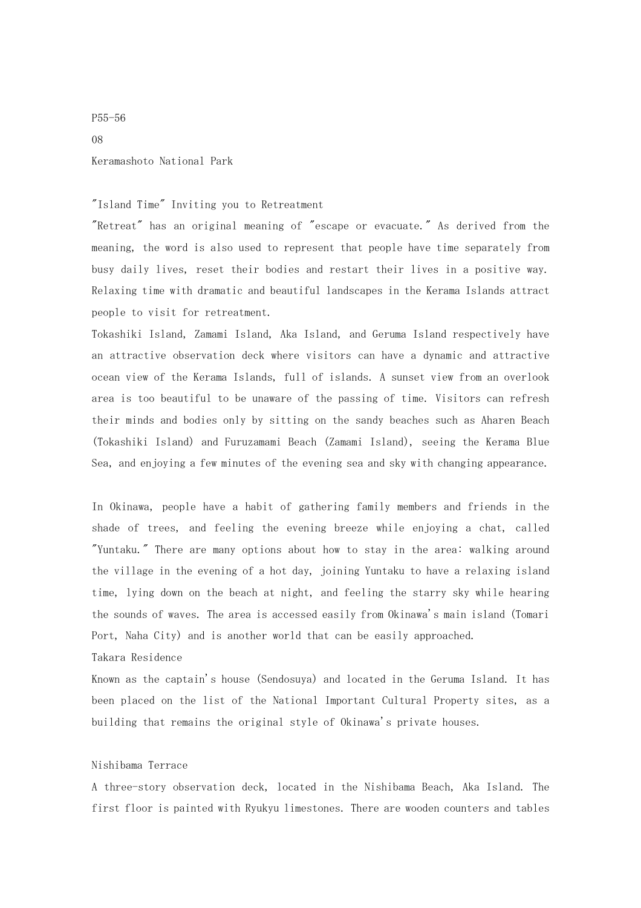P55-56

08

Keramashoto National Park

"Island Time" Inviting you to Retreatment

"Retreat" has an original meaning of "escape or evacuate." As derived from the meaning, the word is also used to represent that people have time separately from busy daily lives, reset their bodies and restart their lives in a positive way. Relaxing time with dramatic and beautiful landscapes in the Kerama Islands attract people to visit for retreatment.

Tokashiki Island, Zamami Island, Aka Island, and Geruma Island respectively have an attractive observation deck where visitors can have a dynamic and attractive ocean view of the Kerama Islands, full of islands. A sunset view from an overlook area is too beautiful to be unaware of the passing of time. Visitors can refresh their minds and bodies only by sitting on the sandy beaches such as Aharen Beach (Tokashiki Island) and Furuzamami Beach (Zamami Island), seeing the Kerama Blue Sea, and enjoying a few minutes of the evening sea and sky with changing appearance.

In Okinawa, people have a habit of gathering family members and friends in the shade of trees, and feeling the evening breeze while enjoying a chat, called "Yuntaku." There are many options about how to stay in the area: walking around the village in the evening of a hot day, joining Yuntaku to have a relaxing island time, lying down on the beach at night, and feeling the starry sky while hearing the sounds of waves. The area is accessed easily from Okinawa's main island (Tomari Port, Naha City) and is another world that can be easily approached.

Takara Residence

Known as the captain's house (Sendosuya) and located in the Geruma Island. It has been placed on the list of the National Important Cultural Property sites, as a building that remains the original style of Okinawa's private houses.

Nishibama Terrace

A three-story observation deck, located in the Nishibama Beach, Aka Island. The first floor is painted with Ryukyu limestones. There are wooden counters and tables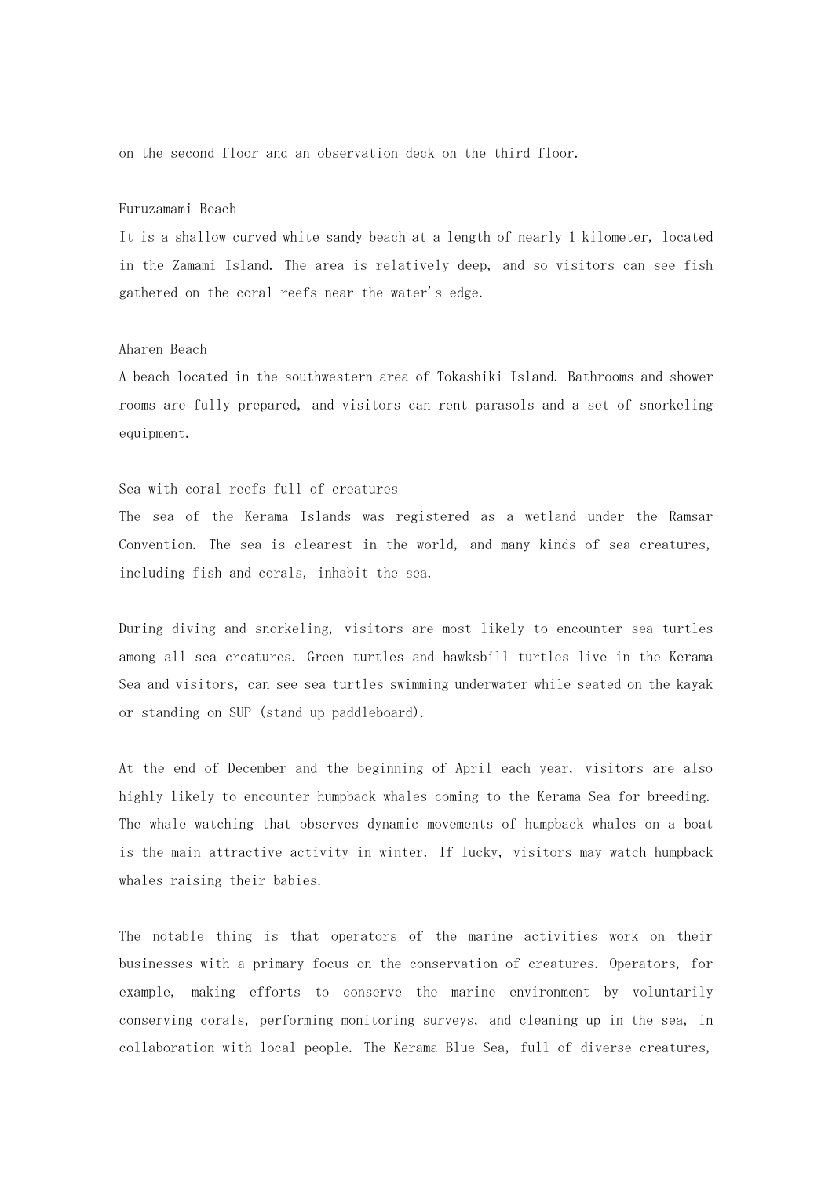on the second floor and an observation deck on the third floor.

### Furuzamami Beach

It is a shallow curved white sandy beach at a length of nearly 1 kilometer, located in the Zamami Island. The area is relatively deep, and so visitors can see fish gathered on the coral reefs near the water's edge.

### Aharen Beach

A beach located in the southwestern area of Tokashiki Island. Bathrooms and shower rooms are fully prepared, and visitors can rent parasols and a set of snorkeling equipment.

### Sea with coral reefs full of creatures

The sea of the Kerama Islands was registered as a wetland under the Ramsar Convention. The sea is clearest in the world, and many kinds of sea creatures, including fish and corals, inhabit the sea.

During diving and snorkeling, visitors are most likely to encounter sea turtles among all sea creatures. Green turtles and hawksbill turtles live in the Kerama Sea and visitors, can see sea turtles swimming underwater while seated on the kayak or standing on SUP (stand up paddleboard).

At the end of December and the beginning of April each year, visitors are also highly likely to encounter humpback whales coming to the Kerama Sea for breeding. The whale watching that observes dynamic movements of humpback whales on a boat is the main attractive activity in winter. If lucky, visitors may watch humpback whales raising their babies.

The notable thing is that operators of the marine activities work on their businesses with a primary focus on the conservation of creatures. Operators, for example, making efforts to conserve the marine environment by voluntarily conserving corals, performing monitoring surveys, and cleaning up in the sea, in collaboration with local people. The Kerama Blue Sea, full of diverse creatures,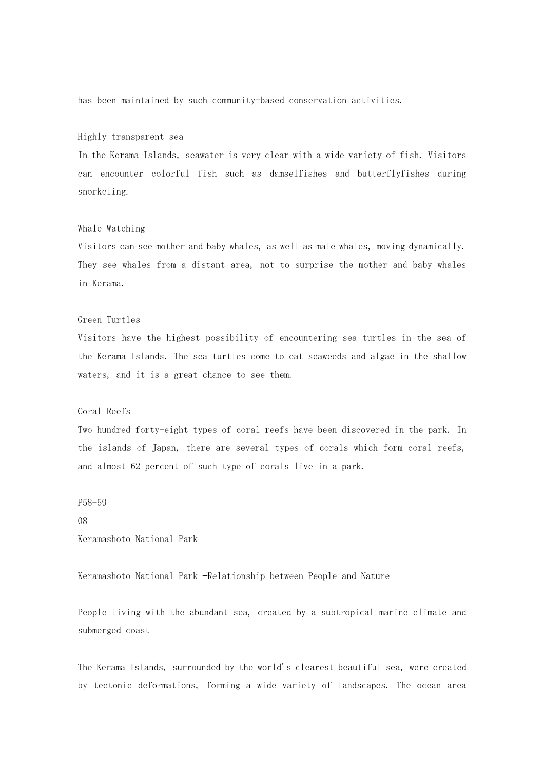has been maintained by such community-based conservation activities.

### Highly transparent sea

In the Kerama Islands, seawater is very clear with a wide variety of fish. Visitors can encounter colorful fish such as damselfishes and butterflyfishes during snorkeling.

### Whale Watching

Visitors can see mother and baby whales, as well as male whales, moving dynamically. They see whales from a distant area, not to surprise the mother and baby whales in Kerama.

### Green Turtles

Visitors have the highest possibility of encountering sea turtles in the sea of the Kerama Islands. The sea turtles come to eat seaweeds and algae in the shallow waters, and it is a great chance to see them.

### Coral Reefs

Two hundred forty-eight types of coral reefs have been discovered in the park. In the islands of Japan, there are several types of corals which form coral reefs, and almost 62 percent of such type of corals live in a park.

P58-59

08

Keramashoto National Park

## Keramashoto National Park -Relationship between People and Nature

People living with the abundant sea, created by a subtropical marine climate and submerged coast

The Kerama Islands, surrounded by the world's clearest beautiful sea, were created by tectonic deformations, forming a wide variety of landscapes. The ocean area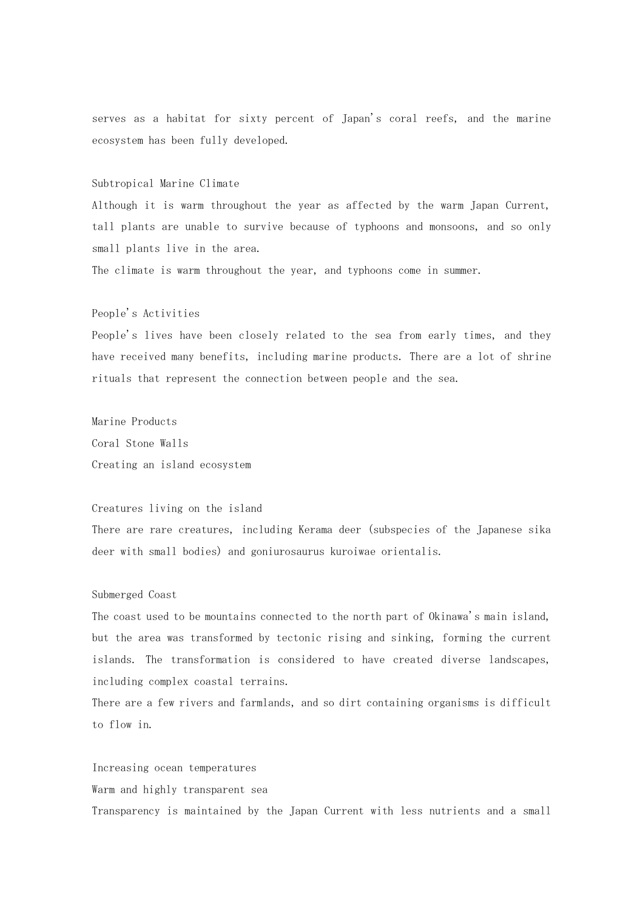serves as a habitat for sixty percent of Japan's coral reefs, and the marine ecosystem has been fully developed.

### Subtropical Marine Climate

Although it is warm throughout the year as affected by the warm Japan Current, tall plants are unable to survive because of typhoons and monsoons, and so only small plants live in the area.

The climate is warm throughout the year, and typhoons come in summer.

### People's Activities

People's lives have been closely related to the sea from early times, and they have received many benefits, including marine products. There are a lot of shrine rituals that represent the connection between people and the sea.

Marine Products

Coral Stone Walls

Creating an island ecosystem

### Creatures living on the island

There are rare creatures, including Kerama deer (subspecies of the Japanese sika deer with small bodies) and goniurosaurus kuroiwae orientalis.

### Submerged Coast

The coast used to be mountains connected to the north part of Okinawa's main island, but the area was transformed by tectonic rising and sinking, forming the current islands. The transformation is considered to have created diverse landscapes, including complex coastal terrains.

There are a few rivers and farmlands, and so dirt containing organisms is difficult to flow in.

Increasing ocean temperatures

### Warm and highly transparent sea

Transparency is maintained by the Japan Current with less nutrients and a small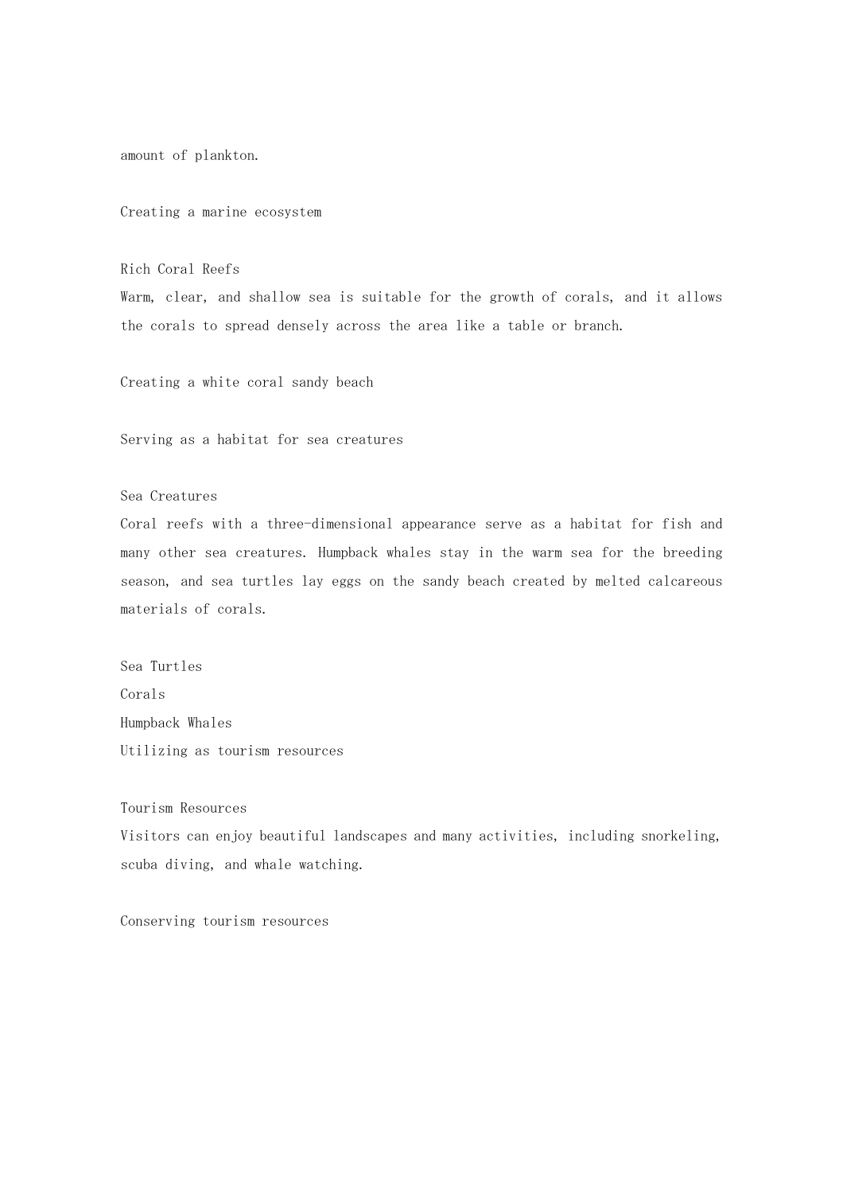amount of plankton.

Creating a marine ecosystem

## Rich Coral Reefs

Warm, clear, and shallow sea is suitable for the growth of corals, and it allows the corals to spread densely across the area like a table or branch.

Creating a white coral sandy beach

Serving as a habitat for sea creatures

## Sea Creatures

Coral reefs with a three-dimensional appearance serve as a habitat for fish and many other sea creatures. Humpback whales stay in the warm sea for the breeding season, and sea turtles lay eggs on the sandy beach created by melted calcareous materials of corals.

Sea Turtles

Corals

Humpback Whales

Utilizing as tourism resources

## Tourism Resources

Visitors can enjoy beautiful landscapes and many activities, including snorkeling, scuba diving, and whale watching.

Conserving tourism resources